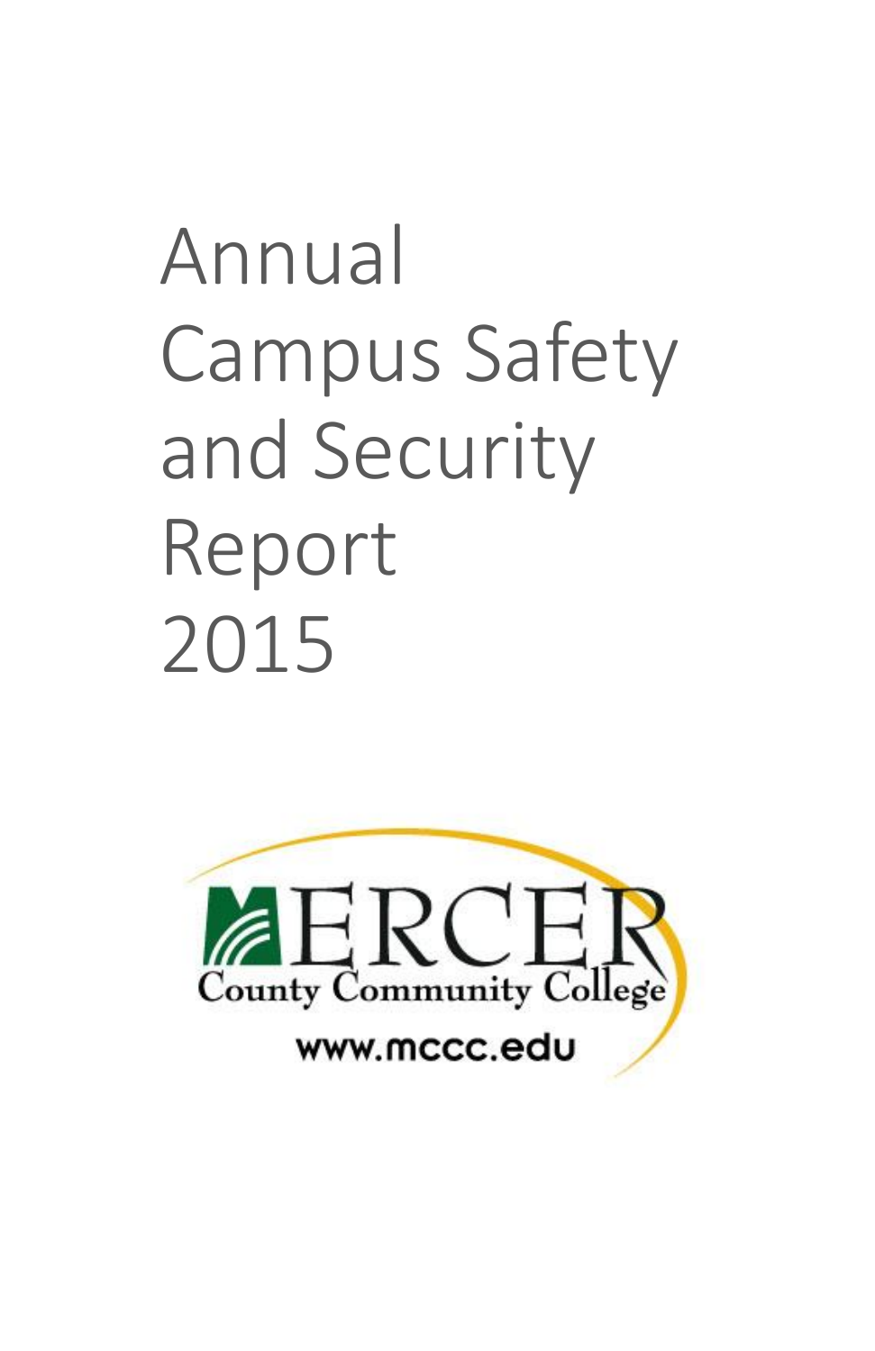# Annual Campus Safety and Security Report 2015

MERCER County Community College

www.mccc.edu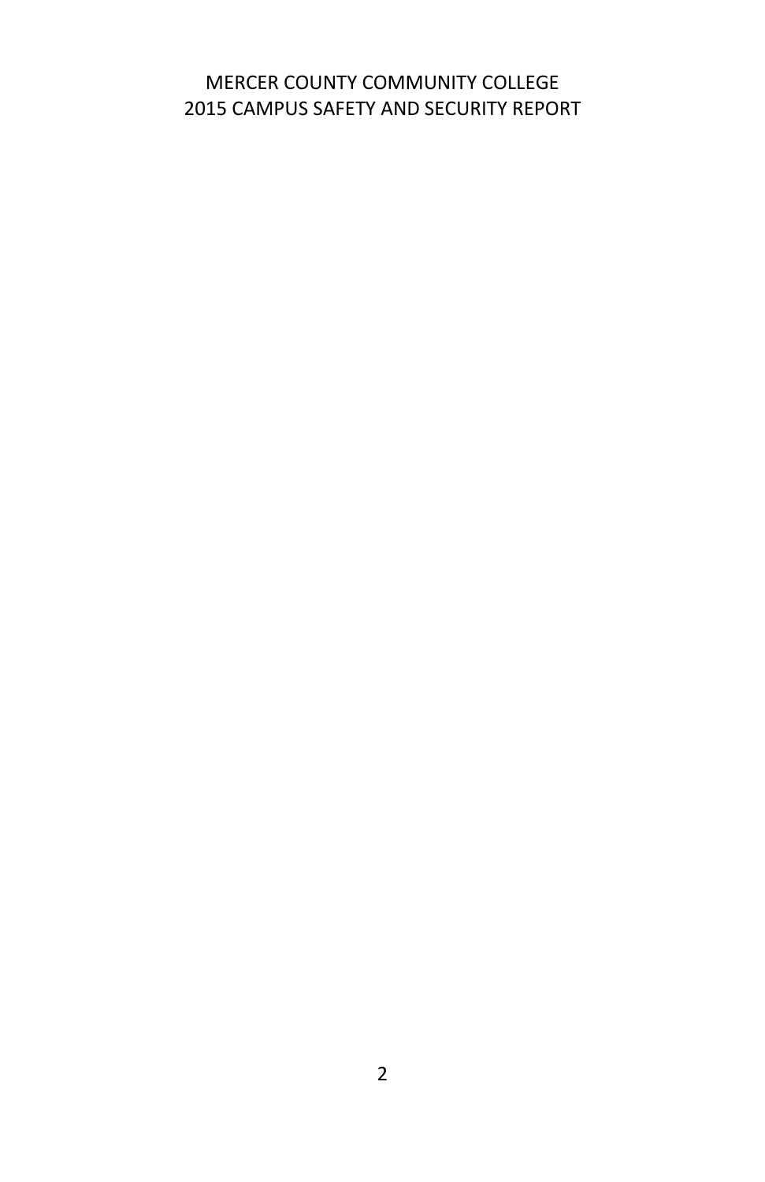MERCER COUNTY COMMUNITY COLLEGE
2015 CAMPUS SAFETY AND SECURITY REPORT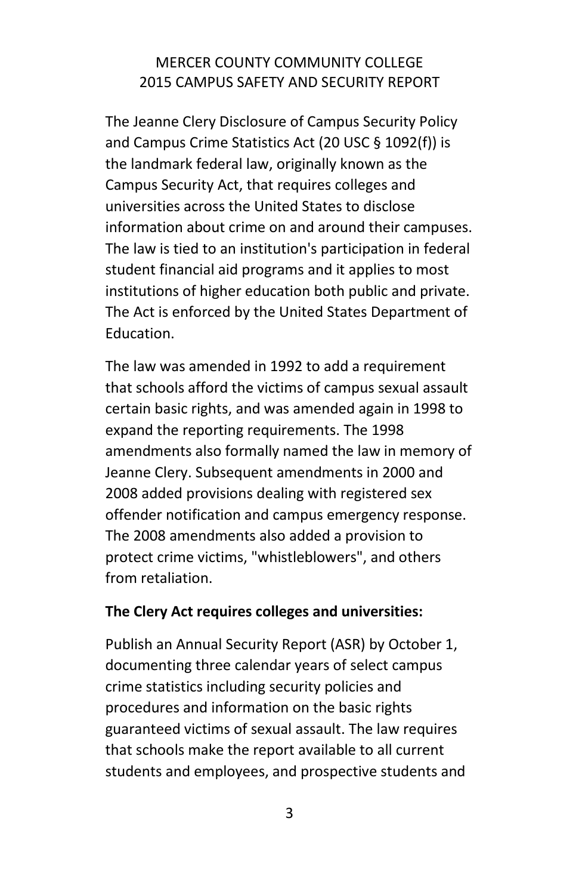MERCER COUNTY COMMUNITY COLLEGE
2015 CAMPUS SAFETY AND SECURITY REPORT

The Jeanne Clery Disclosure of Campus Security Policy and Campus Crime Statistics Act (20 USC § 1092(f)) is the landmark federal law, originally known as the Campus Security Act, that requires colleges and universities across the United States to disclose information about crime on and around their campuses. The law is tied to an institution's participation in federal student financial aid programs and it applies to most institutions of higher education both public and private. The Act is enforced by the United States Department of Education.

The law was amended in 1992 to add a requirement that schools afford the victims of campus sexual assault certain basic rights, and was amended again in 1998 to expand the reporting requirements. The 1998 amendments also formally named the law in memory of Jeanne Clery. Subsequent amendments in 2000 and 2008 added provisions dealing with registered sex offender notification and campus emergency response. The 2008 amendments also added a provision to protect crime victims, "whistleblowers", and others from retaliation.

**The Clery Act requires colleges and universities:**

Publish an Annual Security Report (ASR) by October 1, documenting three calendar years of select campus crime statistics including security policies and procedures and information on the basic rights guaranteed victims of sexual assault. The law requires that schools make the report available to all current students and employees, and prospective students and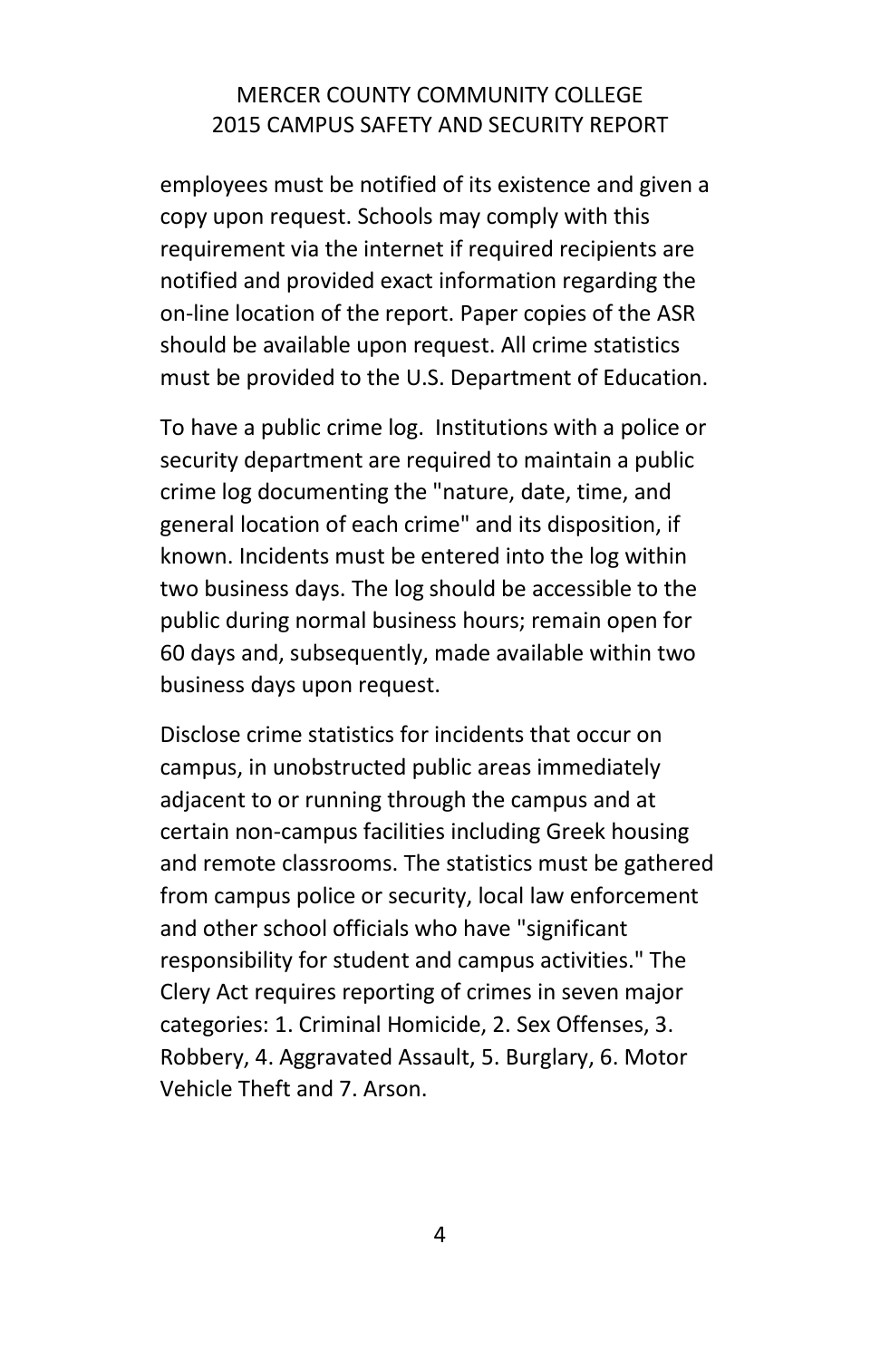employees must be notified of its existence and given a copy upon request. Schools may comply with this requirement via the internet if required recipients are notified and provided exact information regarding the on-line location of the report. Paper copies of the ASR should be available upon request. All crime statistics must be provided to the U.S. Department of Education.

To have a public crime log. Institutions with a police or security department are required to maintain a public crime log documenting the "nature, date, time, and general location of each crime" and its disposition, if known. Incidents must be entered into the log within two business days. The log should be accessible to the public during normal business hours; remain open for 60 days and, subsequently, made available within two business days upon request.

Disclose crime statistics for incidents that occur on campus, in unobstructed public areas immediately adjacent to or running through the campus and at certain non-campus facilities including Greek housing and remote classrooms. The statistics must be gathered from campus police or security, local law enforcement and other school officials who have "significant responsibility for student and campus activities." The Clery Act requires reporting of crimes in seven major categories: 1. Criminal Homicide, 2. Sex Offenses, 3. Robbery, 4. Aggravated Assault, 5. Burglary, 6. Motor Vehicle Theft and 7. Arson.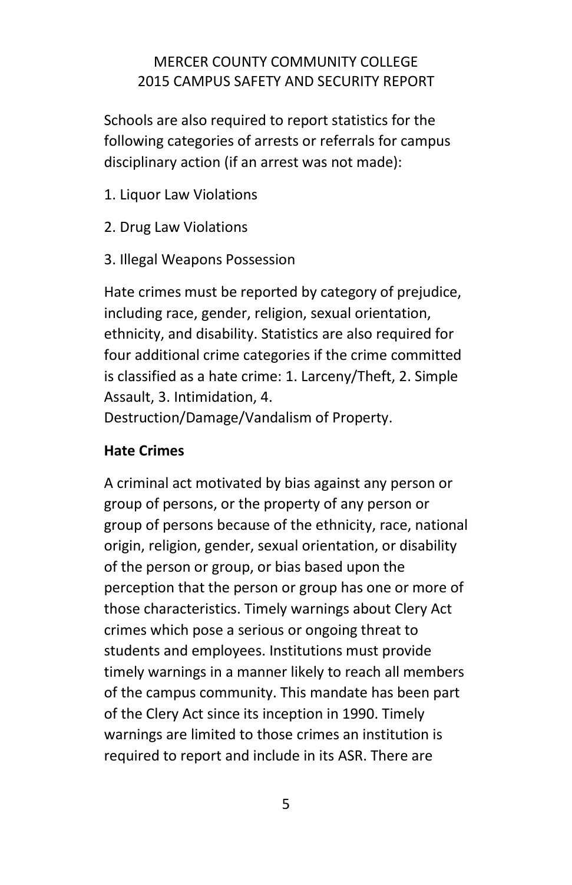Schools are also required to report statistics for the following categories of arrests or referrals for campus disciplinary action (if an arrest was not made):

1. Liquor Law Violations
2. Drug Law Violations
3. Illegal Weapons Possession

Hate crimes must be reported by category of prejudice, including race, gender, religion, sexual orientation, ethnicity, and disability. Statistics are also required for four additional crime categories if the crime committed is classified as a hate crime: 1. Larceny/Theft, 2. Simple Assault, 3. Intimidation, 4. Destruction/Damage/Vandalism of Property.

**Hate Crimes**

A criminal act motivated by bias against any person or group of persons, or the property of any person or group of persons because of the ethnicity, race, national origin, religion, gender, sexual orientation, or disability of the person or group, or bias based upon the perception that the person or group has one or more of those characteristics. Timely warnings about Clery Act crimes which pose a serious or ongoing threat to students and employees. Institutions must provide timely warnings in a manner likely to reach all members of the campus community. This mandate has been part of the Clery Act since its inception in 1990. Timely warnings are limited to those crimes an institution is required to report and include in its ASR. There are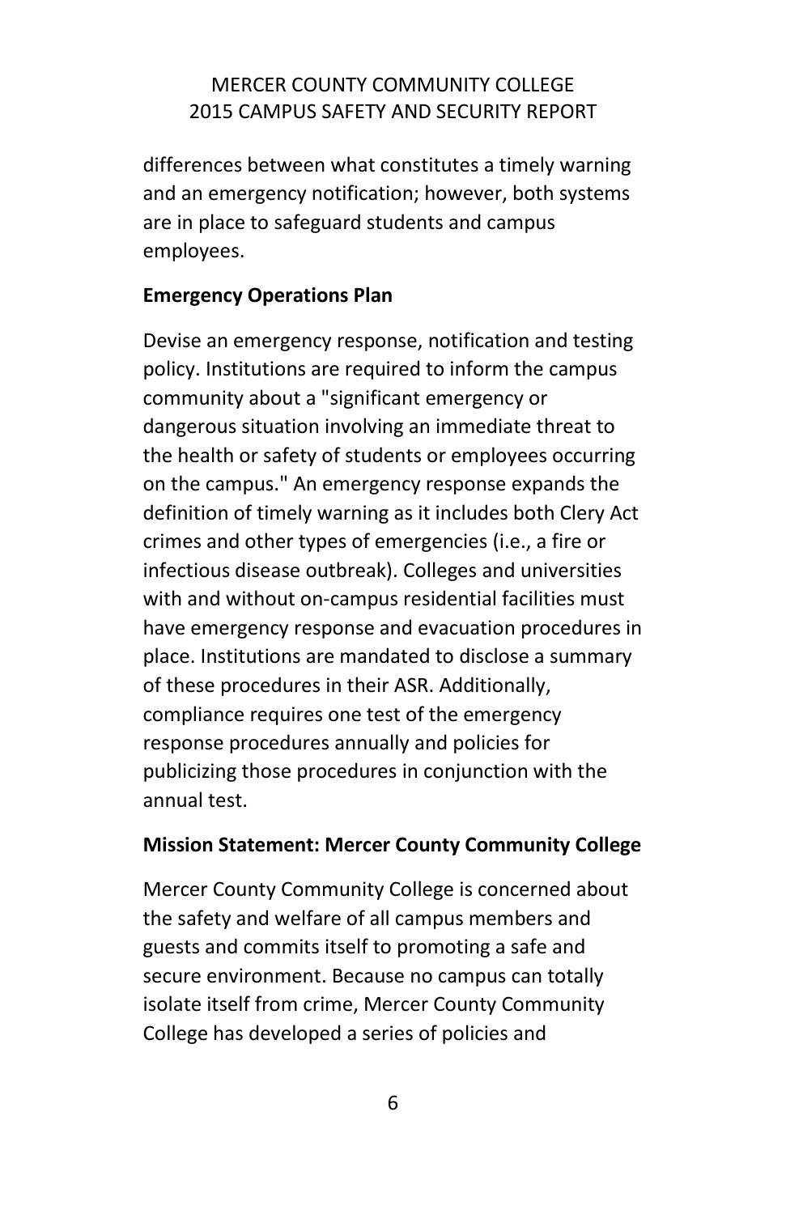differences between what constitutes a timely warning and an emergency notification; however, both systems are in place to safeguard students and campus employees.

**Emergency Operations Plan**

Devise an emergency response, notification and testing policy. Institutions are required to inform the campus community about a "significant emergency or dangerous situation involving an immediate threat to the health or safety of students or employees occurring on the campus." An emergency response expands the definition of timely warning as it includes both Clery Act crimes and other types of emergencies (i.e., a fire or infectious disease outbreak). Colleges and universities with and without on-campus residential facilities must have emergency response and evacuation procedures in place. Institutions are mandated to disclose a summary of these procedures in their ASR. Additionally, compliance requires one test of the emergency response procedures annually and policies for publicizing those procedures in conjunction with the annual test.

**Mission Statement: Mercer County Community College**

Mercer County Community College is concerned about the safety and welfare of all campus members and guests and commits itself to promoting a safe and secure environment. Because no campus can totally isolate itself from crime, Mercer County Community College has developed a series of policies and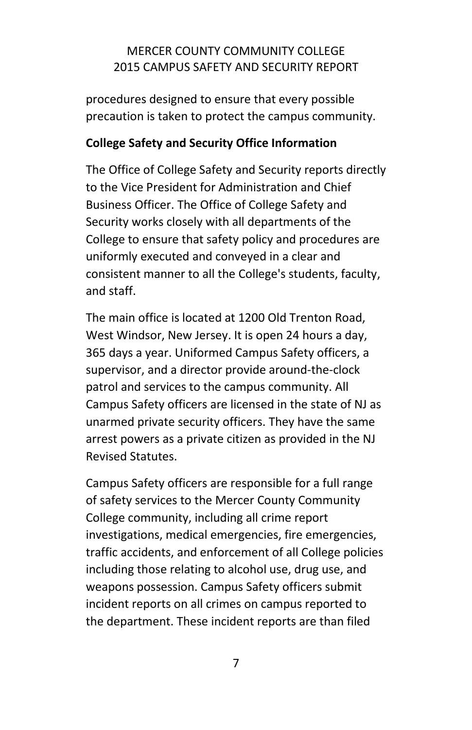procedures designed to ensure that every possible precaution is taken to protect the campus community.

**College Safety and Security Office Information**

The Office of College Safety and Security reports directly to the Vice President for Administration and Chief Business Officer. The Office of College Safety and Security works closely with all departments of the College to ensure that safety policy and procedures are uniformly executed and conveyed in a clear and consistent manner to all the College's students, faculty, and staff.

The main office is located at 1200 Old Trenton Road, West Windsor, New Jersey. It is open 24 hours a day, 365 days a year. Uniformed Campus Safety officers, a supervisor, and a director provide around-the-clock patrol and services to the campus community. All Campus Safety officers are licensed in the state of NJ as unarmed private security officers. They have the same arrest powers as a private citizen as provided in the NJ Revised Statutes.

Campus Safety officers are responsible for a full range of safety services to the Mercer County Community College community, including all crime report investigations, medical emergencies, fire emergencies, traffic accidents, and enforcement of all College policies including those relating to alcohol use, drug use, and weapons possession. Campus Safety officers submit incident reports on all crimes on campus reported to the department. These incident reports are than filed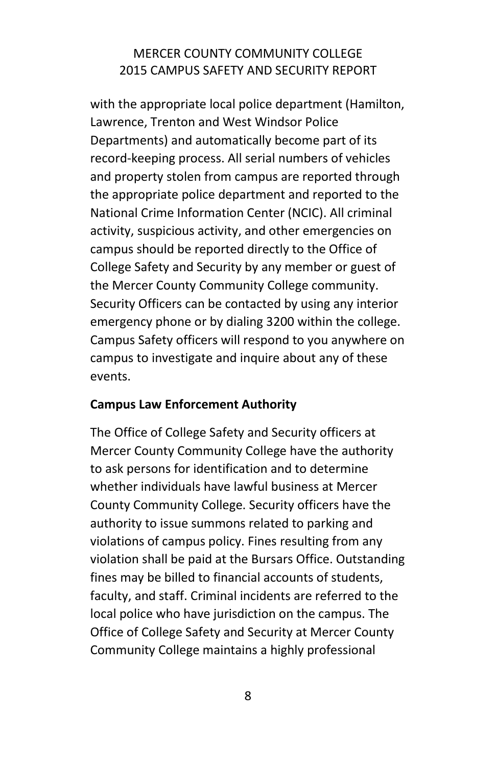with the appropriate local police department (Hamilton, Lawrence, Trenton and West Windsor Police Departments) and automatically become part of its record-keeping process. All serial numbers of vehicles and property stolen from campus are reported through the appropriate police department and reported to the National Crime Information Center (NCIC). All criminal activity, suspicious activity, and other emergencies on campus should be reported directly to the Office of College Safety and Security by any member or guest of the Mercer County Community College community. Security Officers can be contacted by using any interior emergency phone or by dialing 3200 within the college. Campus Safety officers will respond to you anywhere on campus to investigate and inquire about any of these events.

**Campus Law Enforcement Authority**

The Office of College Safety and Security officers at Mercer County Community College have the authority to ask persons for identification and to determine whether individuals have lawful business at Mercer County Community College. Security officers have the authority to issue summons related to parking and violations of campus policy. Fines resulting from any violation shall be paid at the Bursars Office. Outstanding fines may be billed to financial accounts of students, faculty, and staff. Criminal incidents are referred to the local police who have jurisdiction on the campus. The Office of College Safety and Security at Mercer County Community College maintains a highly professional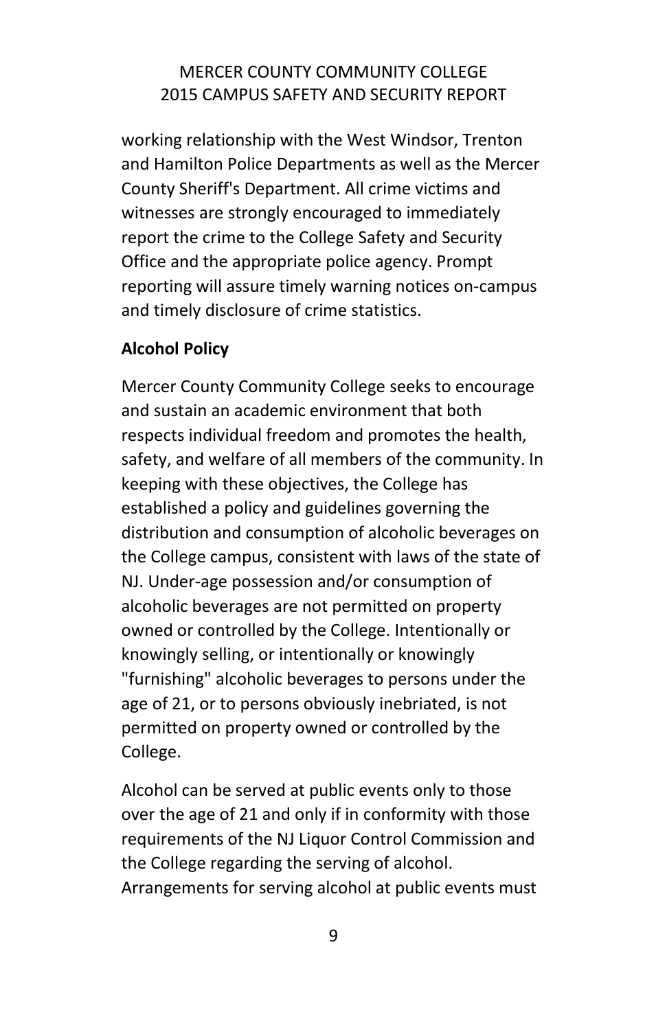working relationship with the West Windsor, Trenton and Hamilton Police Departments as well as the Mercer County Sheriff's Department. All crime victims and witnesses are strongly encouraged to immediately report the crime to the College Safety and Security Office and the appropriate police agency. Prompt reporting will assure timely warning notices on-campus and timely disclosure of crime statistics.

**Alcohol Policy**

Mercer County Community College seeks to encourage and sustain an academic environment that both respects individual freedom and promotes the health, safety, and welfare of all members of the community. In keeping with these objectives, the College has established a policy and guidelines governing the distribution and consumption of alcoholic beverages on the College campus, consistent with laws of the state of NJ. Under-age possession and/or consumption of alcoholic beverages are not permitted on property owned or controlled by the College. Intentionally or knowingly selling, or intentionally or knowingly "furnishing" alcoholic beverages to persons under the age of 21, or to persons obviously inebriated, is not permitted on property owned or controlled by the College.

Alcohol can be served at public events only to those over the age of 21 and only if in conformity with those requirements of the NJ Liquor Control Commission and the College regarding the serving of alcohol. Arrangements for serving alcohol at public events must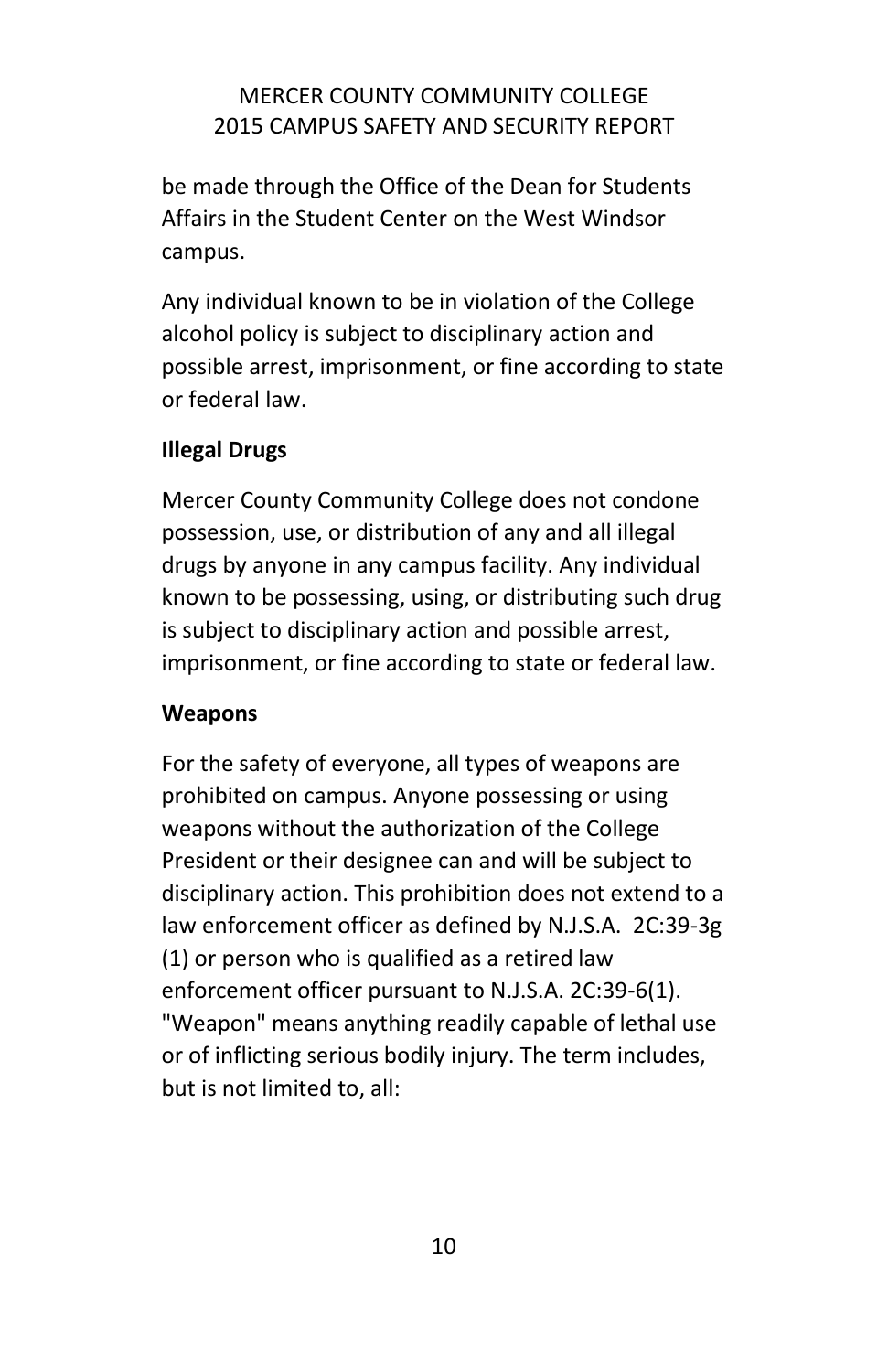be made through the Office of the Dean for Students Affairs in the Student Center on the West Windsor campus.

Any individual known to be in violation of the College alcohol policy is subject to disciplinary action and possible arrest, imprisonment, or fine according to state or federal law.

**Illegal Drugs**

Mercer County Community College does not condone possession, use, or distribution of any and all illegal drugs by anyone in any campus facility. Any individual known to be possessing, using, or distributing such drug is subject to disciplinary action and possible arrest, imprisonment, or fine according to state or federal law.

**Weapons**

For the safety of everyone, all types of weapons are prohibited on campus. Anyone possessing or using weapons without the authorization of the College President or their designee can and will be subject to disciplinary action. This prohibition does not extend to a law enforcement officer as defined by N.J.S.A. 2C:39-3g (1) or person who is qualified as a retired law enforcement officer pursuant to N.J.S.A. 2C:39-6(1). "Weapon" means anything readily capable of lethal use or of inflicting serious bodily injury. The term includes, but is not limited to, all: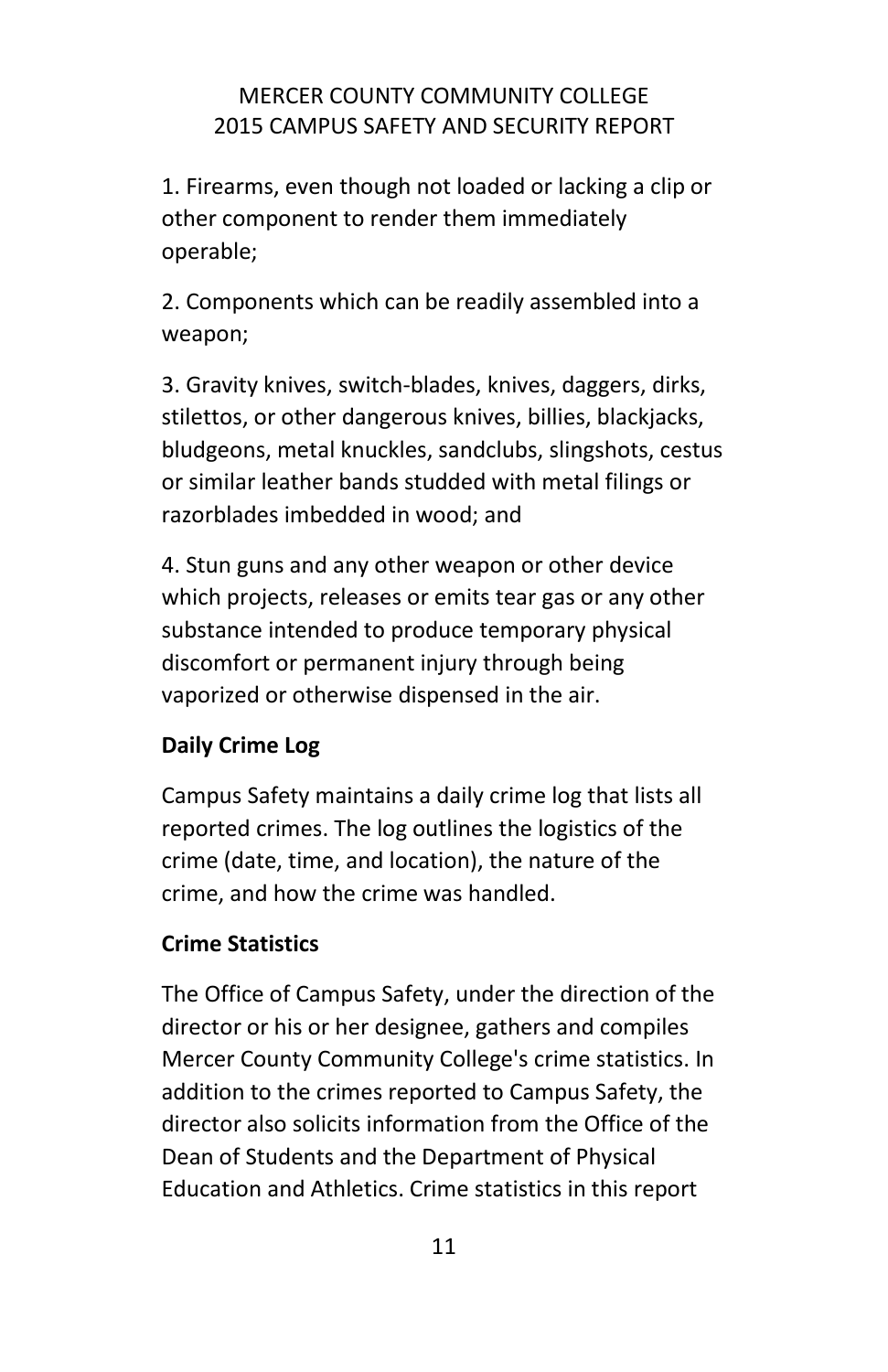1. Firearms, even though not loaded or lacking a clip or other component to render them immediately operable;

2. Components which can be readily assembled into a weapon;

3. Gravity knives, switch-blades, knives, daggers, dirks, stilettos, or other dangerous knives, billies, blackjacks, bludgeons, metal knuckles, sandclubs, slingshots, cestus or similar leather bands studded with metal filings or razorblades imbedded in wood; and

4. Stun guns and any other weapon or other device which projects, releases or emits tear gas or any other substance intended to produce temporary physical discomfort or permanent injury through being vaporized or otherwise dispensed in the air.

**Daily Crime Log**

Campus Safety maintains a daily crime log that lists all reported crimes. The log outlines the logistics of the crime (date, time, and location), the nature of the crime, and how the crime was handled.

**Crime Statistics**

The Office of Campus Safety, under the direction of the director or his or her designee, gathers and compiles Mercer County Community College's crime statistics. In addition to the crimes reported to Campus Safety, the director also solicits information from the Office of the Dean of Students and the Department of Physical Education and Athletics. Crime statistics in this report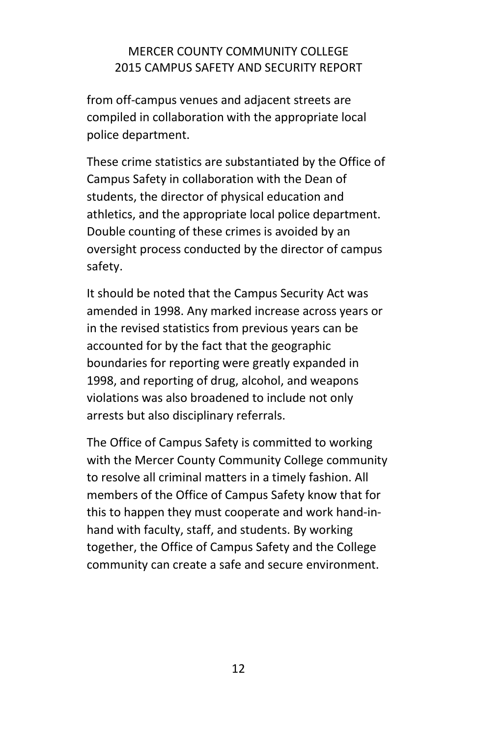from off-campus venues and adjacent streets are compiled in collaboration with the appropriate local police department.

These crime statistics are substantiated by the Office of Campus Safety in collaboration with the Dean of students, the director of physical education and athletics, and the appropriate local police department. Double counting of these crimes is avoided by an oversight process conducted by the director of campus safety.

It should be noted that the Campus Security Act was amended in 1998. Any marked increase across years or in the revised statistics from previous years can be accounted for by the fact that the geographic boundaries for reporting were greatly expanded in 1998, and reporting of drug, alcohol, and weapons violations was also broadened to include not only arrests but also disciplinary referrals.

The Office of Campus Safety is committed to working with the Mercer County Community College community to resolve all criminal matters in a timely fashion. All members of the Office of Campus Safety know that for this to happen they must cooperate and work hand-in-hand with faculty, staff, and students. By working together, the Office of Campus Safety and the College community can create a safe and secure environment.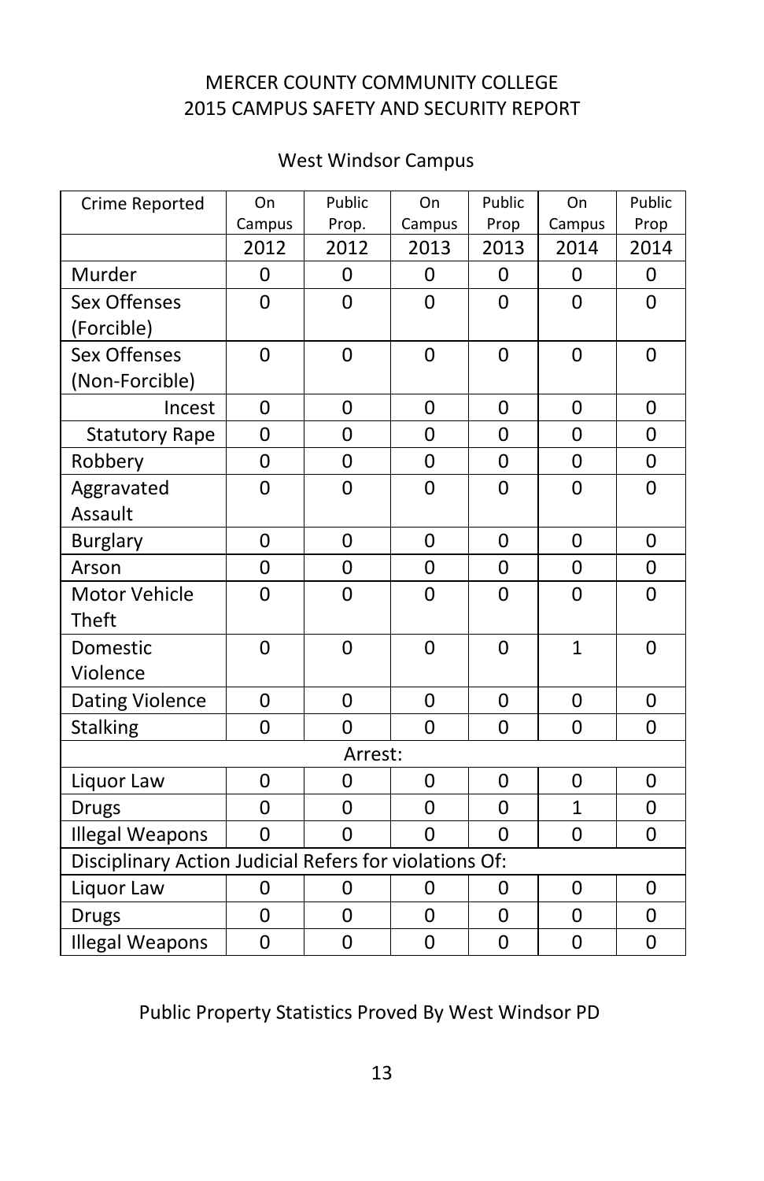MERCER COUNTY COMMUNITY COLLEGE
2015 CAMPUS SAFETY AND SECURITY REPORT

West Windsor Campus

| Crime Reported | On Campus | Public Prop. | On Campus | Public Prop | On Campus | Public Prop |
|---|---|---|---|---|---|---|
| | 2012 | 2012 | 2013 | 2013 | 2014 | 2014 |
| Murder | 0 | 0 | 0 | 0 | 0 | 0 |
| Sex Offenses (Forcible) | 0 | 0 | 0 | 0 | 0 | 0 |
| Sex Offenses (Non-Forcible) | 0 | 0 | 0 | 0 | 0 | 0 |
| Incest | 0 | 0 | 0 | 0 | 0 | 0 |
| Statutory Rape | 0 | 0 | 0 | 0 | 0 | 0 |
| Robbery | 0 | 0 | 0 | 0 | 0 | 0 |
| Aggravated Assault | 0 | 0 | 0 | 0 | 0 | 0 |
| Burglary | 0 | 0 | 0 | 0 | 0 | 0 |
| Arson | 0 | 0 | 0 | 0 | 0 | 0 |
| Motor Vehicle Theft | 0 | 0 | 0 | 0 | 0 | 0 |
| Domestic Violence | 0 | 0 | 0 | 0 | 1 | 0 |
| Dating Violence | 0 | 0 | 0 | 0 | 0 | 0 |
| Stalking | 0 | 0 | 0 | 0 | 0 | 0 |
| Arrest: | | | | | | |
| Liquor Law | 0 | 0 | 0 | 0 | 0 | 0 |
| Drugs | 0 | 0 | 0 | 0 | 1 | 0 |
| Illegal Weapons | 0 | 0 | 0 | 0 | 0 | 0 |
| Disciplinary Action Judicial Refers for violations Of: | | | | | | |
| Liquor Law | 0 | 0 | 0 | 0 | 0 | 0 |
| Drugs | 0 | 0 | 0 | 0 | 0 | 0 |
| Illegal Weapons | 0 | 0 | 0 | 0 | 0 | 0 |

Public Property Statistics Proved By West Windsor PD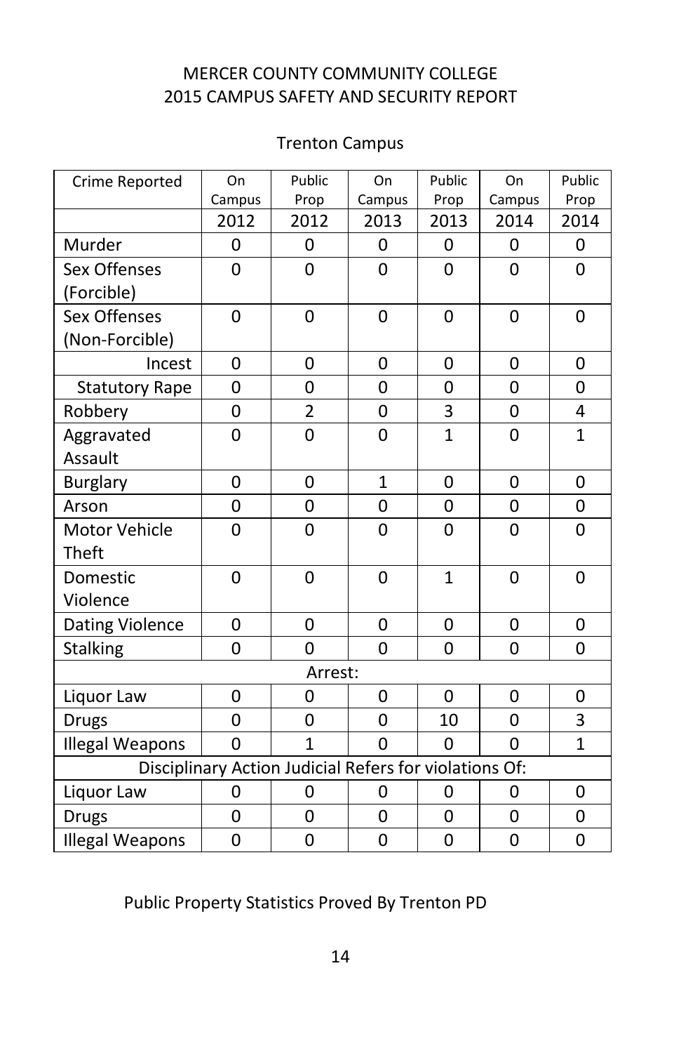MERCER COUNTY COMMUNITY COLLEGE
2015 CAMPUS SAFETY AND SECURITY REPORT

Trenton Campus

| Crime Reported | On Campus | Public Prop | On Campus | Public Prop | On Campus | Public Prop |
|---|---|---|---|---|---|---|
| | 2012 | 2012 | 2013 | 2013 | 2014 | 2014 |
| Murder | 0 | 0 | 0 | 0 | 0 | 0 |
| Sex Offenses (Forcible) | 0 | 0 | 0 | 0 | 0 | 0 |
| Sex Offenses (Non-Forcible) | 0 | 0 | 0 | 0 | 0 | 0 |
| Incest | 0 | 0 | 0 | 0 | 0 | 0 |
| Statutory Rape | 0 | 0 | 0 | 0 | 0 | 0 |
| Robbery | 0 | 2 | 0 | 3 | 0 | 4 |
| Aggravated Assault | 0 | 0 | 0 | 1 | 0 | 1 |
| Burglary | 0 | 0 | 1 | 0 | 0 | 0 |
| Arson | 0 | 0 | 0 | 0 | 0 | 0 |
| Motor Vehicle Theft | 0 | 0 | 0 | 0 | 0 | 0 |
| Domestic Violence | 0 | 0 | 0 | 1 | 0 | 0 |
| Dating Violence | 0 | 0 | 0 | 0 | 0 | 0 |
| Stalking | 0 | 0 | 0 | 0 | 0 | 0 |
| Arrest: | | | | | | |
| Liquor Law | 0 | 0 | 0 | 0 | 0 | 0 |
| Drugs | 0 | 0 | 0 | 10 | 0 | 3 |
| Illegal Weapons | 0 | 1 | 0 | 0 | 0 | 1 |
| Disciplinary Action Judicial Refers for violations Of: | | | | | | |
| Liquor Law | 0 | 0 | 0 | 0 | 0 | 0 |
| Drugs | 0 | 0 | 0 | 0 | 0 | 0 |
| Illegal Weapons | 0 | 0 | 0 | 0 | 0 | 0 |

Public Property Statistics Proved By Trenton PD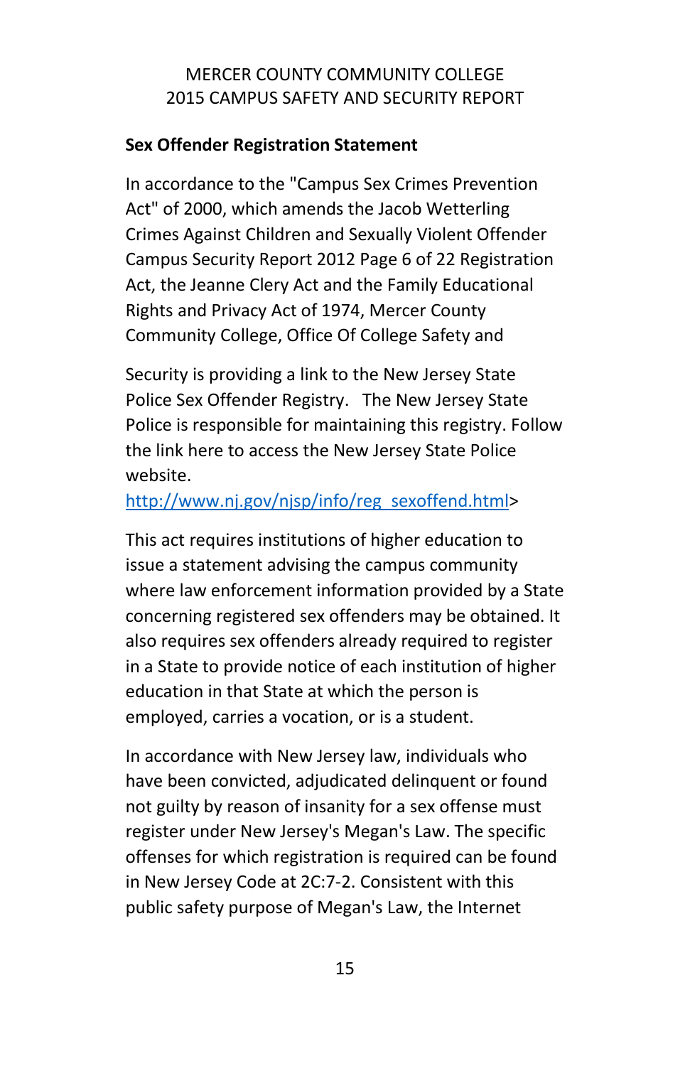MERCER COUNTY COMMUNITY COLLEGE
2015 CAMPUS SAFETY AND SECURITY REPORT

**Sex Offender Registration Statement**

In accordance to the "Campus Sex Crimes Prevention Act" of 2000, which amends the Jacob Wetterling Crimes Against Children and Sexually Violent Offender Campus Security Report 2012 Page 6 of 22 Registration Act, the Jeanne Clery Act and the Family Educational Rights and Privacy Act of 1974, Mercer County Community College, Office Of College Safety and

Security is providing a link to the New Jersey State Police Sex Offender Registry. The New Jersey State Police is responsible for maintaining this registry. Follow the link here to access the New Jersey State Police website.
http://www.nj.gov/njsp/info/reg_sexoffend.html>

This act requires institutions of higher education to issue a statement advising the campus community where law enforcement information provided by a State concerning registered sex offenders may be obtained. It also requires sex offenders already required to register in a State to provide notice of each institution of higher education in that State at which the person is employed, carries a vocation, or is a student.

In accordance with New Jersey law, individuals who have been convicted, adjudicated delinquent or found not guilty by reason of insanity for a sex offense must register under New Jersey's Megan's Law. The specific offenses for which registration is required can be found in New Jersey Code at 2C:7-2. Consistent with this public safety purpose of Megan's Law, the Internet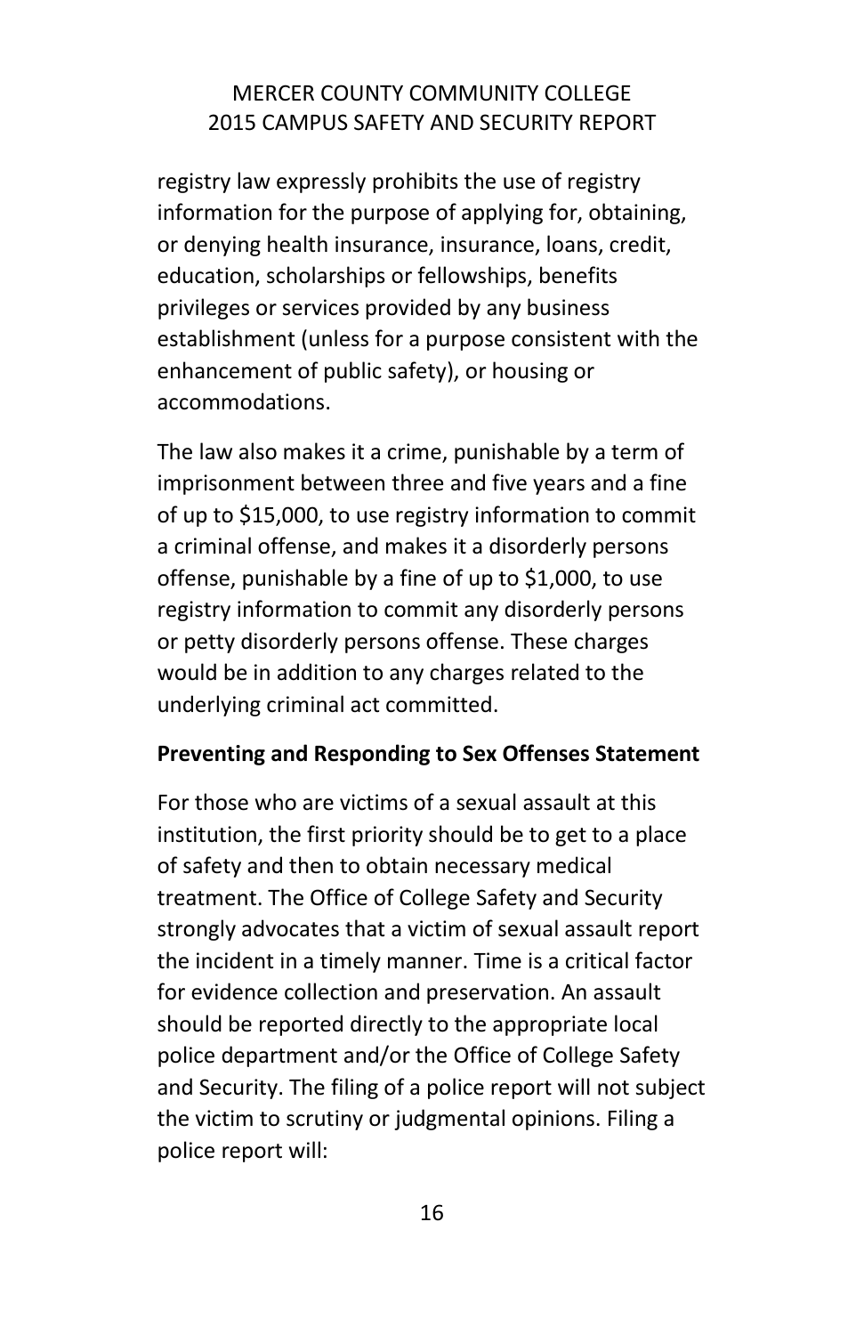registry law expressly prohibits the use of registry information for the purpose of applying for, obtaining, or denying health insurance, insurance, loans, credit, education, scholarships or fellowships, benefits privileges or services provided by any business establishment (unless for a purpose consistent with the enhancement of public safety), or housing or accommodations.

The law also makes it a crime, punishable by a term of imprisonment between three and five years and a fine of up to $15,000, to use registry information to commit a criminal offense, and makes it a disorderly persons offense, punishable by a fine of up to $1,000, to use registry information to commit any disorderly persons or petty disorderly persons offense. These charges would be in addition to any charges related to the underlying criminal act committed.

**Preventing and Responding to Sex Offenses Statement**

For those who are victims of a sexual assault at this institution, the first priority should be to get to a place of safety and then to obtain necessary medical treatment. The Office of College Safety and Security strongly advocates that a victim of sexual assault report the incident in a timely manner. Time is a critical factor for evidence collection and preservation. An assault should be reported directly to the appropriate local police department and/or the Office of College Safety and Security. The filing of a police report will not subject the victim to scrutiny or judgmental opinions. Filing a police report will: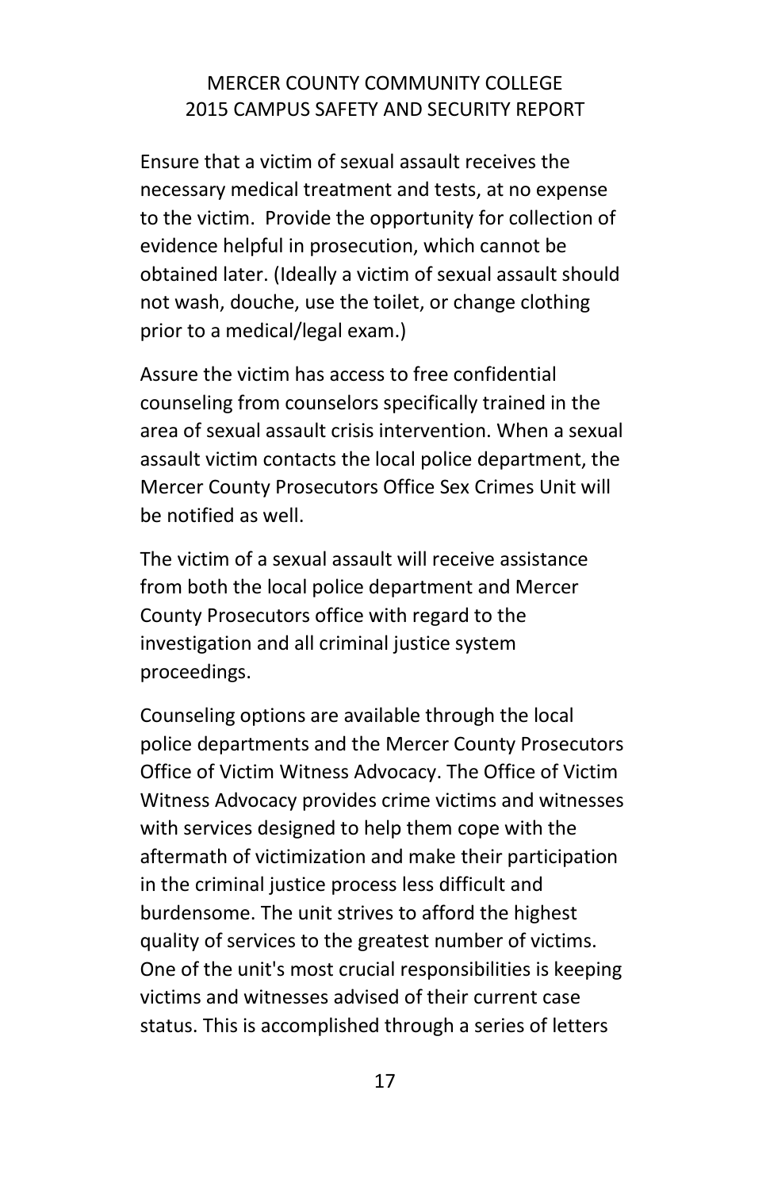Ensure that a victim of sexual assault receives the necessary medical treatment and tests, at no expense to the victim.  Provide the opportunity for collection of evidence helpful in prosecution, which cannot be obtained later. (Ideally a victim of sexual assault should not wash, douche, use the toilet, or change clothing prior to a medical/legal exam.)

Assure the victim has access to free confidential counseling from counselors specifically trained in the area of sexual assault crisis intervention. When a sexual assault victim contacts the local police department, the Mercer County Prosecutors Office Sex Crimes Unit will be notified as well.

The victim of a sexual assault will receive assistance from both the local police department and Mercer County Prosecutors office with regard to the investigation and all criminal justice system proceedings.

Counseling options are available through the local police departments and the Mercer County Prosecutors Office of Victim Witness Advocacy. The Office of Victim Witness Advocacy provides crime victims and witnesses with services designed to help them cope with the aftermath of victimization and make their participation in the criminal justice process less difficult and burdensome. The unit strives to afford the highest quality of services to the greatest number of victims. One of the unit's most crucial responsibilities is keeping victims and witnesses advised of their current case status. This is accomplished through a series of letters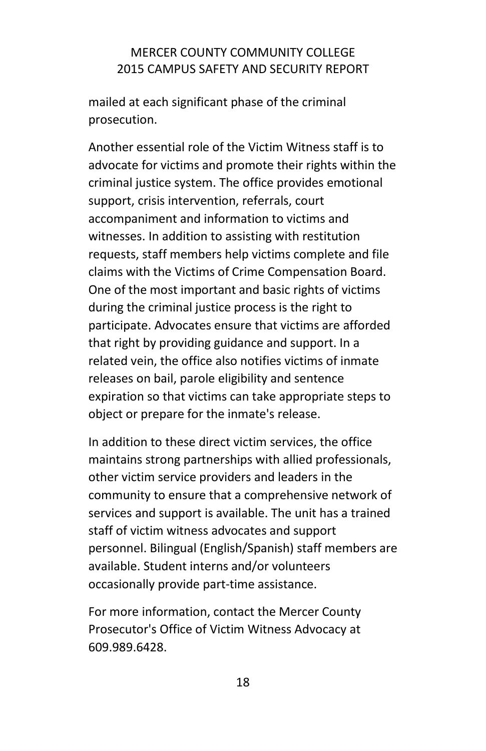mailed at each significant phase of the criminal prosecution.

Another essential role of the Victim Witness staff is to advocate for victims and promote their rights within the criminal justice system. The office provides emotional support, crisis intervention, referrals, court accompaniment and information to victims and witnesses. In addition to assisting with restitution requests, staff members help victims complete and file claims with the Victims of Crime Compensation Board. One of the most important and basic rights of victims during the criminal justice process is the right to participate. Advocates ensure that victims are afforded that right by providing guidance and support. In a related vein, the office also notifies victims of inmate releases on bail, parole eligibility and sentence expiration so that victims can take appropriate steps to object or prepare for the inmate's release.

In addition to these direct victim services, the office maintains strong partnerships with allied professionals, other victim service providers and leaders in the community to ensure that a comprehensive network of services and support is available. The unit has a trained staff of victim witness advocates and support personnel. Bilingual (English/Spanish) staff members are available. Student interns and/or volunteers occasionally provide part-time assistance.

For more information, contact the Mercer County Prosecutor's Office of Victim Witness Advocacy at 609.989.6428.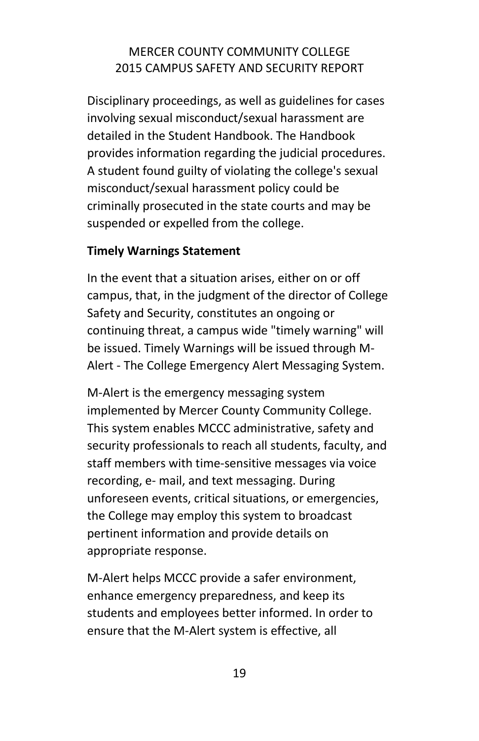Disciplinary proceedings, as well as guidelines for cases involving sexual misconduct/sexual harassment are detailed in the Student Handbook. The Handbook provides information regarding the judicial procedures. A student found guilty of violating the college's sexual misconduct/sexual harassment policy could be criminally prosecuted in the state courts and may be suspended or expelled from the college.

**Timely Warnings Statement**

In the event that a situation arises, either on or off campus, that, in the judgment of the director of College Safety and Security, constitutes an ongoing or continuing threat, a campus wide "timely warning" will be issued. Timely Warnings will be issued through M-Alert - The College Emergency Alert Messaging System.

M-Alert is the emergency messaging system implemented by Mercer County Community College. This system enables MCCC administrative, safety and security professionals to reach all students, faculty, and staff members with time-sensitive messages via voice recording, e- mail, and text messaging. During unforeseen events, critical situations, or emergencies, the College may employ this system to broadcast pertinent information and provide details on appropriate response.

M-Alert helps MCCC provide a safer environment, enhance emergency preparedness, and keep its students and employees better informed. In order to ensure that the M-Alert system is effective, all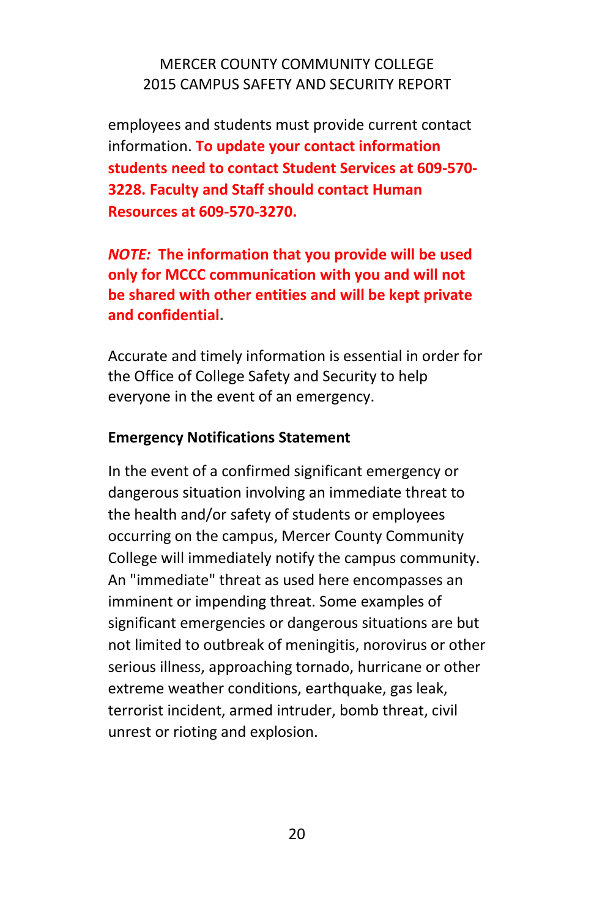employees and students must provide current contact information. **To update your contact information students need to contact Student Services at 609-570-3228. Faculty and Staff should contact Human Resources at 609-570-3270.**

***NOTE:*** **The information that you provide will be used only for MCCC communication with you and will not be shared with other entities and will be kept private and confidential.**

Accurate and timely information is essential in order for the Office of College Safety and Security to help everyone in the event of an emergency.

**Emergency Notifications Statement**

In the event of a confirmed significant emergency or dangerous situation involving an immediate threat to the health and/or safety of students or employees occurring on the campus, Mercer County Community College will immediately notify the campus community. An "immediate" threat as used here encompasses an imminent or impending threat. Some examples of significant emergencies or dangerous situations are but not limited to outbreak of meningitis, norovirus or other serious illness, approaching tornado, hurricane or other extreme weather conditions, earthquake, gas leak, terrorist incident, armed intruder, bomb threat, civil unrest or rioting and explosion.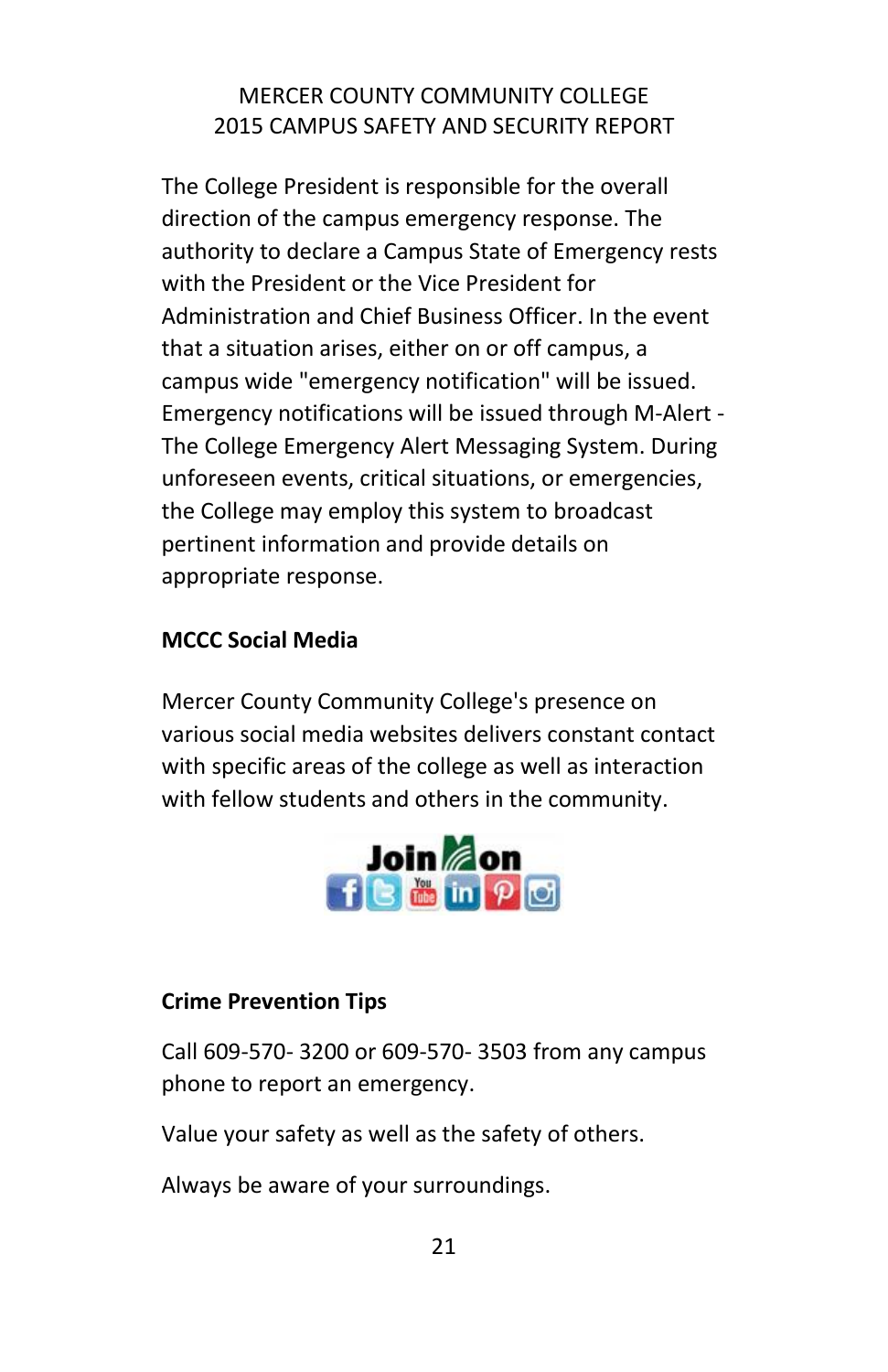The College President is responsible for the overall direction of the campus emergency response. The authority to declare a Campus State of Emergency rests with the President or the Vice President for Administration and Chief Business Officer. In the event that a situation arises, either on or off campus, a campus wide "emergency notification" will be issued. Emergency notifications will be issued through M-Alert - The College Emergency Alert Messaging System. During unforeseen events, critical situations, or emergencies, the College may employ this system to broadcast pertinent information and provide details on appropriate response.

**MCCC Social Media**

Mercer County Community College's presence on various social media websites delivers constant contact with specific areas of the college as well as interaction with fellow students and others in the community.

**Crime Prevention Tips**

Call 609-570- 3200 or 609-570- 3503 from any campus phone to report an emergency.

Value your safety as well as the safety of others.

Always be aware of your surroundings.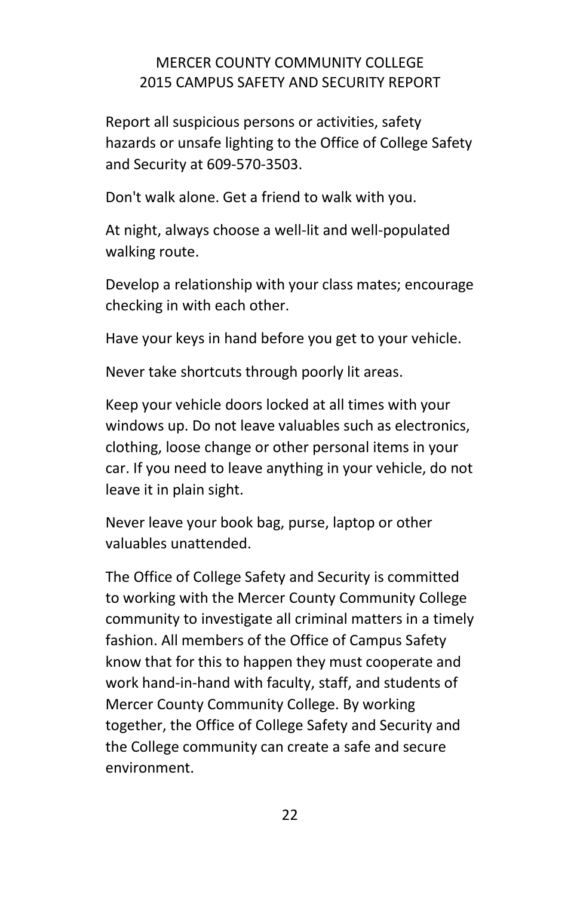Report all suspicious persons or activities, safety hazards or unsafe lighting to the Office of College Safety and Security at 609-570-3503.

Don't walk alone. Get a friend to walk with you.

At night, always choose a well-lit and well-populated walking route.

Develop a relationship with your class mates; encourage checking in with each other.

Have your keys in hand before you get to your vehicle.

Never take shortcuts through poorly lit areas.

Keep your vehicle doors locked at all times with your windows up. Do not leave valuables such as electronics, clothing, loose change or other personal items in your car. If you need to leave anything in your vehicle, do not leave it in plain sight.

Never leave your book bag, purse, laptop or other valuables unattended.

The Office of College Safety and Security is committed to working with the Mercer County Community College community to investigate all criminal matters in a timely fashion. All members of the Office of Campus Safety know that for this to happen they must cooperate and work hand-in-hand with faculty, staff, and students of Mercer County Community College. By working together, the Office of College Safety and Security and the College community can create a safe and secure environment.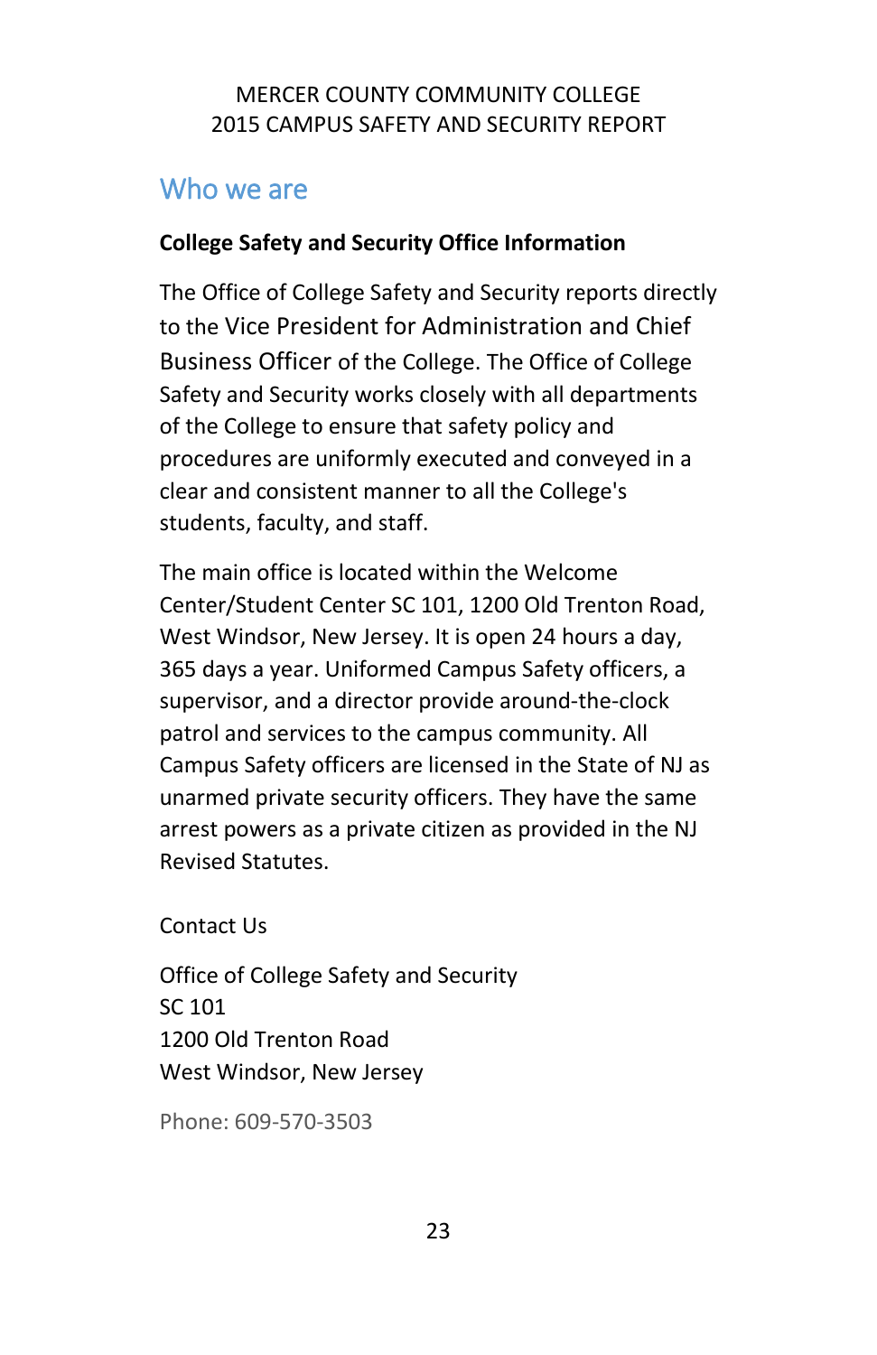## Who we are

**College Safety and Security Office Information**

The Office of College Safety and Security reports directly to the Vice President for Administration and Chief Business Officer of the College. The Office of College Safety and Security works closely with all departments of the College to ensure that safety policy and procedures are uniformly executed and conveyed in a clear and consistent manner to all the College's students, faculty, and staff.

The main office is located within the Welcome Center/Student Center SC 101, 1200 Old Trenton Road, West Windsor, New Jersey. It is open 24 hours a day, 365 days a year. Uniformed Campus Safety officers, a supervisor, and a director provide around-the-clock patrol and services to the campus community. All Campus Safety officers are licensed in the State of NJ as unarmed private security officers. They have the same arrest powers as a private citizen as provided in the NJ Revised Statutes.

Contact Us

Office of College Safety and Security  
SC 101  
1200 Old Trenton Road  
West Windsor, New Jersey

Phone: 609-570-3503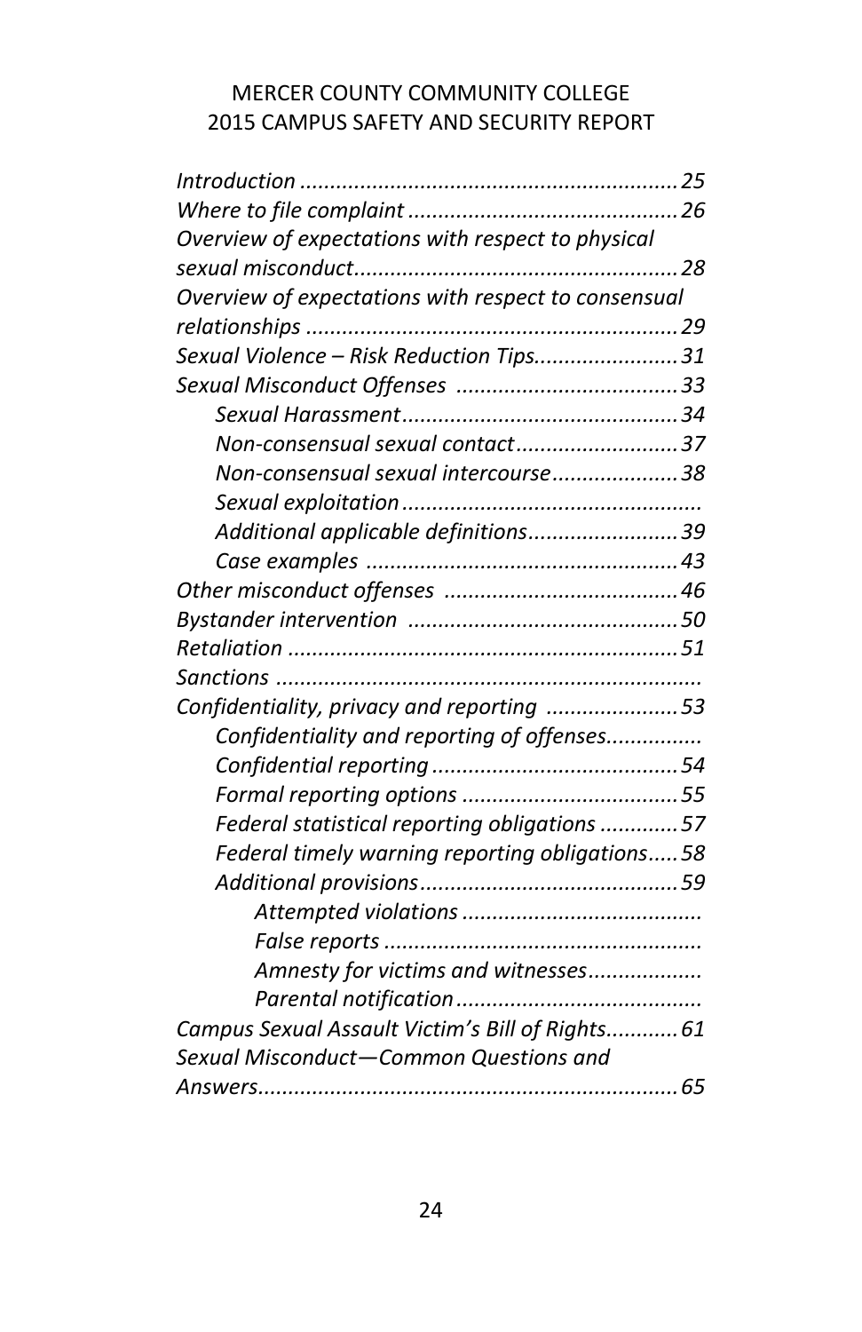# MERCER COUNTY COMMUNITY COLLEGE
# 2015 CAMPUS SAFETY AND SECURITY REPORT

*Introduction* ............................................................ *25*
*Where to file complaint* ............................................ *26*
*Overview of expectations with respect to physical sexual misconduct* ..................................................... *28*
*Overview of expectations with respect to consensual relationships* ............................................................. *29*
*Sexual Violence – Risk Reduction Tips* ....................... *31*
*Sexual Misconduct Offenses* .................................... *33*

- *Sexual Harassment* ............................................. *34*
- *Non-consensual sexual contact* ........................... *37*
- *Non-consensual sexual intercourse* ..................... *38*
- *Sexual exploitation* .................................................
- *Additional applicable definitions* ......................... *39*
- *Case examples* ................................................... *43*

*Other misconduct offenses* ...................................... *46*
*Bystander intervention* ............................................ *50*
*Retaliation* ............................................................... *51*
*Sanctions* ....................................................................
*Confidentiality, privacy and reporting* ...................... *53*

- *Confidentiality and reporting of offenses* ................
- *Confidential reporting* ......................................... *54*
- *Formal reporting options* .................................... *55*
- *Federal statistical reporting obligations* ............. *57*
- *Federal timely warning reporting obligations* ..... *58*
- *Additional provisions* .......................................... *59*
  - *Attempted violations* .......................................
  - *False reports* ....................................................
  - *Amnesty for victims and witnesses* ...................
  - *Parental notification* .........................................

*Campus Sexual Assault Victim's Bill of Rights* ............ *61*
*Sexual Misconduct—Common Questions and Answers* ..................................................................... *65*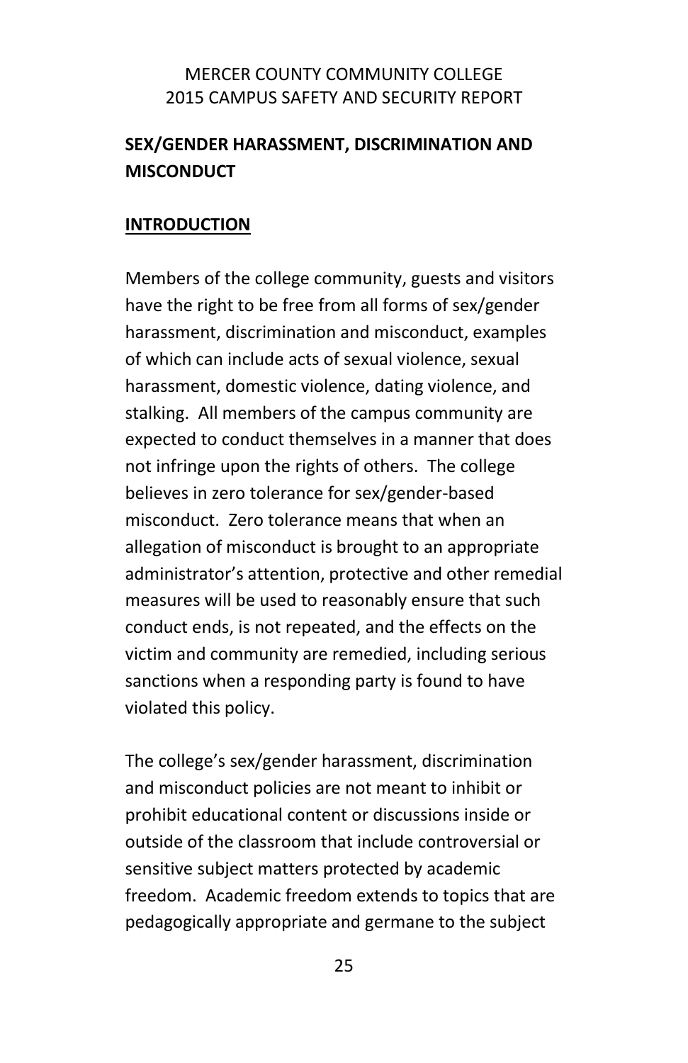## SEX/GENDER HARASSMENT, DISCRIMINATION AND MISCONDUCT

### INTRODUCTION

Members of the college community, guests and visitors have the right to be free from all forms of sex/gender harassment, discrimination and misconduct, examples of which can include acts of sexual violence, sexual harassment, domestic violence, dating violence, and stalking. All members of the campus community are expected to conduct themselves in a manner that does not infringe upon the rights of others. The college believes in zero tolerance for sex/gender-based misconduct. Zero tolerance means that when an allegation of misconduct is brought to an appropriate administrator's attention, protective and other remedial measures will be used to reasonably ensure that such conduct ends, is not repeated, and the effects on the victim and community are remedied, including serious sanctions when a responding party is found to have violated this policy.

The college's sex/gender harassment, discrimination and misconduct policies are not meant to inhibit or prohibit educational content or discussions inside or outside of the classroom that include controversial or sensitive subject matters protected by academic freedom. Academic freedom extends to topics that are pedagogically appropriate and germane to the subject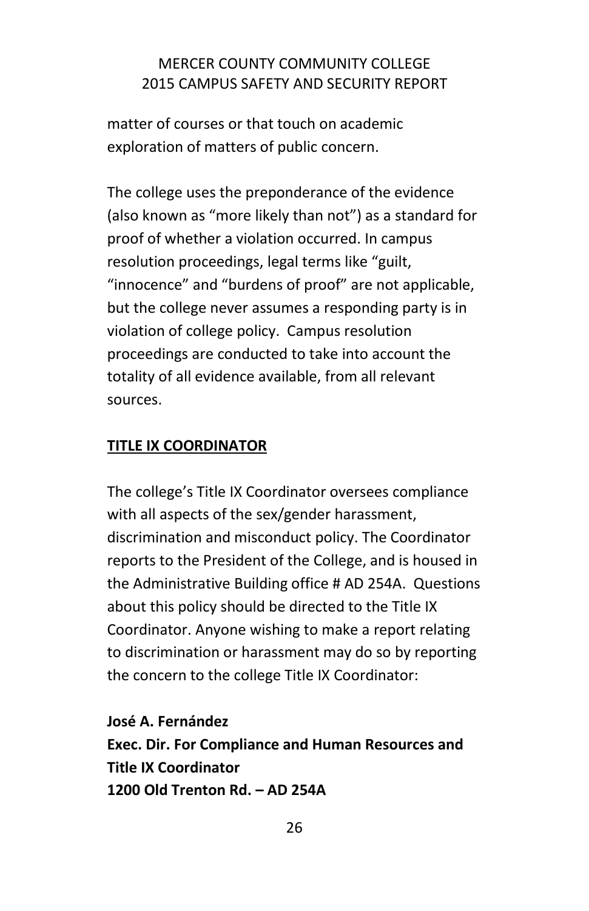matter of courses or that touch on academic exploration of matters of public concern.

The college uses the preponderance of the evidence (also known as "more likely than not") as a standard for proof of whether a violation occurred. In campus resolution proceedings, legal terms like "guilt, "innocence" and "burdens of proof" are not applicable, but the college never assumes a responding party is in violation of college policy. Campus resolution proceedings are conducted to take into account the totality of all evidence available, from all relevant sources.

## TITLE IX COORDINATOR

The college's Title IX Coordinator oversees compliance with all aspects of the sex/gender harassment, discrimination and misconduct policy. The Coordinator reports to the President of the College, and is housed in the Administrative Building office # AD 254A. Questions about this policy should be directed to the Title IX Coordinator. Anyone wishing to make a report relating to discrimination or harassment may do so by reporting the concern to the college Title IX Coordinator:

**José A. Fernández**
**Exec. Dir. For Compliance and Human Resources and Title IX Coordinator**
**1200 Old Trenton Rd. – AD 254A**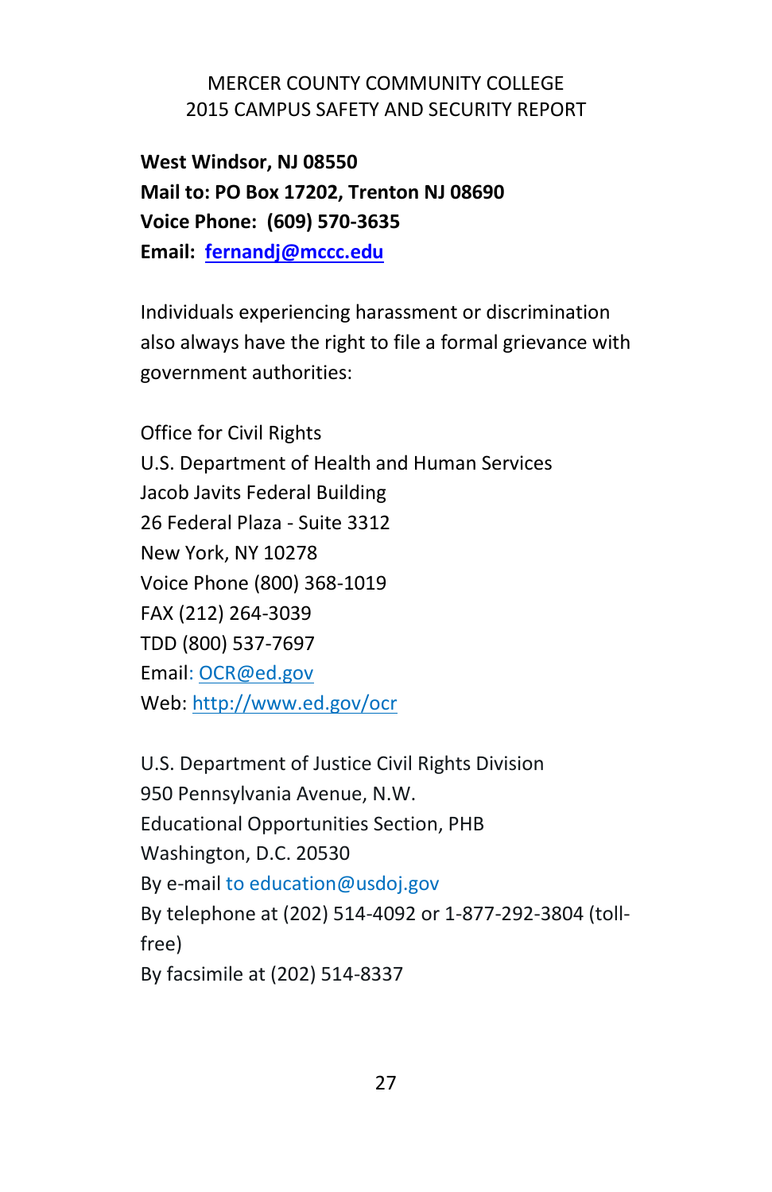**West Windsor, NJ 08550**
**Mail to: PO Box 17202, Trenton NJ 08690**
**Voice Phone: (609) 570-3635**
**Email: fernandj@mccc.edu**

Individuals experiencing harassment or discrimination also always have the right to file a formal grievance with government authorities:

Office for Civil Rights
U.S. Department of Health and Human Services
Jacob Javits Federal Building
26 Federal Plaza - Suite 3312
New York, NY 10278
Voice Phone (800) 368-1019
FAX (212) 264-3039
TDD (800) 537-7697
Email: OCR@ed.gov
Web: http://www.ed.gov/ocr

U.S. Department of Justice Civil Rights Division
950 Pennsylvania Avenue, N.W.
Educational Opportunities Section, PHB
Washington, D.C. 20530
By e-mail to education@usdoj.gov
By telephone at (202) 514-4092 or 1-877-292-3804 (toll-free)
By facsimile at (202) 514-8337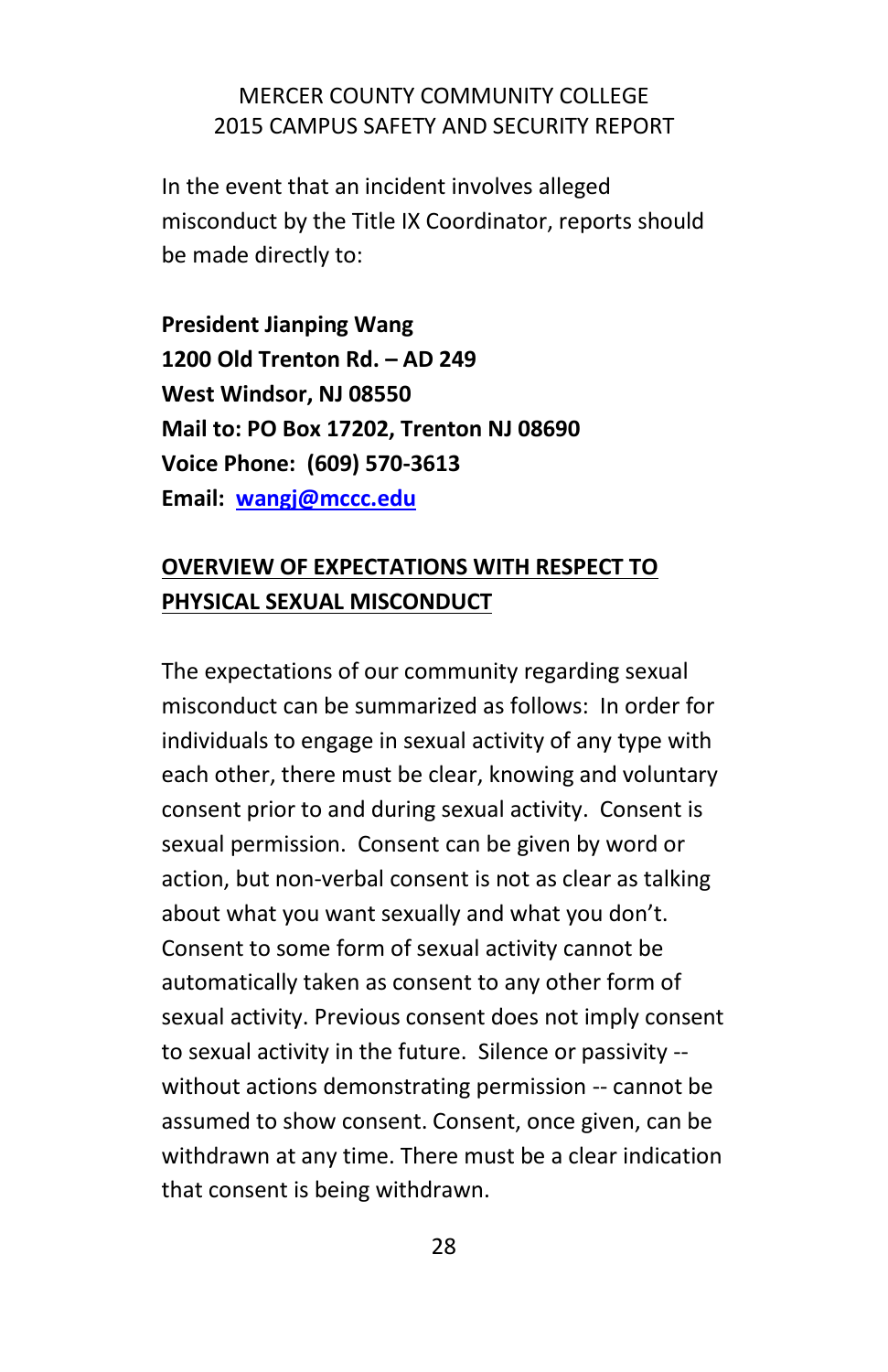In the event that an incident involves alleged misconduct by the Title IX Coordinator, reports should be made directly to:

**President Jianping Wang**
**1200 Old Trenton Rd. – AD 249**
**West Windsor, NJ 08550**
**Mail to: PO Box 17202, Trenton NJ 08690**
**Voice Phone: (609) 570-3613**
**Email: wangj@mccc.edu**

## OVERVIEW OF EXPECTATIONS WITH RESPECT TO PHYSICAL SEXUAL MISCONDUCT

The expectations of our community regarding sexual misconduct can be summarized as follows: In order for individuals to engage in sexual activity of any type with each other, there must be clear, knowing and voluntary consent prior to and during sexual activity. Consent is sexual permission. Consent can be given by word or action, but non-verbal consent is not as clear as talking about what you want sexually and what you don't. Consent to some form of sexual activity cannot be automatically taken as consent to any other form of sexual activity. Previous consent does not imply consent to sexual activity in the future. Silence or passivity -- without actions demonstrating permission -- cannot be assumed to show consent. Consent, once given, can be withdrawn at any time. There must be a clear indication that consent is being withdrawn.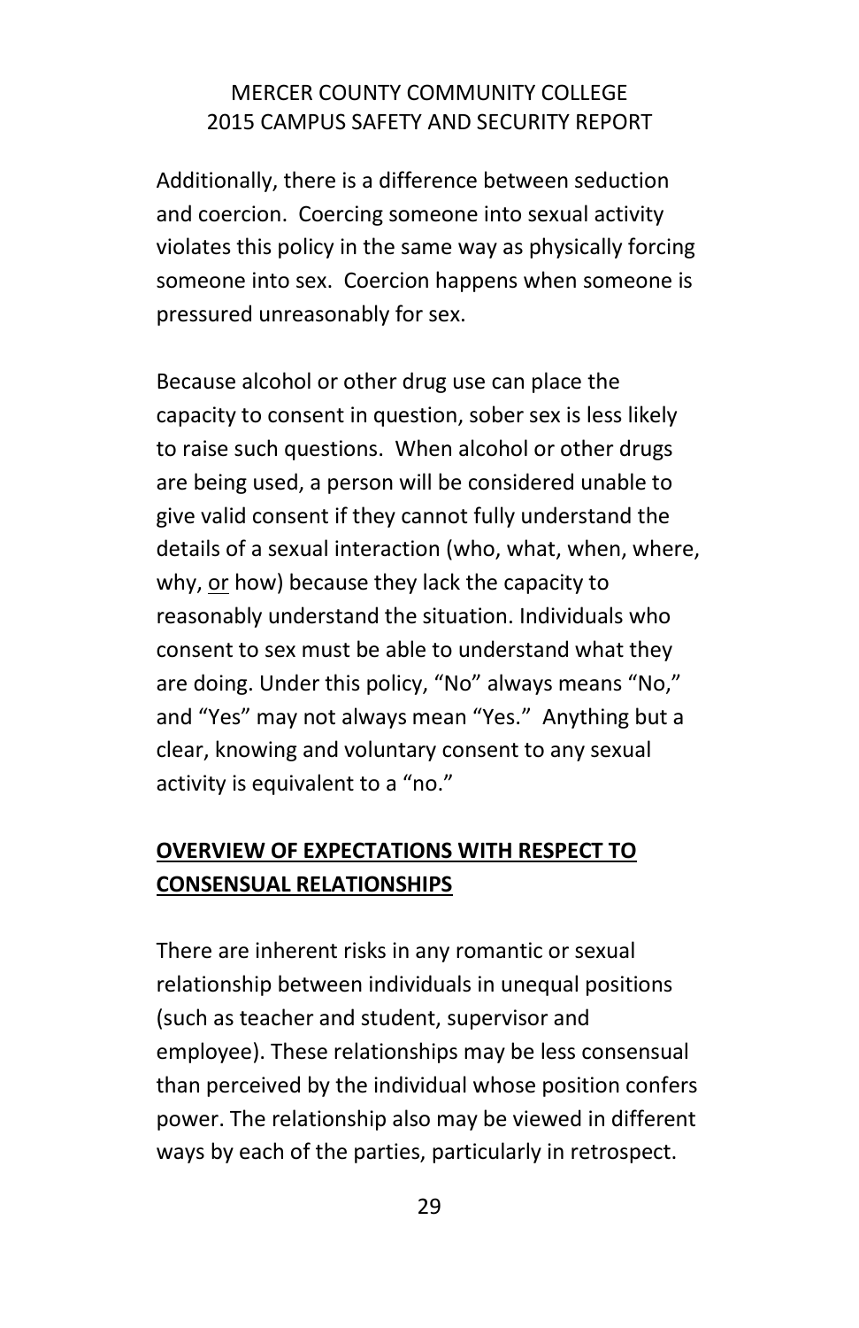Additionally, there is a difference between seduction and coercion. Coercing someone into sexual activity violates this policy in the same way as physically forcing someone into sex. Coercion happens when someone is pressured unreasonably for sex.

Because alcohol or other drug use can place the capacity to consent in question, sober sex is less likely to raise such questions. When alcohol or other drugs are being used, a person will be considered unable to give valid consent if they cannot fully understand the details of a sexual interaction (who, what, when, where, why, <u>or</u> how) because they lack the capacity to reasonably understand the situation. Individuals who consent to sex must be able to understand what they are doing. Under this policy, "No" always means "No," and "Yes" may not always mean "Yes." Anything but a clear, knowing and voluntary consent to any sexual activity is equivalent to a "no."

## <u>**OVERVIEW OF EXPECTATIONS WITH RESPECT TO CONSENSUAL RELATIONSHIPS**</u>

There are inherent risks in any romantic or sexual relationship between individuals in unequal positions (such as teacher and student, supervisor and employee). These relationships may be less consensual than perceived by the individual whose position confers power. The relationship also may be viewed in different ways by each of the parties, particularly in retrospect.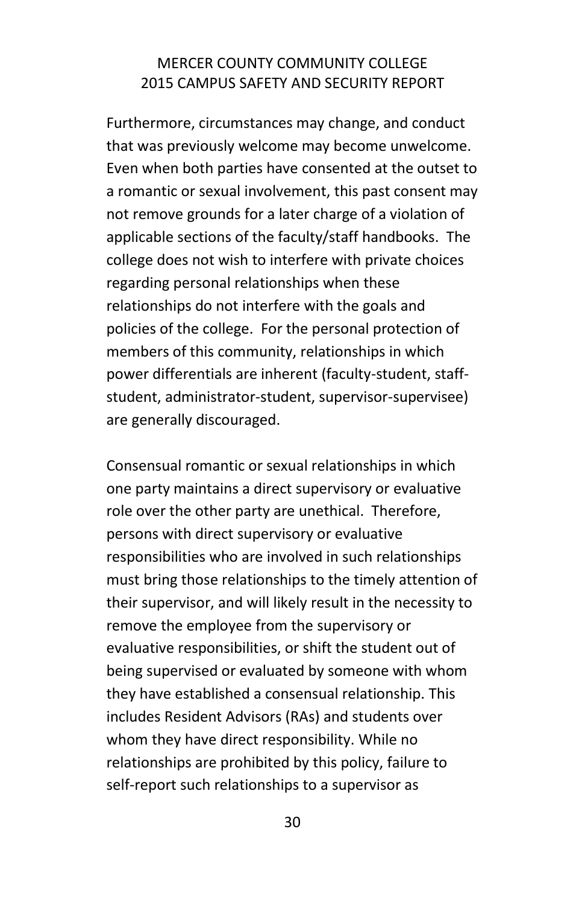Furthermore, circumstances may change, and conduct that was previously welcome may become unwelcome. Even when both parties have consented at the outset to a romantic or sexual involvement, this past consent may not remove grounds for a later charge of a violation of applicable sections of the faculty/staff handbooks. The college does not wish to interfere with private choices regarding personal relationships when these relationships do not interfere with the goals and policies of the college. For the personal protection of members of this community, relationships in which power differentials are inherent (faculty-student, staff-student, administrator-student, supervisor-supervisee) are generally discouraged.

Consensual romantic or sexual relationships in which one party maintains a direct supervisory or evaluative role over the other party are unethical. Therefore, persons with direct supervisory or evaluative responsibilities who are involved in such relationships must bring those relationships to the timely attention of their supervisor, and will likely result in the necessity to remove the employee from the supervisory or evaluative responsibilities, or shift the student out of being supervised or evaluated by someone with whom they have established a consensual relationship. This includes Resident Advisors (RAs) and students over whom they have direct responsibility. While no relationships are prohibited by this policy, failure to self-report such relationships to a supervisor as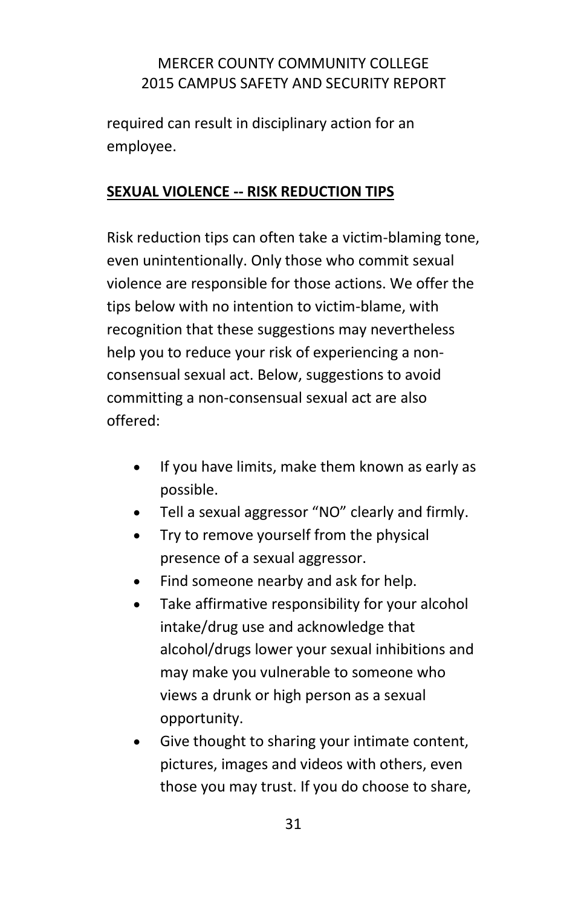required can result in disciplinary action for an employee.

## SEXUAL VIOLENCE -- RISK REDUCTION TIPS

Risk reduction tips can often take a victim-blaming tone, even unintentionally. Only those who commit sexual violence are responsible for those actions. We offer the tips below with no intention to victim-blame, with recognition that these suggestions may nevertheless help you to reduce your risk of experiencing a non-consensual sexual act. Below, suggestions to avoid committing a non-consensual sexual act are also offered:

- If you have limits, make them known as early as possible.
- Tell a sexual aggressor "NO" clearly and firmly.
- Try to remove yourself from the physical presence of a sexual aggressor.
- Find someone nearby and ask for help.
- Take affirmative responsibility for your alcohol intake/drug use and acknowledge that alcohol/drugs lower your sexual inhibitions and may make you vulnerable to someone who views a drunk or high person as a sexual opportunity.
- Give thought to sharing your intimate content, pictures, images and videos with others, even those you may trust. If you do choose to share,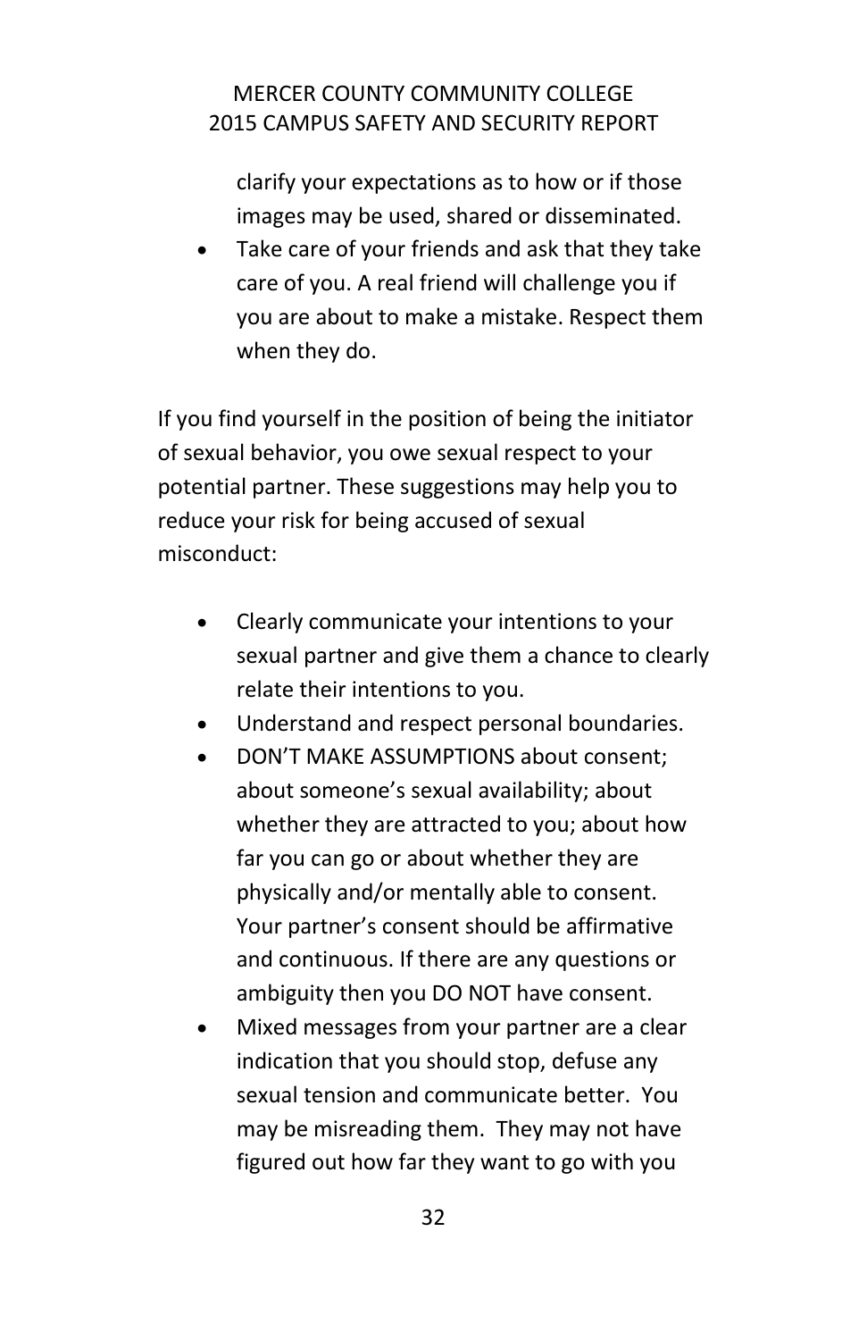clarify your expectations as to how or if those images may be used, shared or disseminated.

- Take care of your friends and ask that they take care of you. A real friend will challenge you if you are about to make a mistake. Respect them when they do.

If you find yourself in the position of being the initiator of sexual behavior, you owe sexual respect to your potential partner. These suggestions may help you to reduce your risk for being accused of sexual misconduct:

- Clearly communicate your intentions to your sexual partner and give them a chance to clearly relate their intentions to you.
- Understand and respect personal boundaries.
- DON'T MAKE ASSUMPTIONS about consent; about someone's sexual availability; about whether they are attracted to you; about how far you can go or about whether they are physically and/or mentally able to consent. Your partner's consent should be affirmative and continuous. If there are any questions or ambiguity then you DO NOT have consent.
- Mixed messages from your partner are a clear indication that you should stop, defuse any sexual tension and communicate better. You may be misreading them. They may not have figured out how far they want to go with you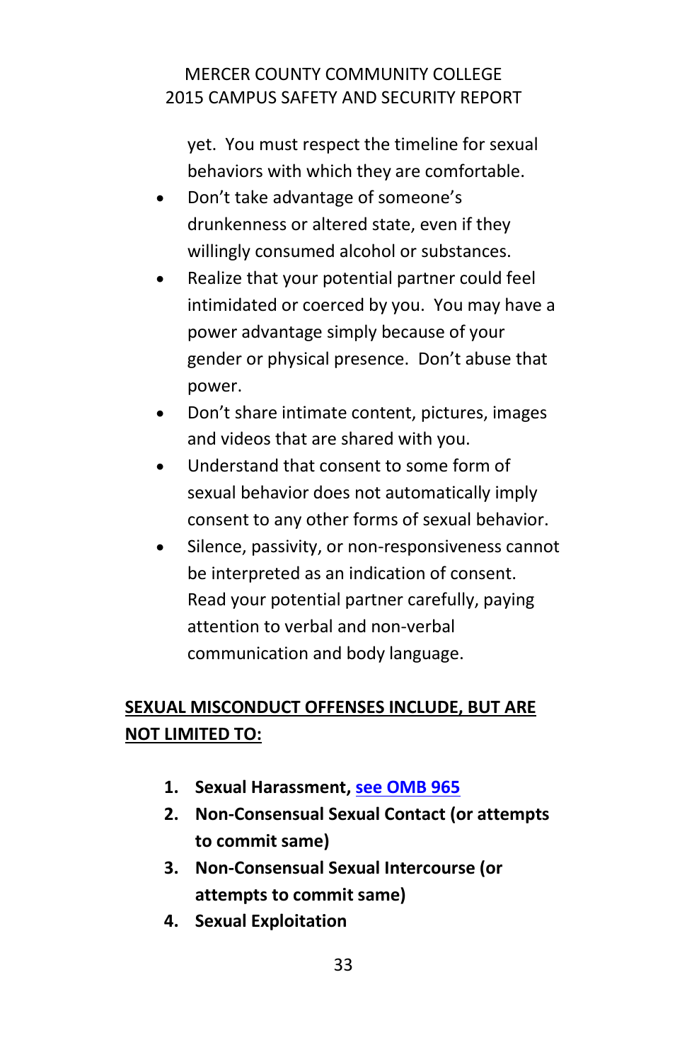yet. You must respect the timeline for sexual behaviors with which they are comfortable.

- Don't take advantage of someone's drunkenness or altered state, even if they willingly consumed alcohol or substances.
- Realize that your potential partner could feel intimidated or coerced by you. You may have a power advantage simply because of your gender or physical presence. Don't abuse that power.
- Don't share intimate content, pictures, images and videos that are shared with you.
- Understand that consent to some form of sexual behavior does not automatically imply consent to any other forms of sexual behavior.
- Silence, passivity, or non-responsiveness cannot be interpreted as an indication of consent. Read your potential partner carefully, paying attention to verbal and non-verbal communication and body language.

**SEXUAL MISCONDUCT OFFENSES INCLUDE, BUT ARE NOT LIMITED TO:**

1. **Sexual Harassment, see OMB 965**
2. **Non-Consensual Sexual Contact (or attempts to commit same)**
3. **Non-Consensual Sexual Intercourse (or attempts to commit same)**
4. **Sexual Exploitation**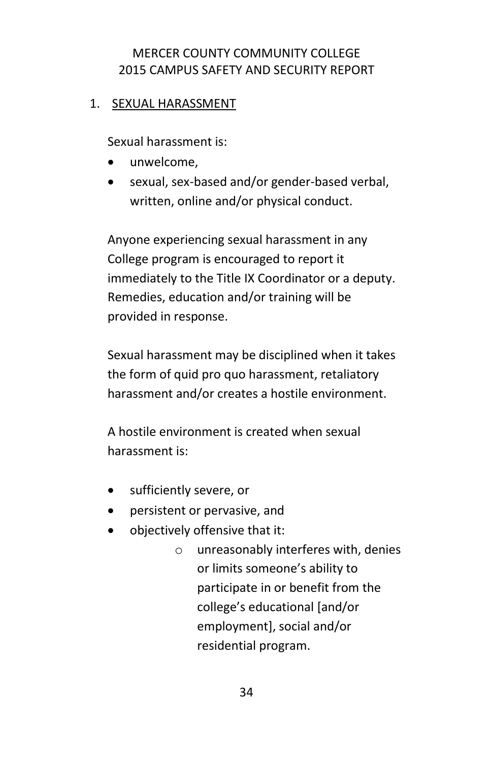## 1. SEXUAL HARASSMENT

Sexual harassment is:

- unwelcome,
- sexual, sex-based and/or gender-based verbal, written, online and/or physical conduct.

Anyone experiencing sexual harassment in any College program is encouraged to report it immediately to the Title IX Coordinator or a deputy. Remedies, education and/or training will be provided in response.

Sexual harassment may be disciplined when it takes the form of quid pro quo harassment, retaliatory harassment and/or creates a hostile environment.

A hostile environment is created when sexual harassment is:

- sufficiently severe, or
- persistent or pervasive, and
- objectively offensive that it:
  - unreasonably interferes with, denies or limits someone's ability to participate in or benefit from the college's educational [and/or employment], social and/or residential program.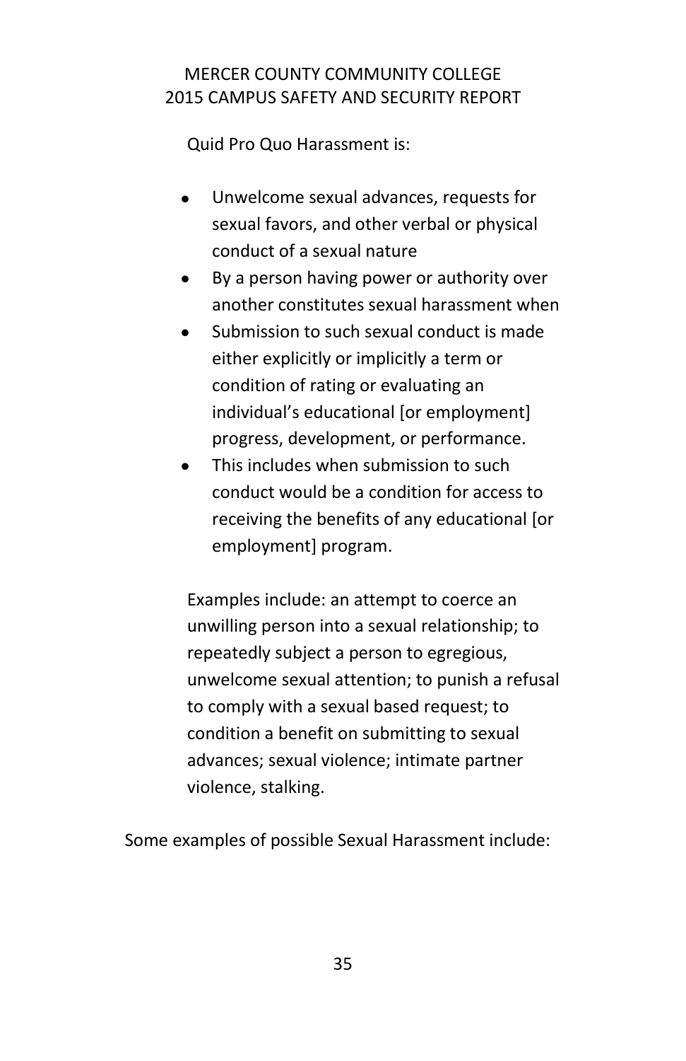Quid Pro Quo Harassment is:

- Unwelcome sexual advances, requests for sexual favors, and other verbal or physical conduct of a sexual nature
- By a person having power or authority over another constitutes sexual harassment when
- Submission to such sexual conduct is made either explicitly or implicitly a term or condition of rating or evaluating an individual's educational [or employment] progress, development, or performance.
- This includes when submission to such conduct would be a condition for access to receiving the benefits of any educational [or employment] program.

Examples include: an attempt to coerce an unwilling person into a sexual relationship; to repeatedly subject a person to egregious, unwelcome sexual attention; to punish a refusal to comply with a sexual based request; to condition a benefit on submitting to sexual advances; sexual violence; intimate partner violence, stalking.

Some examples of possible Sexual Harassment include: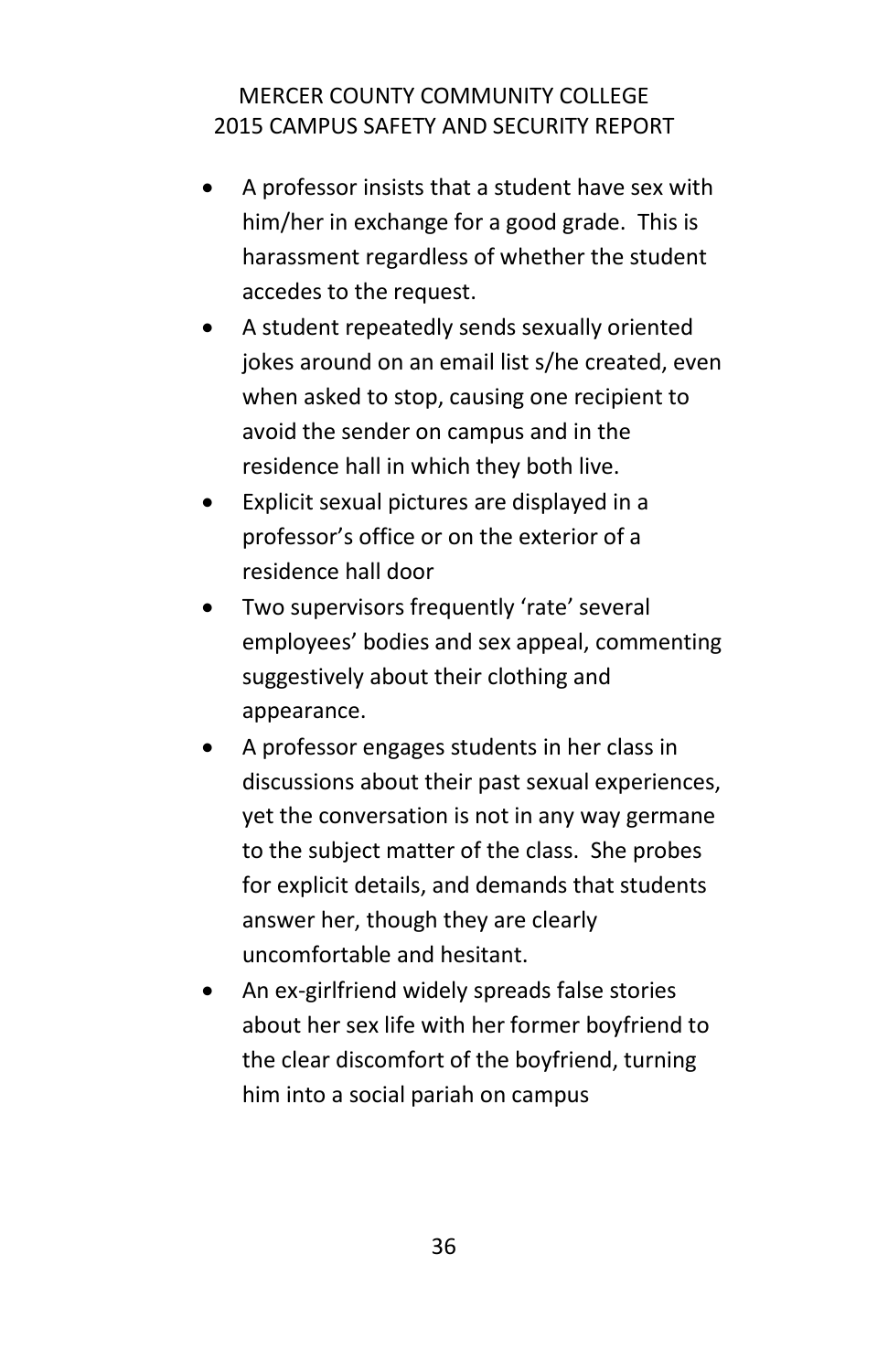- A professor insists that a student have sex with him/her in exchange for a good grade. This is harassment regardless of whether the student accedes to the request.
- A student repeatedly sends sexually oriented jokes around on an email list s/he created, even when asked to stop, causing one recipient to avoid the sender on campus and in the residence hall in which they both live.
- Explicit sexual pictures are displayed in a professor's office or on the exterior of a residence hall door
- Two supervisors frequently 'rate' several employees' bodies and sex appeal, commenting suggestively about their clothing and appearance.
- A professor engages students in her class in discussions about their past sexual experiences, yet the conversation is not in any way germane to the subject matter of the class. She probes for explicit details, and demands that students answer her, though they are clearly uncomfortable and hesitant.
- An ex-girlfriend widely spreads false stories about her sex life with her former boyfriend to the clear discomfort of the boyfriend, turning him into a social pariah on campus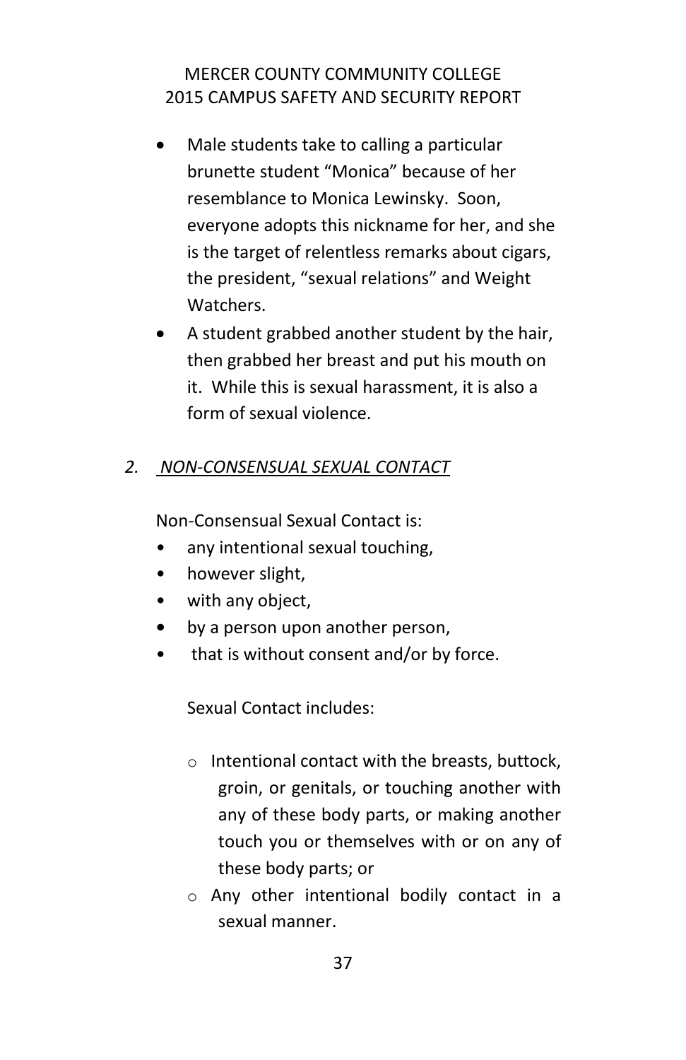- Male students take to calling a particular brunette student "Monica" because of her resemblance to Monica Lewinsky. Soon, everyone adopts this nickname for her, and she is the target of relentless remarks about cigars, the president, "sexual relations" and Weight Watchers.
- A student grabbed another student by the hair, then grabbed her breast and put his mouth on it. While this is sexual harassment, it is also a form of sexual violence.

### *2. NON-CONSENSUAL SEXUAL CONTACT*

Non-Consensual Sexual Contact is:

- any intentional sexual touching,
- however slight,
- with any object,
- by a person upon another person,
- that is without consent and/or by force.

Sexual Contact includes:

- Intentional contact with the breasts, buttock, groin, or genitals, or touching another with any of these body parts, or making another touch you or themselves with or on any of these body parts; or
- Any other intentional bodily contact in a sexual manner.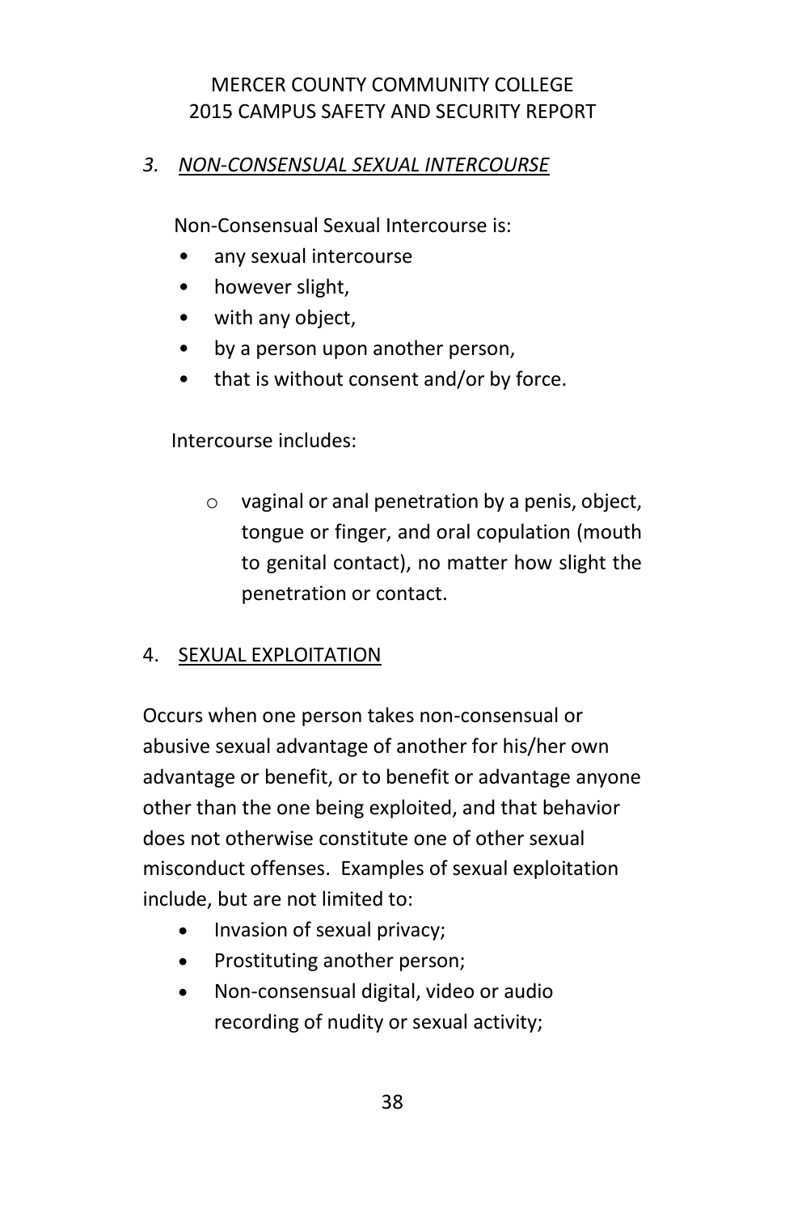### *3. NON-CONSENSUAL SEXUAL INTERCOURSE*

Non-Consensual Sexual Intercourse is:

- any sexual intercourse
- however slight,
- with any object,
- by a person upon another person,
- that is without consent and/or by force.

Intercourse includes:

- vaginal or anal penetration by a penis, object, tongue or finger, and oral copulation (mouth to genital contact), no matter how slight the penetration or contact.

### 4. SEXUAL EXPLOITATION

Occurs when one person takes non-consensual or abusive sexual advantage of another for his/her own advantage or benefit, or to benefit or advantage anyone other than the one being exploited, and that behavior does not otherwise constitute one of other sexual misconduct offenses. Examples of sexual exploitation include, but are not limited to:

- Invasion of sexual privacy;
- Prostituting another person;
- Non-consensual digital, video or audio recording of nudity or sexual activity;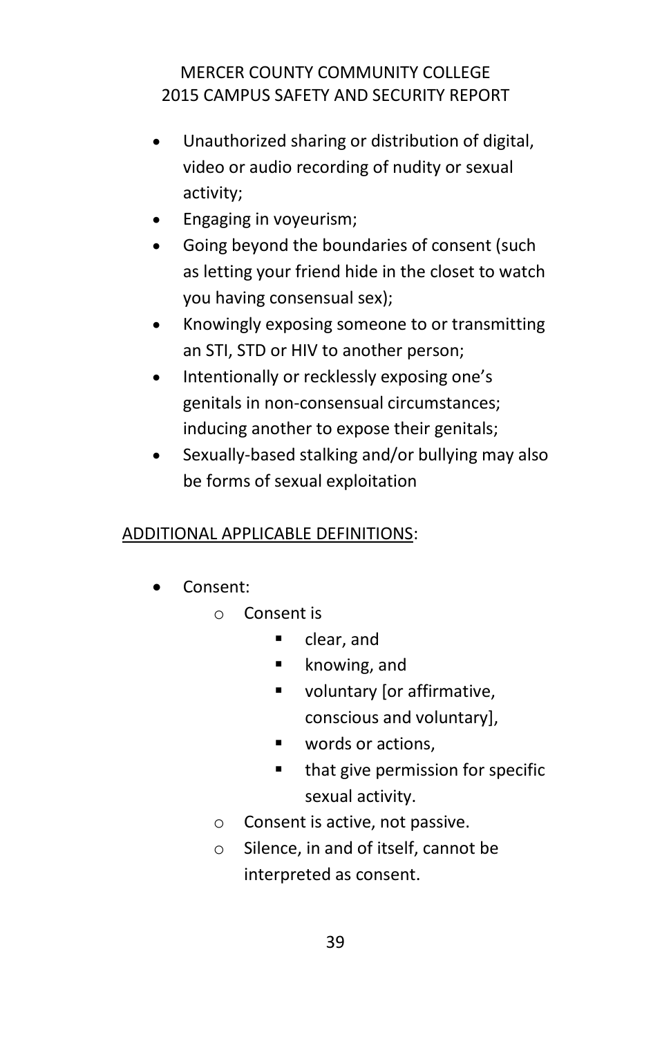- Unauthorized sharing or distribution of digital, video or audio recording of nudity or sexual activity;
- Engaging in voyeurism;
- Going beyond the boundaries of consent (such as letting your friend hide in the closet to watch you having consensual sex);
- Knowingly exposing someone to or transmitting an STI, STD or HIV to another person;
- Intentionally or recklessly exposing one's genitals in non-consensual circumstances; inducing another to expose their genitals;
- Sexually-based stalking and/or bullying may also be forms of sexual exploitation

<u>ADDITIONAL APPLICABLE DEFINITIONS</u>:

- Consent:
  - Consent is
    - clear, and
    - knowing, and
    - voluntary [or affirmative, conscious and voluntary],
    - words or actions,
    - that give permission for specific sexual activity.
  - Consent is active, not passive.
  - Silence, in and of itself, cannot be interpreted as consent.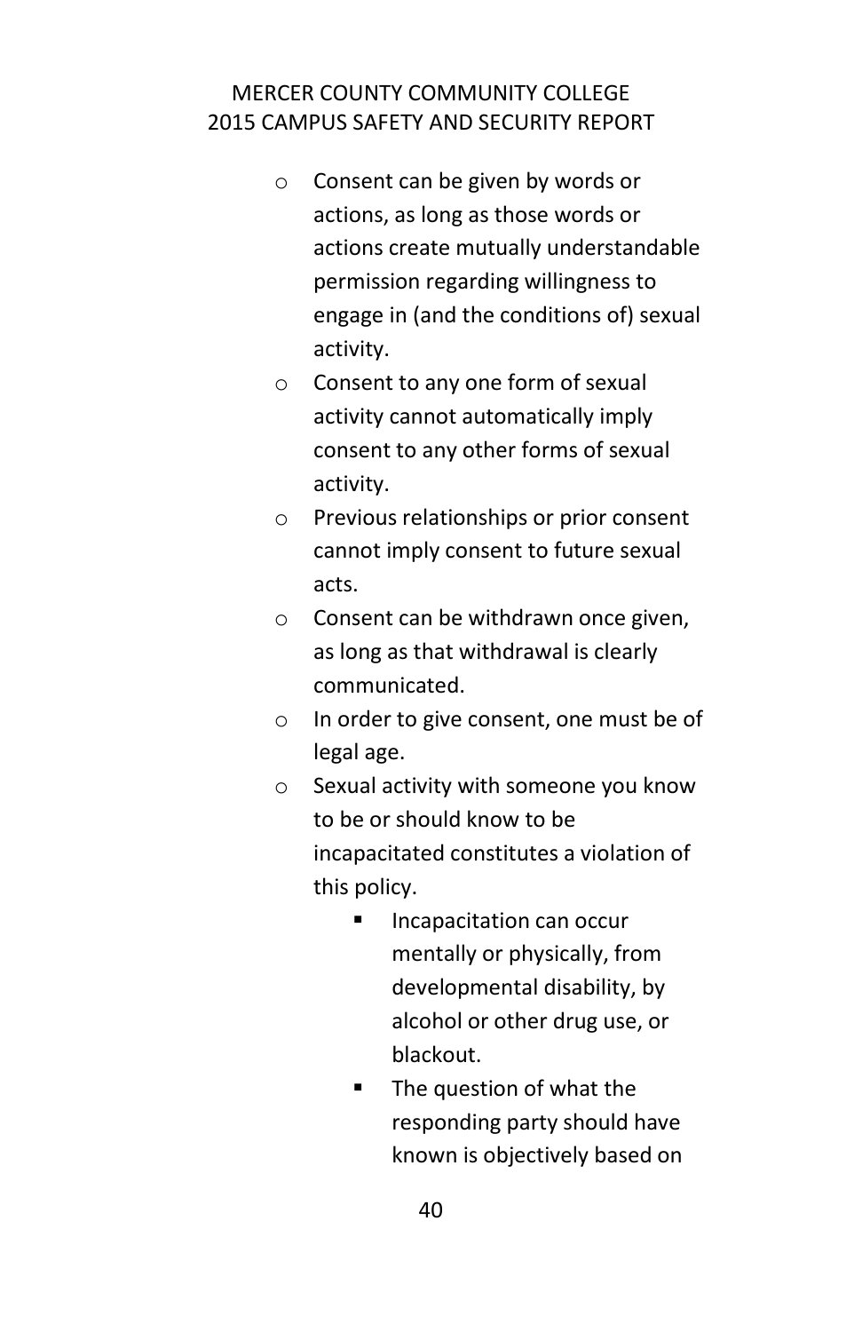- Consent can be given by words or actions, as long as those words or actions create mutually understandable permission regarding willingness to engage in (and the conditions of) sexual activity.
- Consent to any one form of sexual activity cannot automatically imply consent to any other forms of sexual activity.
- Previous relationships or prior consent cannot imply consent to future sexual acts.
- Consent can be withdrawn once given, as long as that withdrawal is clearly communicated.
- In order to give consent, one must be of legal age.
- Sexual activity with someone you know to be or should know to be incapacitated constitutes a violation of this policy.
  - Incapacitation can occur mentally or physically, from developmental disability, by alcohol or other drug use, or blackout.
  - The question of what the responding party should have known is objectively based on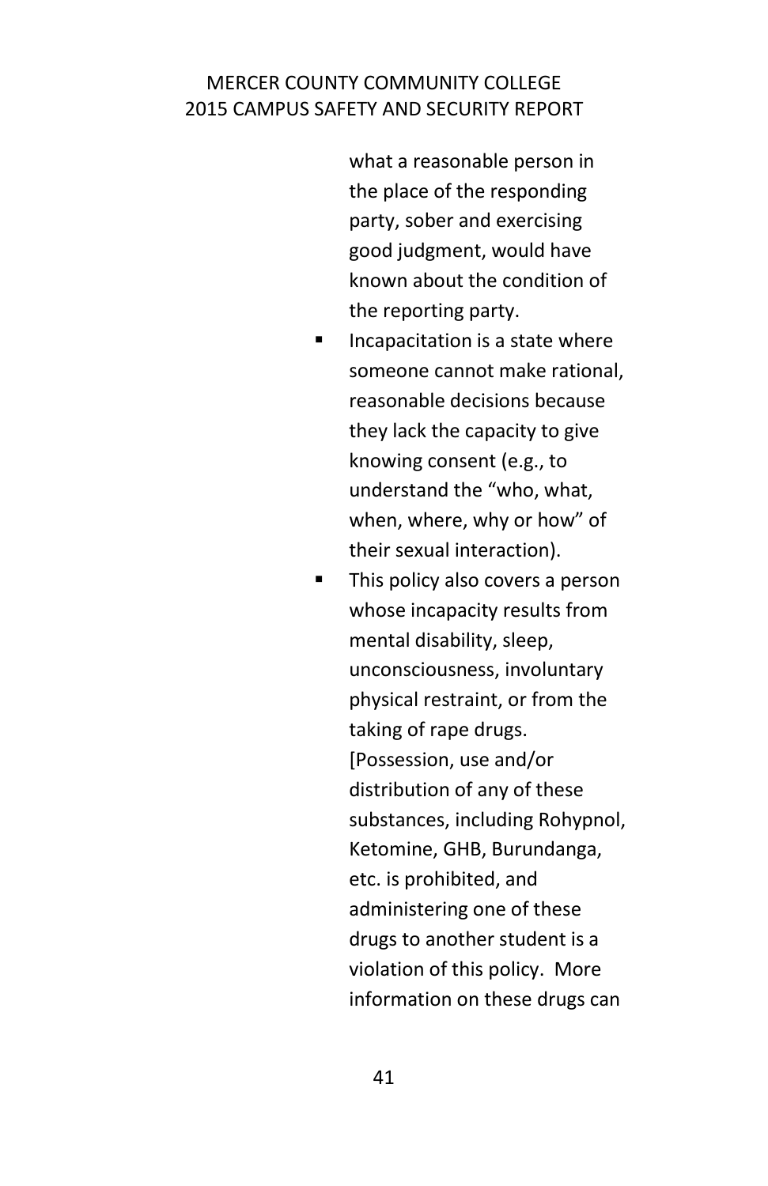what a reasonable person in the place of the responding party, sober and exercising good judgment, would have known about the condition of the reporting party.

- Incapacitation is a state where someone cannot make rational, reasonable decisions because they lack the capacity to give knowing consent (e.g., to understand the "who, what, when, where, why or how" of their sexual interaction).
- This policy also covers a person whose incapacity results from mental disability, sleep, unconsciousness, involuntary physical restraint, or from the taking of rape drugs. [Possession, use and/or distribution of any of these substances, including Rohypnol, Ketomine, GHB, Burundanga, etc. is prohibited, and administering one of these drugs to another student is a violation of this policy. More information on these drugs can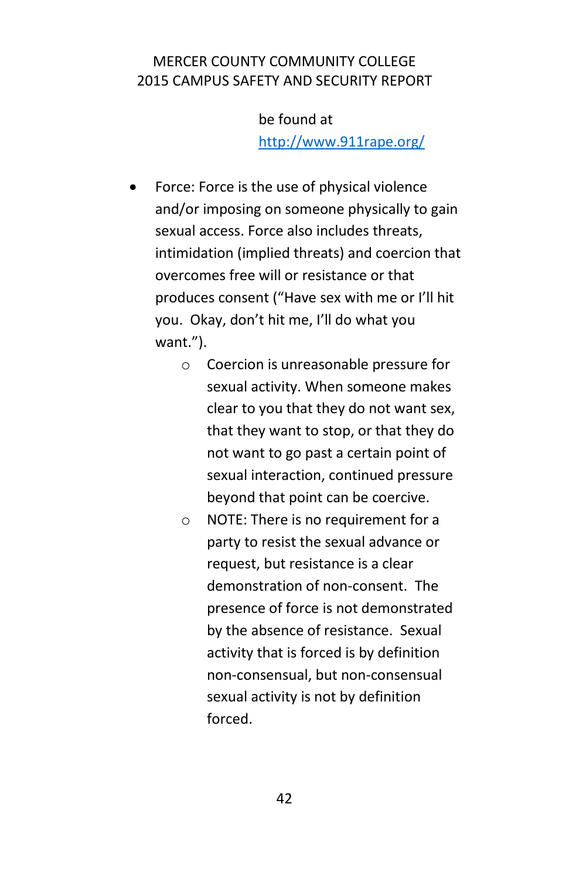be found at http://www.911rape.org/

- Force: Force is the use of physical violence and/or imposing on someone physically to gain sexual access. Force also includes threats, intimidation (implied threats) and coercion that overcomes free will or resistance or that produces consent ("Have sex with me or I'll hit you. Okay, don't hit me, I'll do what you want.").
  - Coercion is unreasonable pressure for sexual activity. When someone makes clear to you that they do not want sex, that they want to stop, or that they do not want to go past a certain point of sexual interaction, continued pressure beyond that point can be coercive.
  - NOTE: There is no requirement for a party to resist the sexual advance or request, but resistance is a clear demonstration of non-consent. The presence of force is not demonstrated by the absence of resistance. Sexual activity that is forced is by definition non-consensual, but non-consensual sexual activity is not by definition forced.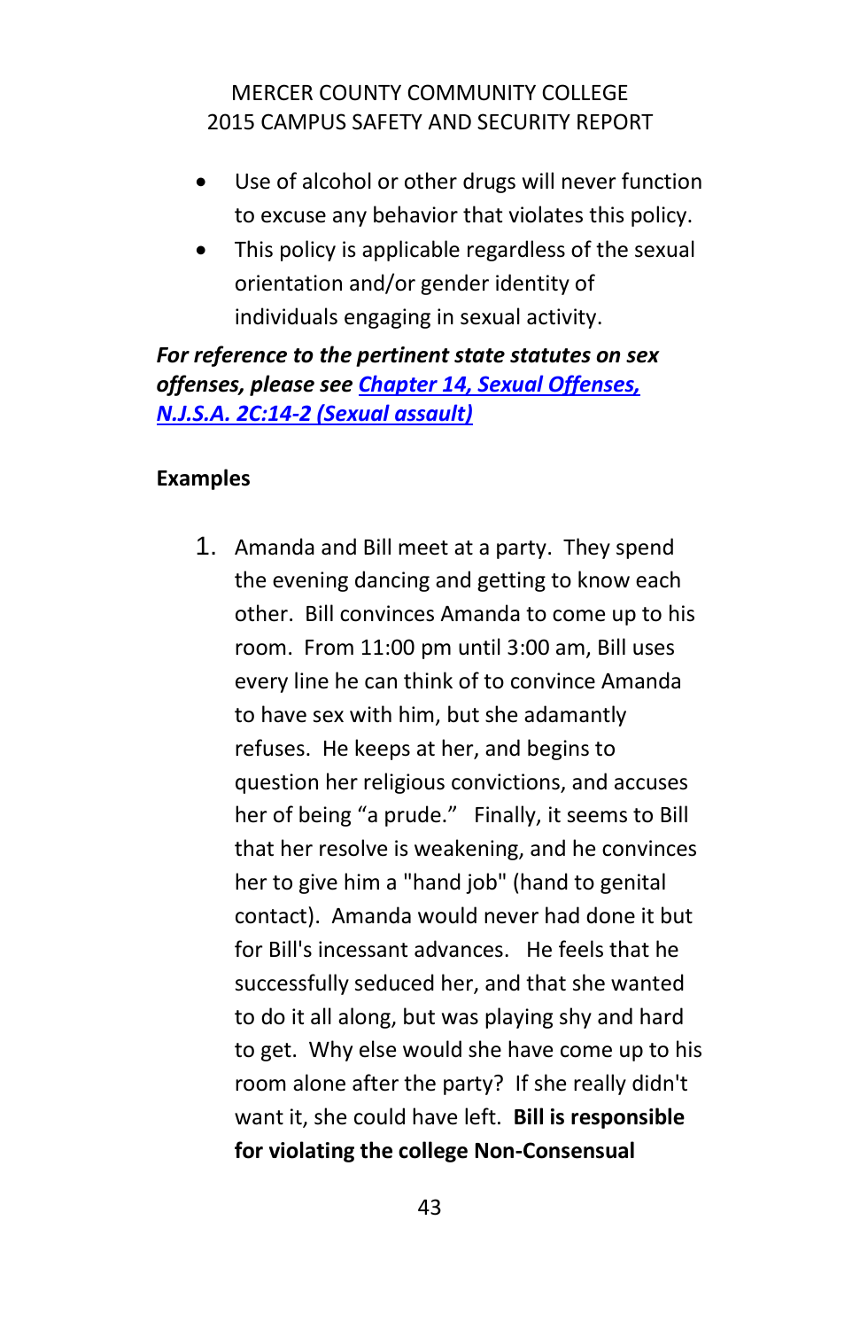- Use of alcohol or other drugs will never function to excuse any behavior that violates this policy.
- This policy is applicable regardless of the sexual orientation and/or gender identity of individuals engaging in sexual activity.

***For reference to the pertinent state statutes on sex offenses, please see [Chapter 14, Sexual Offenses, N.J.S.A. 2C:14-2 (Sexual assault)]()***

**Examples**

1. Amanda and Bill meet at a party. They spend the evening dancing and getting to know each other. Bill convinces Amanda to come up to his room. From 11:00 pm until 3:00 am, Bill uses every line he can think of to convince Amanda to have sex with him, but she adamantly refuses. He keeps at her, and begins to question her religious convictions, and accuses her of being "a prude." Finally, it seems to Bill that her resolve is weakening, and he convinces her to give him a "hand job" (hand to genital contact). Amanda would never had done it but for Bill's incessant advances. He feels that he successfully seduced her, and that she wanted to do it all along, but was playing shy and hard to get. Why else would she have come up to his room alone after the party? If she really didn't want it, she could have left. **Bill is responsible for violating the college Non-Consensual**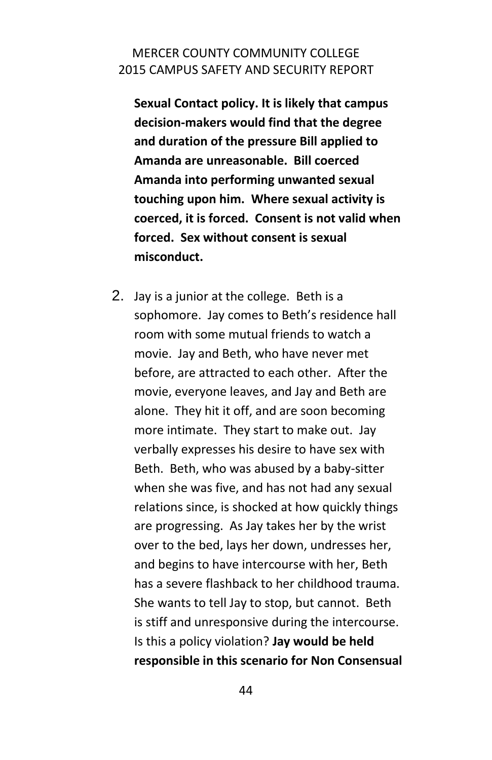**Sexual Contact policy. It is likely that campus decision-makers would find that the degree and duration of the pressure Bill applied to Amanda are unreasonable. Bill coerced Amanda into performing unwanted sexual touching upon him. Where sexual activity is coerced, it is forced. Consent is not valid when forced. Sex without consent is sexual misconduct.**

2. Jay is a junior at the college. Beth is a sophomore. Jay comes to Beth's residence hall room with some mutual friends to watch a movie. Jay and Beth, who have never met before, are attracted to each other. After the movie, everyone leaves, and Jay and Beth are alone. They hit it off, and are soon becoming more intimate. They start to make out. Jay verbally expresses his desire to have sex with Beth. Beth, who was abused by a baby-sitter when she was five, and has not had any sexual relations since, is shocked at how quickly things are progressing. As Jay takes her by the wrist over to the bed, lays her down, undresses her, and begins to have intercourse with her, Beth has a severe flashback to her childhood trauma. She wants to tell Jay to stop, but cannot. Beth is stiff and unresponsive during the intercourse. Is this a policy violation? **Jay would be held responsible in this scenario for Non Consensual**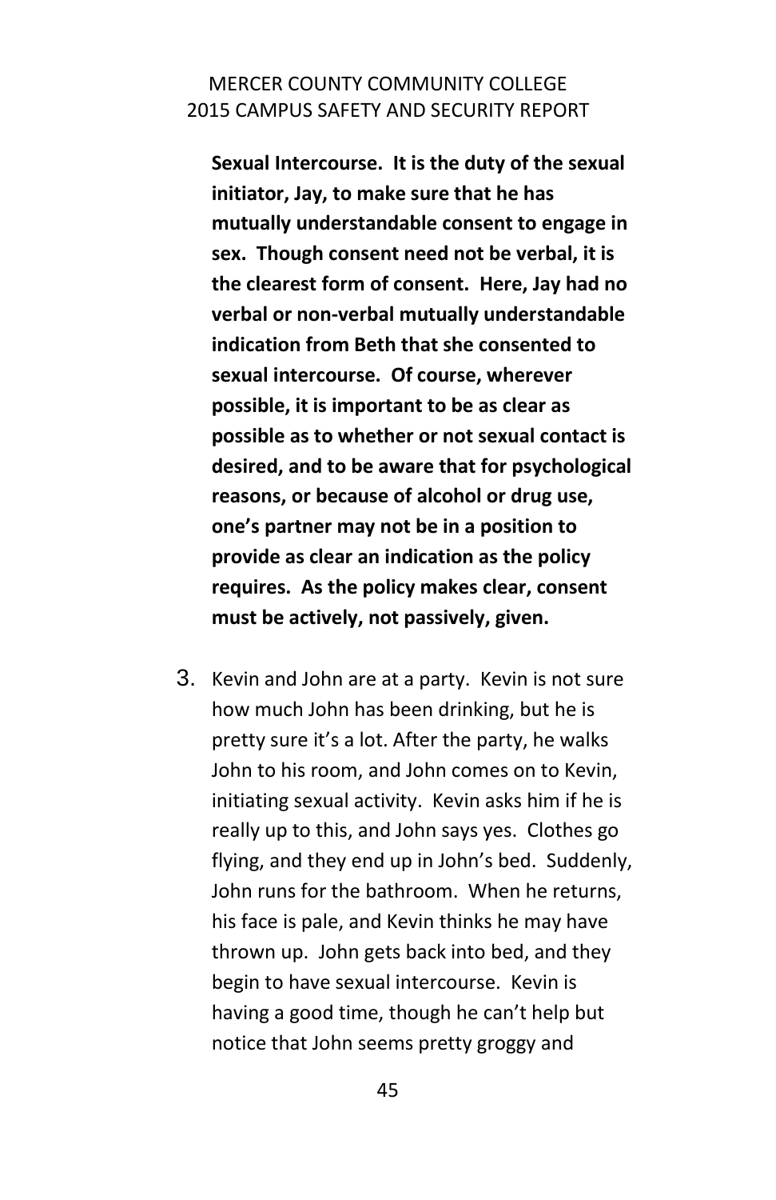**Sexual Intercourse. It is the duty of the sexual initiator, Jay, to make sure that he has mutually understandable consent to engage in sex. Though consent need not be verbal, it is the clearest form of consent. Here, Jay had no verbal or non-verbal mutually understandable indication from Beth that she consented to sexual intercourse. Of course, wherever possible, it is important to be as clear as possible as to whether or not sexual contact is desired, and to be aware that for psychological reasons, or because of alcohol or drug use, one's partner may not be in a position to provide as clear an indication as the policy requires. As the policy makes clear, consent must be actively, not passively, given.**

3. Kevin and John are at a party. Kevin is not sure how much John has been drinking, but he is pretty sure it's a lot. After the party, he walks John to his room, and John comes on to Kevin, initiating sexual activity. Kevin asks him if he is really up to this, and John says yes. Clothes go flying, and they end up in John's bed. Suddenly, John runs for the bathroom. When he returns, his face is pale, and Kevin thinks he may have thrown up. John gets back into bed, and they begin to have sexual intercourse. Kevin is having a good time, though he can't help but notice that John seems pretty groggy and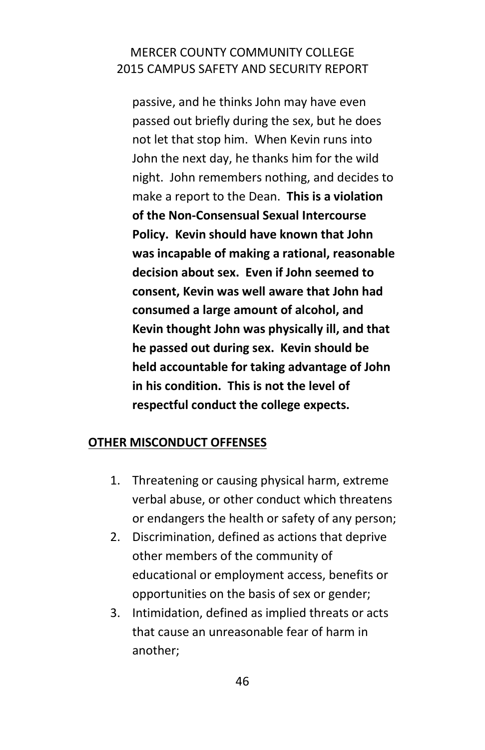passive, and he thinks John may have even passed out briefly during the sex, but he does not let that stop him. When Kevin runs into John the next day, he thanks him for the wild night. John remembers nothing, and decides to make a report to the Dean. **This is a violation of the Non-Consensual Sexual Intercourse Policy. Kevin should have known that John was incapable of making a rational, reasonable decision about sex. Even if John seemed to consent, Kevin was well aware that John had consumed a large amount of alcohol, and Kevin thought John was physically ill, and that he passed out during sex. Kevin should be held accountable for taking advantage of John in his condition. This is not the level of respectful conduct the college expects.**

## OTHER MISCONDUCT OFFENSES

1. Threatening or causing physical harm, extreme verbal abuse, or other conduct which threatens or endangers the health or safety of any person;
2. Discrimination, defined as actions that deprive other members of the community of educational or employment access, benefits or opportunities on the basis of sex or gender;
3. Intimidation, defined as implied threats or acts that cause an unreasonable fear of harm in another;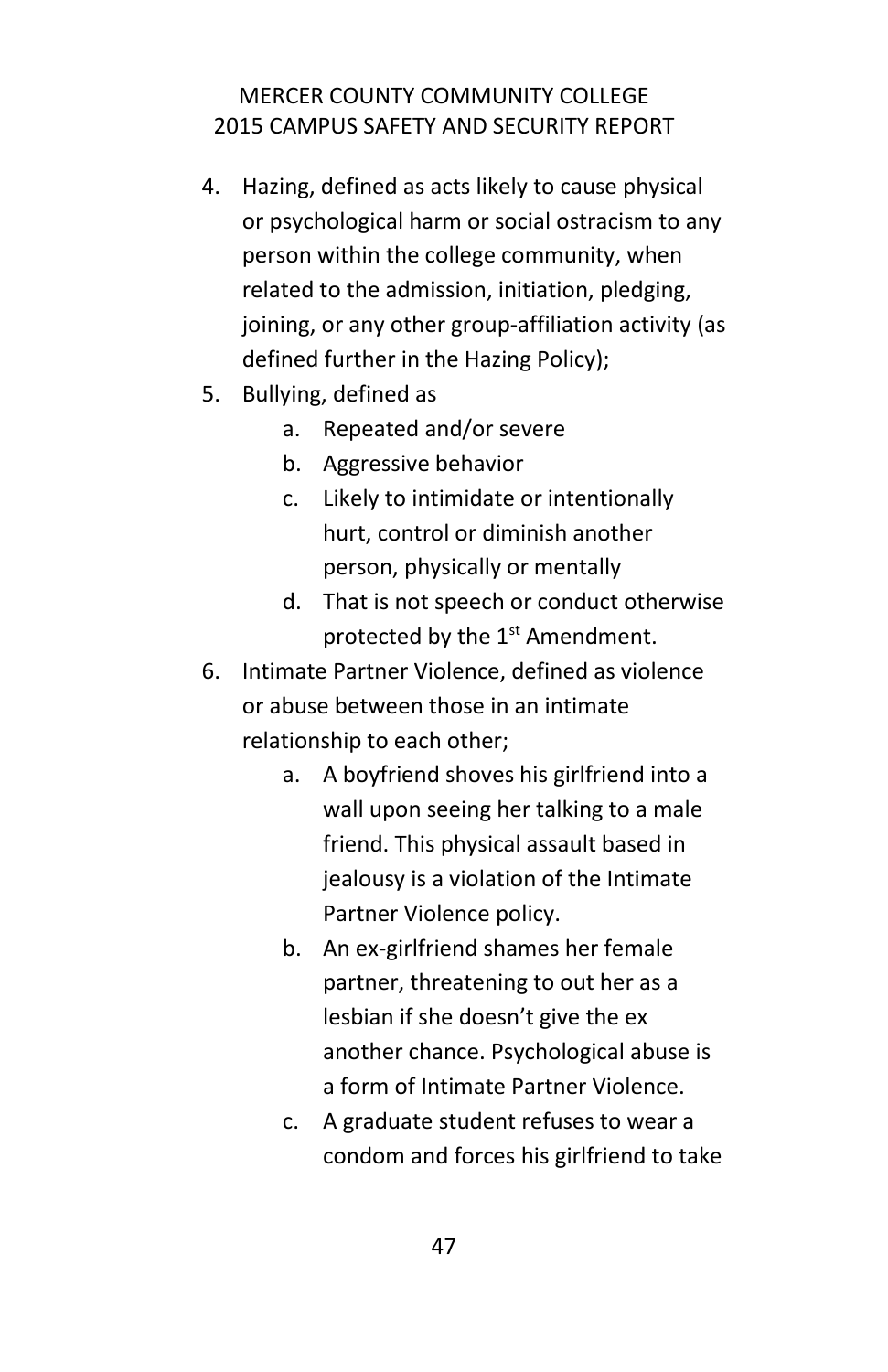4. Hazing, defined as acts likely to cause physical or psychological harm or social ostracism to any person within the college community, when related to the admission, initiation, pledging, joining, or any other group-affiliation activity (as defined further in the Hazing Policy);
5. Bullying, defined as
    a. Repeated and/or severe
    b. Aggressive behavior
    c. Likely to intimidate or intentionally hurt, control or diminish another person, physically or mentally
    d. That is not speech or conduct otherwise protected by the 1st Amendment.
6. Intimate Partner Violence, defined as violence or abuse between those in an intimate relationship to each other;
    a. A boyfriend shoves his girlfriend into a wall upon seeing her talking to a male friend. This physical assault based in jealousy is a violation of the Intimate Partner Violence policy.
    b. An ex-girlfriend shames her female partner, threatening to out her as a lesbian if she doesn't give the ex another chance. Psychological abuse is a form of Intimate Partner Violence.
    c. A graduate student refuses to wear a condom and forces his girlfriend to take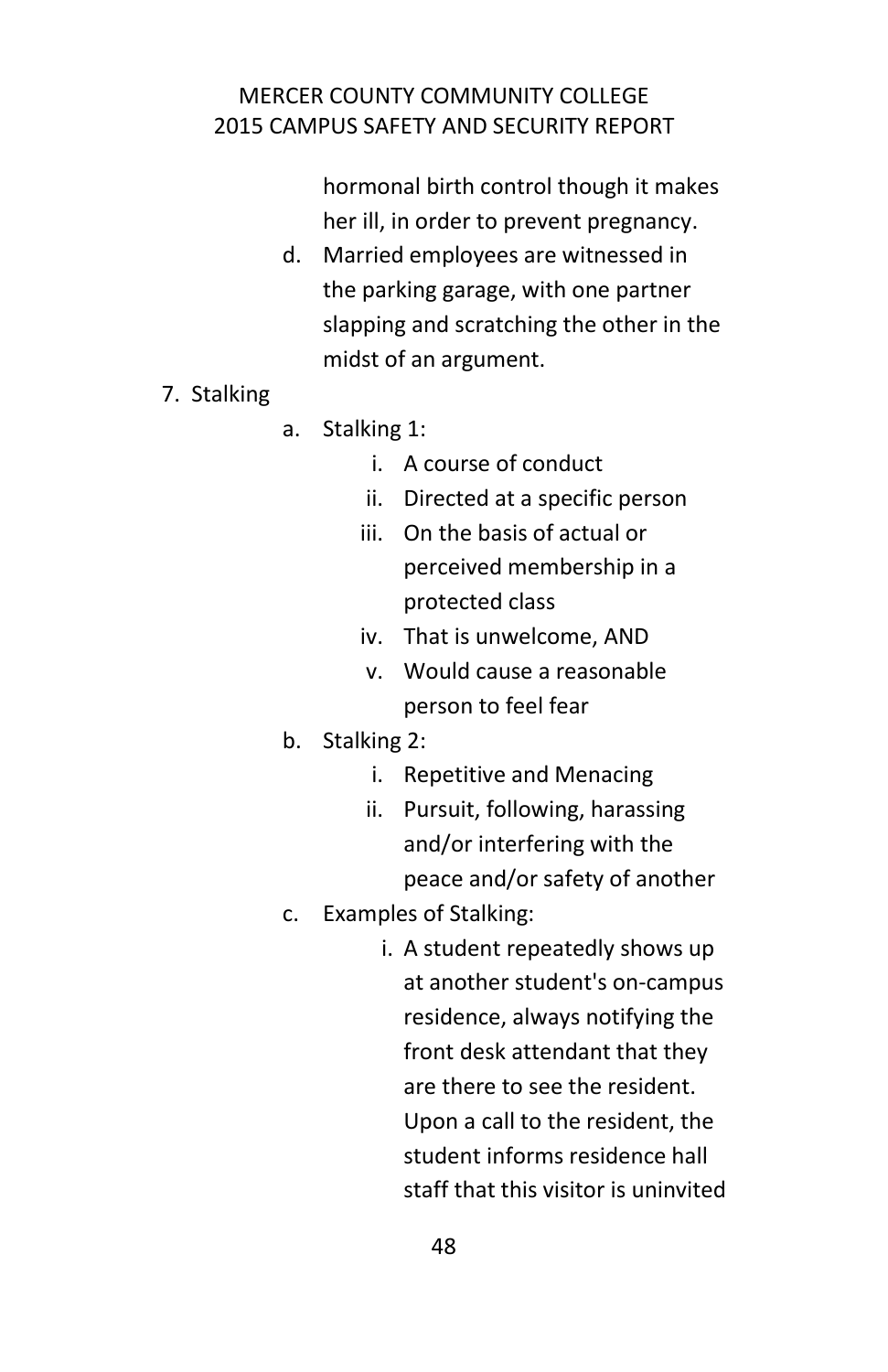hormonal birth control though it makes her ill, in order to prevent pregnancy.

d. Married employees are witnessed in the parking garage, with one partner slapping and scratching the other in the midst of an argument.

7. Stalking
    a. Stalking 1:
        i. A course of conduct
        ii. Directed at a specific person
        iii. On the basis of actual or perceived membership in a protected class
        iv. That is unwelcome, AND
        v. Would cause a reasonable person to feel fear
    b. Stalking 2:
        i. Repetitive and Menacing
        ii. Pursuit, following, harassing and/or interfering with the peace and/or safety of another
    c. Examples of Stalking:
        i. A student repeatedly shows up at another student's on-campus residence, always notifying the front desk attendant that they are there to see the resident. Upon a call to the resident, the student informs residence hall staff that this visitor is uninvited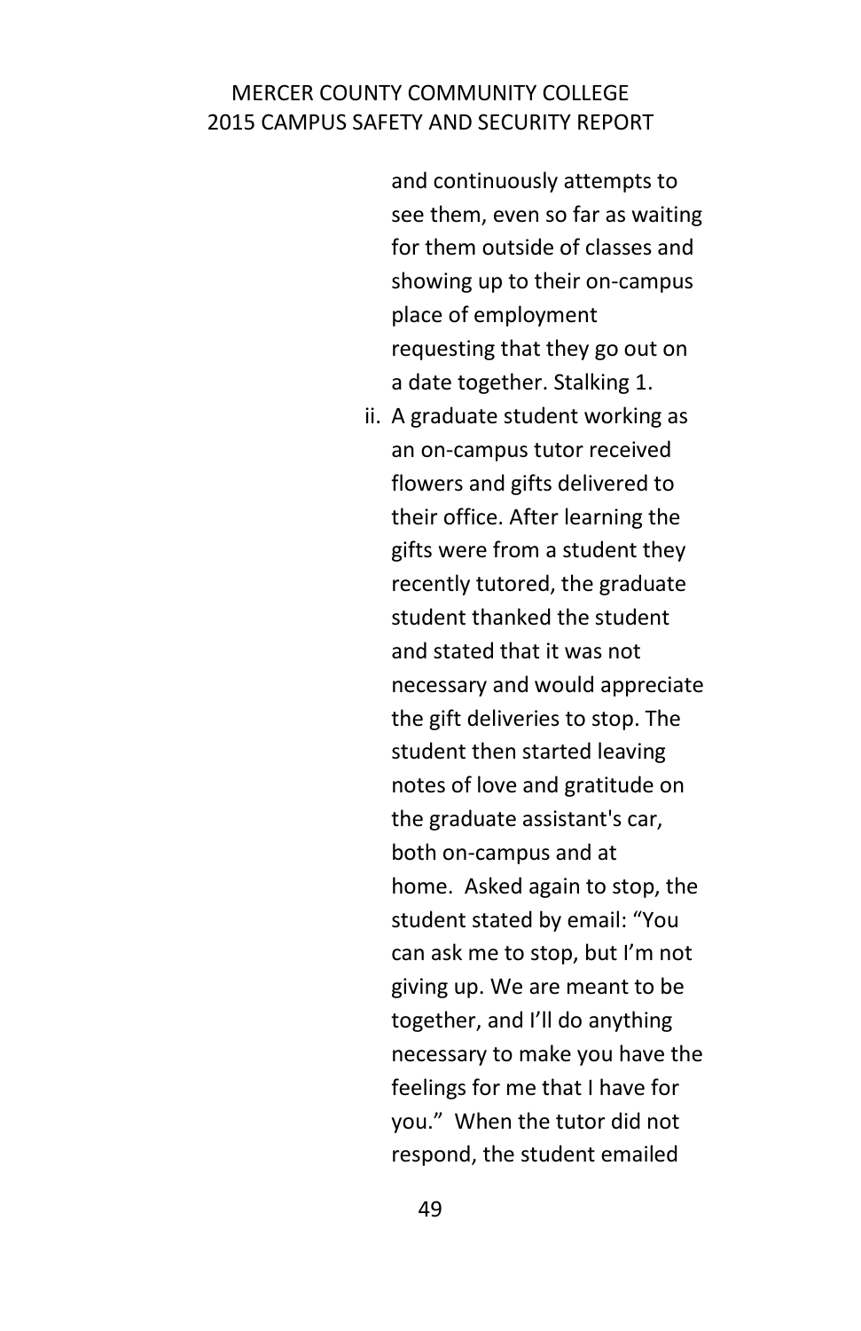and continuously attempts to see them, even so far as waiting for them outside of classes and showing up to their on-campus place of employment requesting that they go out on a date together. Stalking 1.

ii. A graduate student working as an on-campus tutor received flowers and gifts delivered to their office. After learning the gifts were from a student they recently tutored, the graduate student thanked the student and stated that it was not necessary and would appreciate the gift deliveries to stop. The student then started leaving notes of love and gratitude on the graduate assistant's car, both on-campus and at home. Asked again to stop, the student stated by email: "You can ask me to stop, but I'm not giving up. We are meant to be together, and I'll do anything necessary to make you have the feelings for me that I have for you." When the tutor did not respond, the student emailed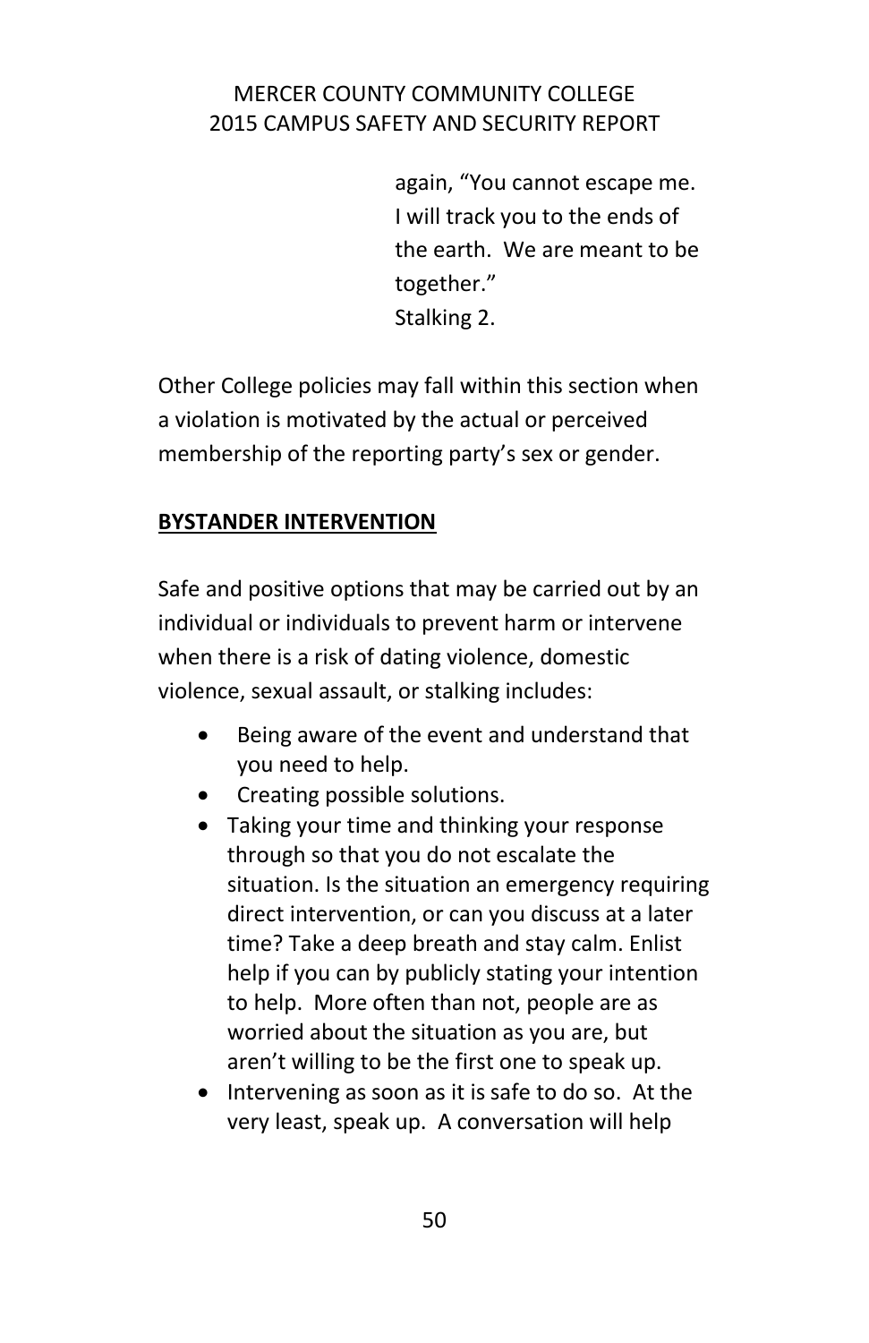again, "You cannot escape me. I will track you to the ends of the earth. We are meant to be together."
Stalking 2.

Other College policies may fall within this section when a violation is motivated by the actual or perceived membership of the reporting party's sex or gender.

## BYSTANDER INTERVENTION

Safe and positive options that may be carried out by an individual or individuals to prevent harm or intervene when there is a risk of dating violence, domestic violence, sexual assault, or stalking includes:

- Being aware of the event and understand that you need to help.
- Creating possible solutions.
- Taking your time and thinking your response through so that you do not escalate the situation. Is the situation an emergency requiring direct intervention, or can you discuss at a later time? Take a deep breath and stay calm. Enlist help if you can by publicly stating your intention to help. More often than not, people are as worried about the situation as you are, but aren't willing to be the first one to speak up.
- Intervening as soon as it is safe to do so. At the very least, speak up. A conversation will help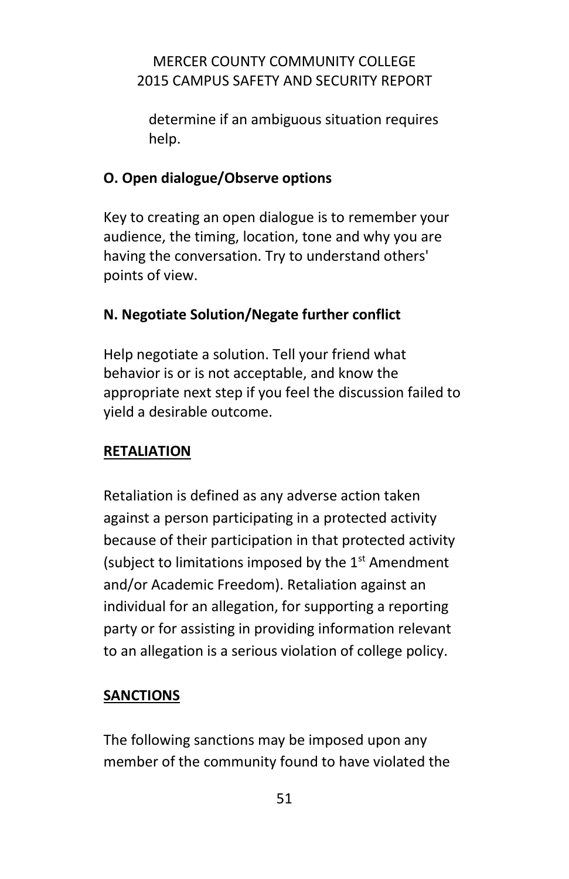determine if an ambiguous situation requires help.

**O. Open dialogue/Observe options**

Key to creating an open dialogue is to remember your audience, the timing, location, tone and why you are having the conversation. Try to understand others' points of view.

**N. Negotiate Solution/Negate further conflict**

Help negotiate a solution. Tell your friend what behavior is or is not acceptable, and know the appropriate next step if you feel the discussion failed to yield a desirable outcome.

## RETALIATION

Retaliation is defined as any adverse action taken against a person participating in a protected activity because of their participation in that protected activity (subject to limitations imposed by the 1st Amendment and/or Academic Freedom). Retaliation against an individual for an allegation, for supporting a reporting party or for assisting in providing information relevant to an allegation is a serious violation of college policy.

## SANCTIONS

The following sanctions may be imposed upon any member of the community found to have violated the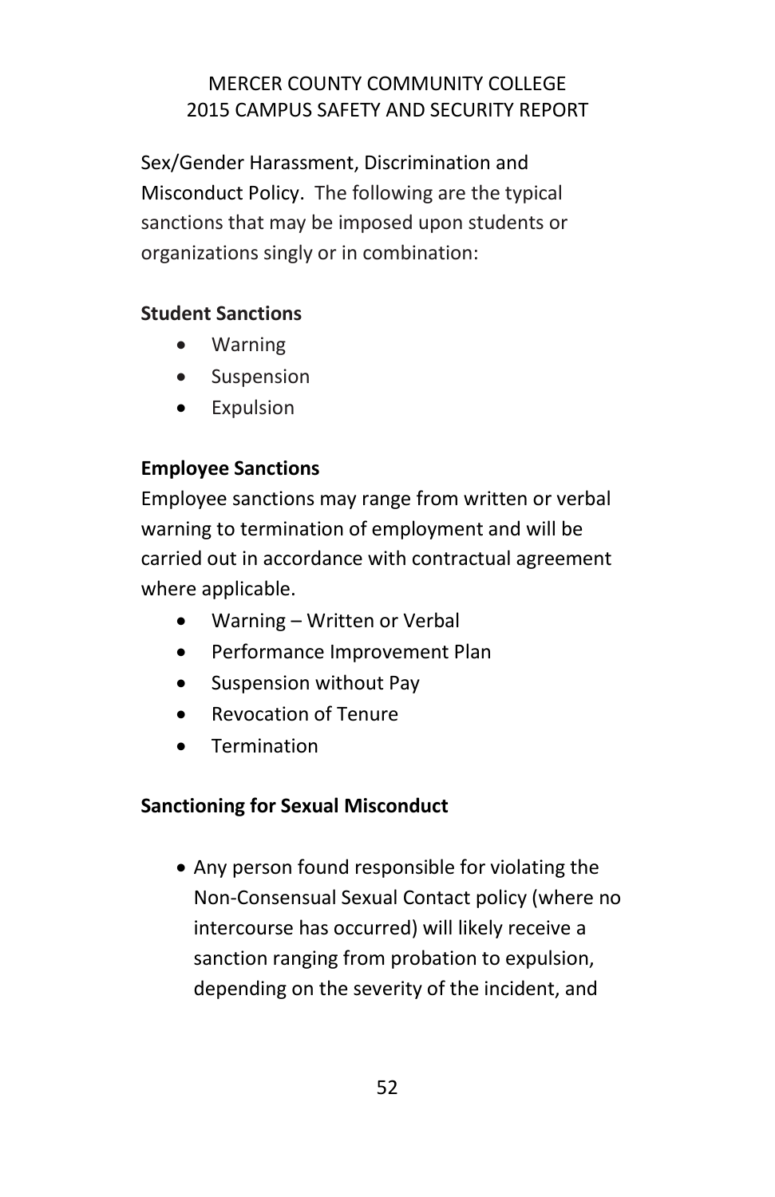Sex/Gender Harassment, Discrimination and Misconduct Policy. The following are the typical sanctions that may be imposed upon students or organizations singly or in combination:

**Student Sanctions**

- Warning
- Suspension
- Expulsion

**Employee Sanctions**

Employee sanctions may range from written or verbal warning to termination of employment and will be carried out in accordance with contractual agreement where applicable.

- Warning – Written or Verbal
- Performance Improvement Plan
- Suspension without Pay
- Revocation of Tenure
- Termination

**Sanctioning for Sexual Misconduct**

- Any person found responsible for violating the Non-Consensual Sexual Contact policy (where no intercourse has occurred) will likely receive a sanction ranging from probation to expulsion, depending on the severity of the incident, and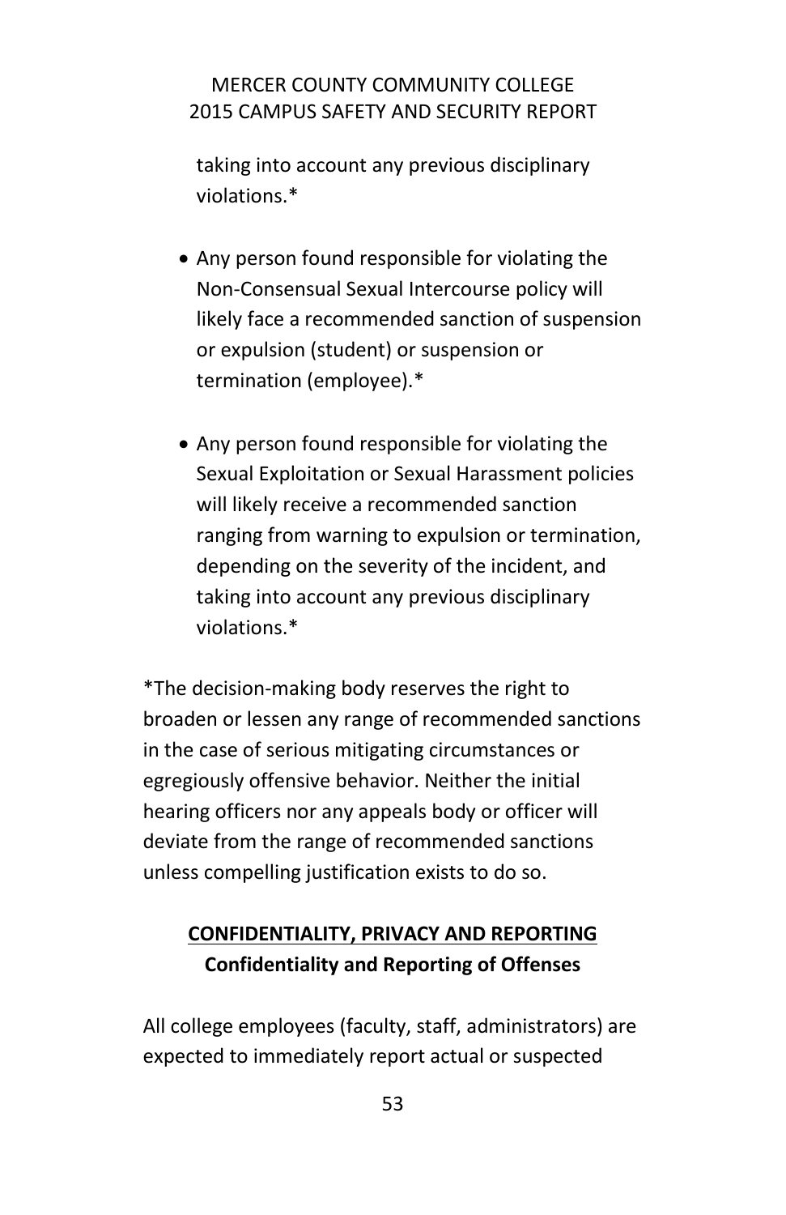taking into account any previous disciplinary violations.*

- Any person found responsible for violating the Non-Consensual Sexual Intercourse policy will likely face a recommended sanction of suspension or expulsion (student) or suspension or termination (employee).*

- Any person found responsible for violating the Sexual Exploitation or Sexual Harassment policies will likely receive a recommended sanction ranging from warning to expulsion or termination, depending on the severity of the incident, and taking into account any previous disciplinary violations.*

*The decision-making body reserves the right to broaden or lessen any range of recommended sanctions in the case of serious mitigating circumstances or egregiously offensive behavior. Neither the initial hearing officers nor any appeals body or officer will deviate from the range of recommended sanctions unless compelling justification exists to do so.

## CONFIDENTIALITY, PRIVACY AND REPORTING

### Confidentiality and Reporting of Offenses

All college employees (faculty, staff, administrators) are expected to immediately report actual or suspected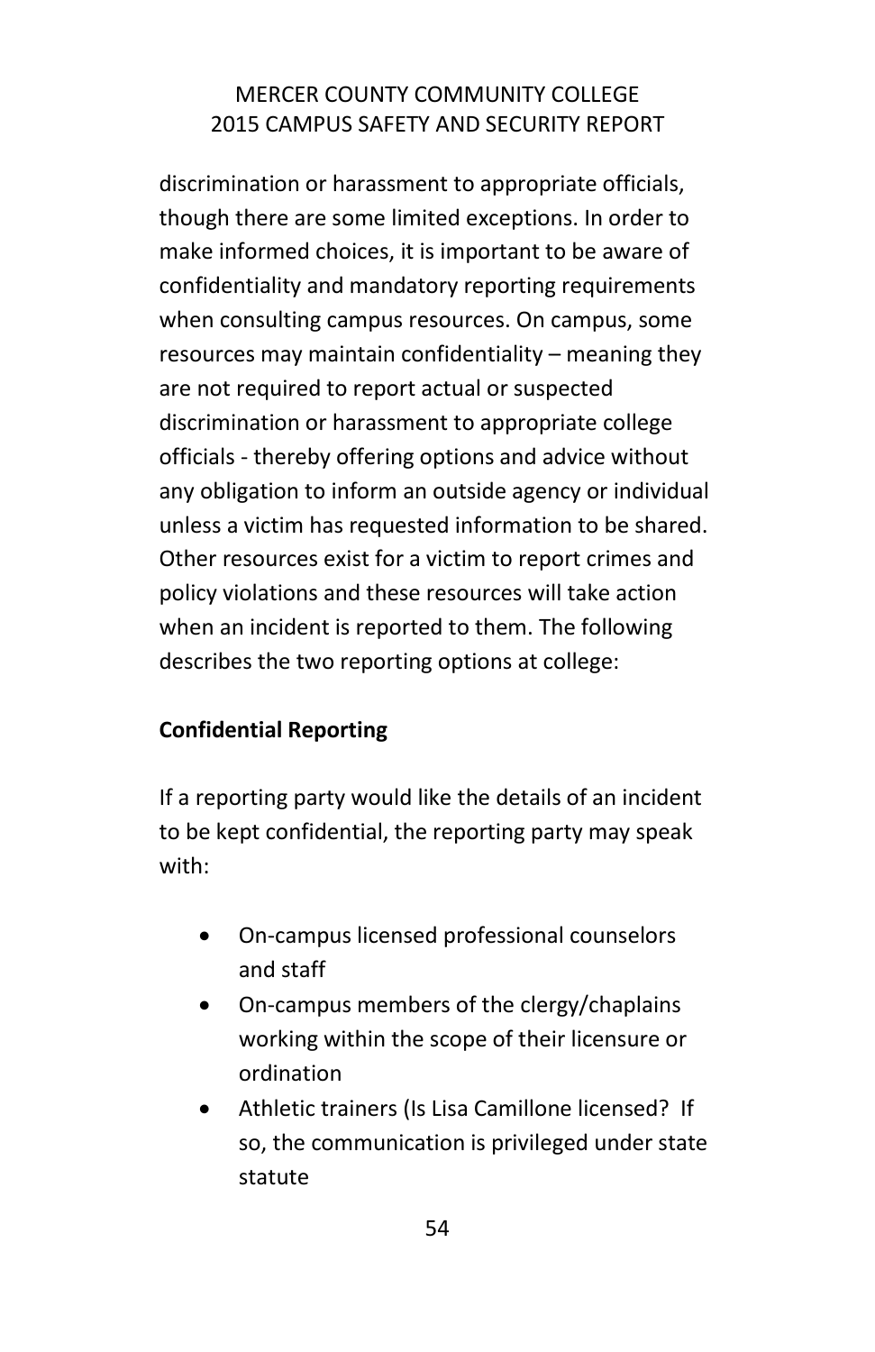discrimination or harassment to appropriate officials, though there are some limited exceptions. In order to make informed choices, it is important to be aware of confidentiality and mandatory reporting requirements when consulting campus resources. On campus, some resources may maintain confidentiality – meaning they are not required to report actual or suspected discrimination or harassment to appropriate college officials - thereby offering options and advice without any obligation to inform an outside agency or individual unless a victim has requested information to be shared. Other resources exist for a victim to report crimes and policy violations and these resources will take action when an incident is reported to them. The following describes the two reporting options at college:

**Confidential Reporting**

If a reporting party would like the details of an incident to be kept confidential, the reporting party may speak with:

- On-campus licensed professional counselors and staff
- On-campus members of the clergy/chaplains working within the scope of their licensure or ordination
- Athletic trainers (Is Lisa Camillone licensed? If so, the communication is privileged under state statute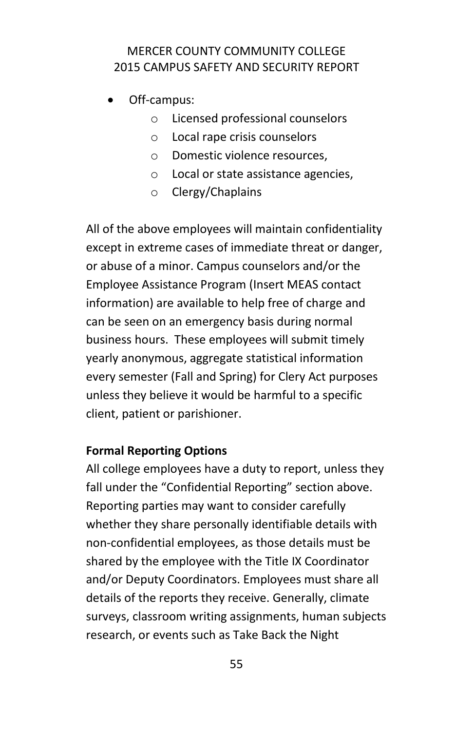- Off-campus:
  - Licensed professional counselors
  - Local rape crisis counselors
  - Domestic violence resources,
  - Local or state assistance agencies,
  - Clergy/Chaplains

All of the above employees will maintain confidentiality except in extreme cases of immediate threat or danger, or abuse of a minor. Campus counselors and/or the Employee Assistance Program (Insert MEAS contact information) are available to help free of charge and can be seen on an emergency basis during normal business hours. These employees will submit timely yearly anonymous, aggregate statistical information every semester (Fall and Spring) for Clery Act purposes unless they believe it would be harmful to a specific client, patient or parishioner.

**Formal Reporting Options**

All college employees have a duty to report, unless they fall under the "Confidential Reporting" section above. Reporting parties may want to consider carefully whether they share personally identifiable details with non-confidential employees, as those details must be shared by the employee with the Title IX Coordinator and/or Deputy Coordinators. Employees must share all details of the reports they receive. Generally, climate surveys, classroom writing assignments, human subjects research, or events such as Take Back the Night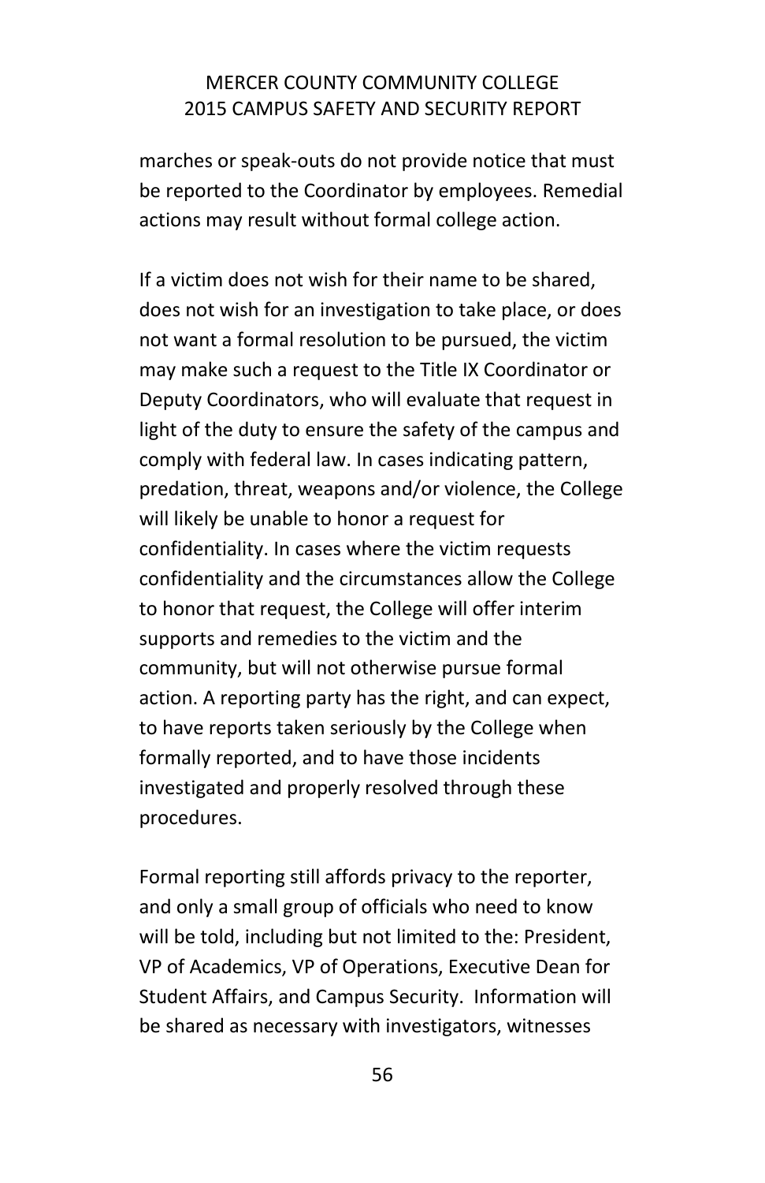marches or speak-outs do not provide notice that must be reported to the Coordinator by employees. Remedial actions may result without formal college action.

If a victim does not wish for their name to be shared, does not wish for an investigation to take place, or does not want a formal resolution to be pursued, the victim may make such a request to the Title IX Coordinator or Deputy Coordinators, who will evaluate that request in light of the duty to ensure the safety of the campus and comply with federal law. In cases indicating pattern, predation, threat, weapons and/or violence, the College will likely be unable to honor a request for confidentiality. In cases where the victim requests confidentiality and the circumstances allow the College to honor that request, the College will offer interim supports and remedies to the victim and the community, but will not otherwise pursue formal action. A reporting party has the right, and can expect, to have reports taken seriously by the College when formally reported, and to have those incidents investigated and properly resolved through these procedures.

Formal reporting still affords privacy to the reporter, and only a small group of officials who need to know will be told, including but not limited to the: President, VP of Academics, VP of Operations, Executive Dean for Student Affairs, and Campus Security. Information will be shared as necessary with investigators, witnesses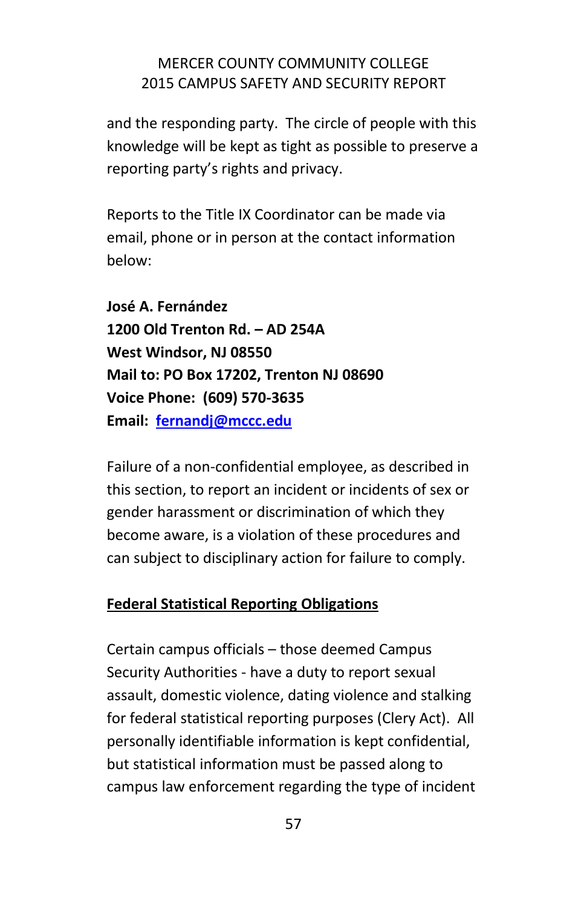and the responding party. The circle of people with this knowledge will be kept as tight as possible to preserve a reporting party's rights and privacy.

Reports to the Title IX Coordinator can be made via email, phone or in person at the contact information below:

**José A. Fernández**
**1200 Old Trenton Rd. – AD 254A**
**West Windsor, NJ 08550**
**Mail to: PO Box 17202, Trenton NJ 08690**
**Voice Phone: (609) 570-3635**
**Email: fernandj@mccc.edu**

Failure of a non-confidential employee, as described in this section, to report an incident or incidents of sex or gender harassment or discrimination of which they become aware, is a violation of these procedures and can subject to disciplinary action for failure to comply.

## Federal Statistical Reporting Obligations

Certain campus officials – those deemed Campus Security Authorities - have a duty to report sexual assault, domestic violence, dating violence and stalking for federal statistical reporting purposes (Clery Act). All personally identifiable information is kept confidential, but statistical information must be passed along to campus law enforcement regarding the type of incident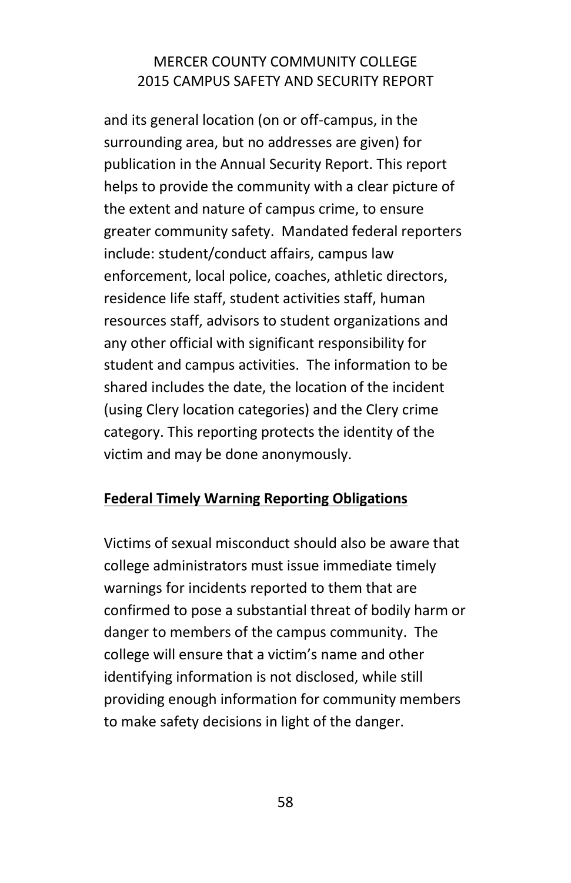and its general location (on or off-campus, in the surrounding area, but no addresses are given) for publication in the Annual Security Report. This report helps to provide the community with a clear picture of the extent and nature of campus crime, to ensure greater community safety. Mandated federal reporters include: student/conduct affairs, campus law enforcement, local police, coaches, athletic directors, residence life staff, student activities staff, human resources staff, advisors to student organizations and any other official with significant responsibility for student and campus activities. The information to be shared includes the date, the location of the incident (using Clery location categories) and the Clery crime category. This reporting protects the identity of the victim and may be done anonymously.

**Federal Timely Warning Reporting Obligations**

Victims of sexual misconduct should also be aware that college administrators must issue immediate timely warnings for incidents reported to them that are confirmed to pose a substantial threat of bodily harm or danger to members of the campus community. The college will ensure that a victim's name and other identifying information is not disclosed, while still providing enough information for community members to make safety decisions in light of the danger.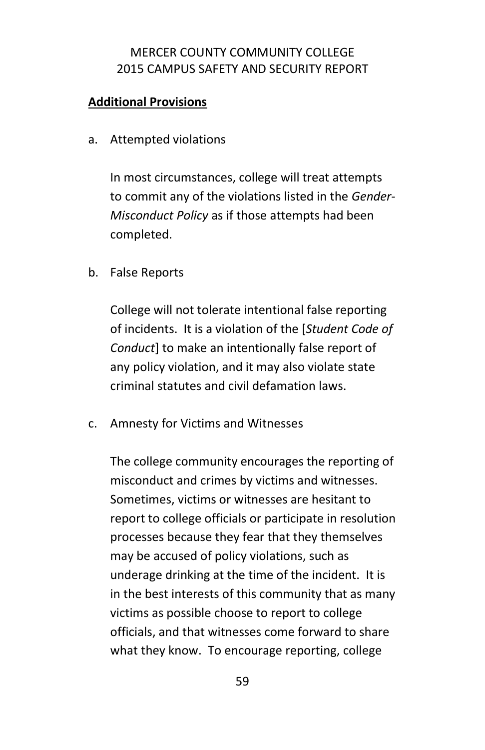**Additional Provisions**

a. Attempted violations

   In most circumstances, college will treat attempts to commit any of the violations listed in the *Gender-Misconduct Policy* as if those attempts had been completed.

b. False Reports

   College will not tolerate intentional false reporting of incidents. It is a violation of the [*Student Code of Conduct*] to make an intentionally false report of any policy violation, and it may also violate state criminal statutes and civil defamation laws.

c. Amnesty for Victims and Witnesses

   The college community encourages the reporting of misconduct and crimes by victims and witnesses. Sometimes, victims or witnesses are hesitant to report to college officials or participate in resolution processes because they fear that they themselves may be accused of policy violations, such as underage drinking at the time of the incident. It is in the best interests of this community that as many victims as possible choose to report to college officials, and that witnesses come forward to share what they know. To encourage reporting, college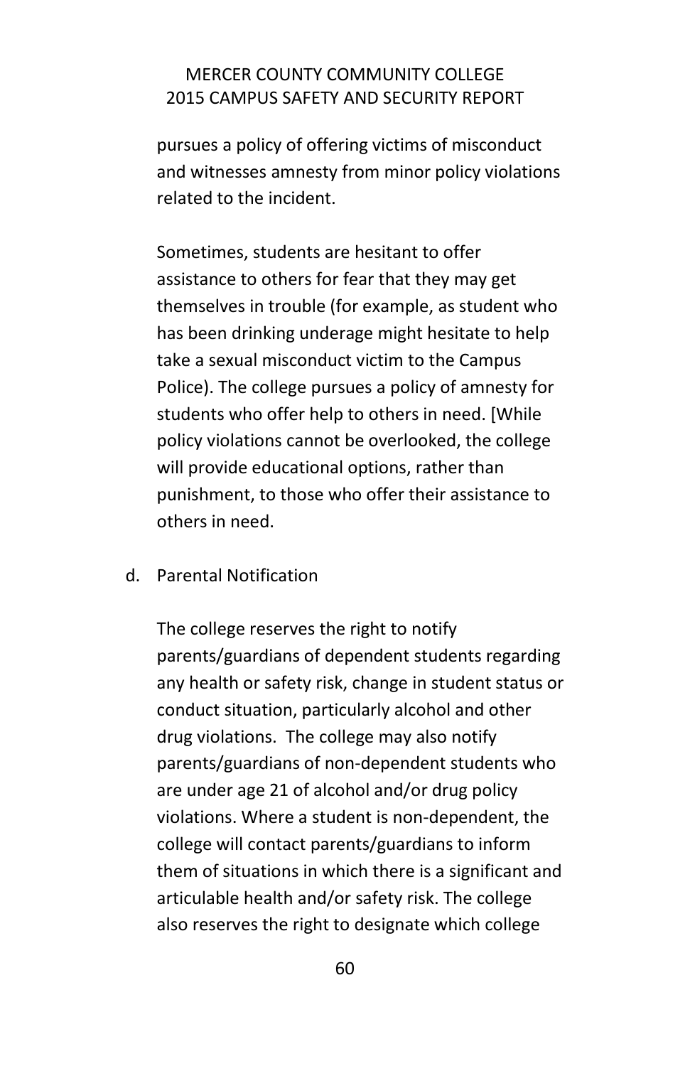pursues a policy of offering victims of misconduct and witnesses amnesty from minor policy violations related to the incident.

Sometimes, students are hesitant to offer assistance to others for fear that they may get themselves in trouble (for example, as student who has been drinking underage might hesitate to help take a sexual misconduct victim to the Campus Police). The college pursues a policy of amnesty for students who offer help to others in need. [While policy violations cannot be overlooked, the college will provide educational options, rather than punishment, to those who offer their assistance to others in need.

d. Parental Notification

The college reserves the right to notify parents/guardians of dependent students regarding any health or safety risk, change in student status or conduct situation, particularly alcohol and other drug violations. The college may also notify parents/guardians of non-dependent students who are under age 21 of alcohol and/or drug policy violations. Where a student is non-dependent, the college will contact parents/guardians to inform them of situations in which there is a significant and articulable health and/or safety risk. The college also reserves the right to designate which college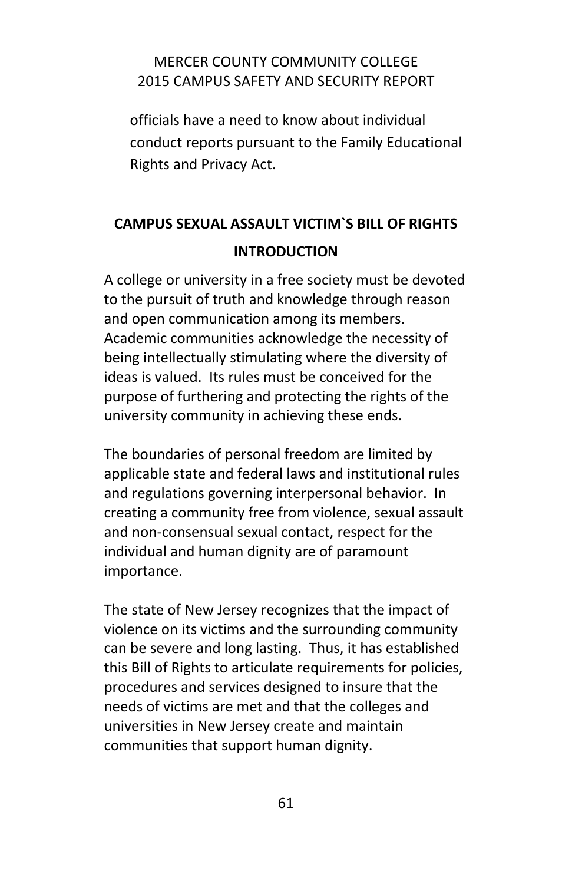officials have a need to know about individual conduct reports pursuant to the Family Educational Rights and Privacy Act.

## CAMPUS SEXUAL ASSAULT VICTIM`S BILL OF RIGHTS

### INTRODUCTION

A college or university in a free society must be devoted to the pursuit of truth and knowledge through reason and open communication among its members. Academic communities acknowledge the necessity of being intellectually stimulating where the diversity of ideas is valued. Its rules must be conceived for the purpose of furthering and protecting the rights of the university community in achieving these ends.

The boundaries of personal freedom are limited by applicable state and federal laws and institutional rules and regulations governing interpersonal behavior. In creating a community free from violence, sexual assault and non-consensual sexual contact, respect for the individual and human dignity are of paramount importance.

The state of New Jersey recognizes that the impact of violence on its victims and the surrounding community can be severe and long lasting. Thus, it has established this Bill of Rights to articulate requirements for policies, procedures and services designed to insure that the needs of victims are met and that the colleges and universities in New Jersey create and maintain communities that support human dignity.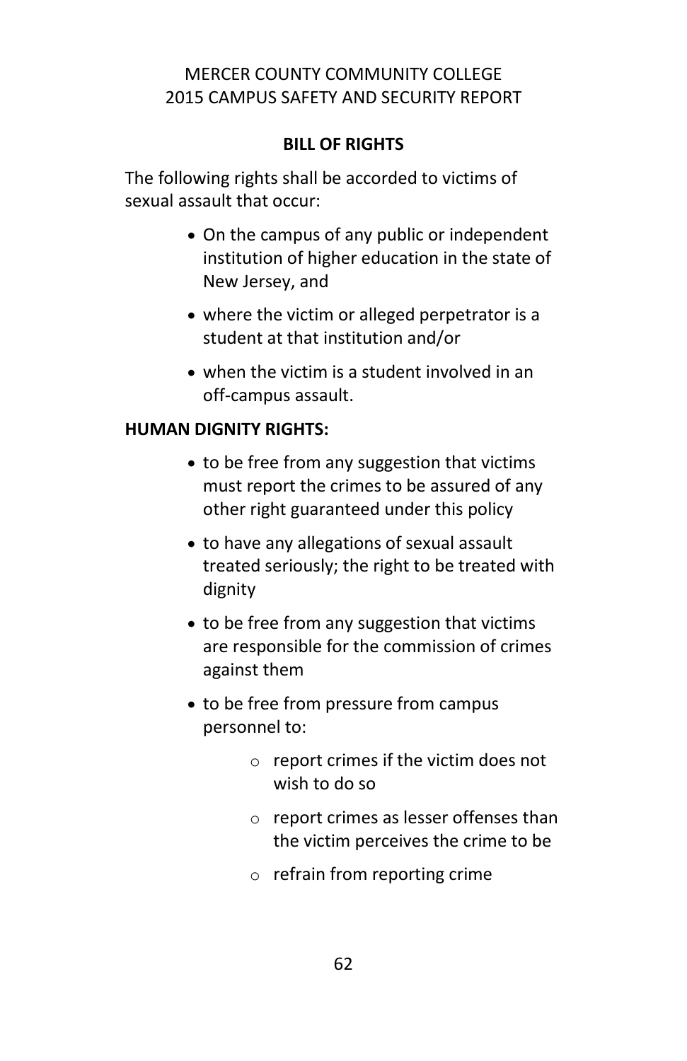## BILL OF RIGHTS

The following rights shall be accorded to victims of sexual assault that occur:

- On the campus of any public or independent institution of higher education in the state of New Jersey, and
- where the victim or alleged perpetrator is a student at that institution and/or
- when the victim is a student involved in an off-campus assault.

**HUMAN DIGNITY RIGHTS:**

- to be free from any suggestion that victims must report the crimes to be assured of any other right guaranteed under this policy
- to have any allegations of sexual assault treated seriously; the right to be treated with dignity
- to be free from any suggestion that victims are responsible for the commission of crimes against them
- to be free from pressure from campus personnel to:
  - report crimes if the victim does not wish to do so
  - report crimes as lesser offenses than the victim perceives the crime to be
  - refrain from reporting crime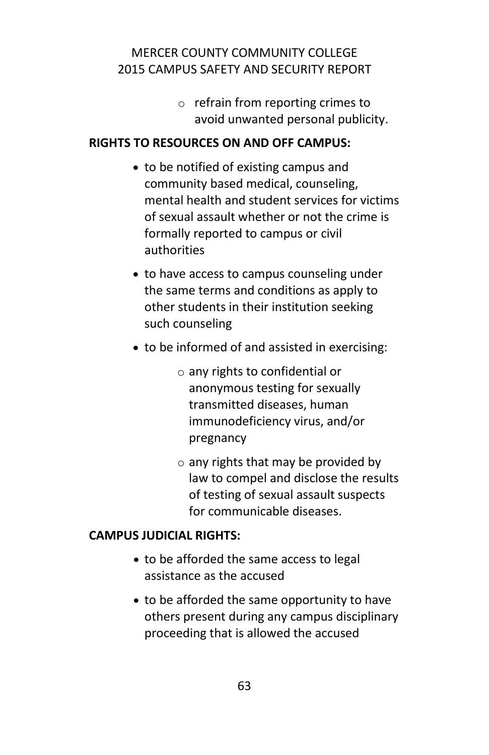- refrain from reporting crimes to avoid unwanted personal publicity.

**RIGHTS TO RESOURCES ON AND OFF CAMPUS:**

- to be notified of existing campus and community based medical, counseling, mental health and student services for victims of sexual assault whether or not the crime is formally reported to campus or civil authorities
- to have access to campus counseling under the same terms and conditions as apply to other students in their institution seeking such counseling
- to be informed of and assisted in exercising:
  - any rights to confidential or anonymous testing for sexually transmitted diseases, human immunodeficiency virus, and/or pregnancy
  - any rights that may be provided by law to compel and disclose the results of testing of sexual assault suspects for communicable diseases.

**CAMPUS JUDICIAL RIGHTS:**

- to be afforded the same access to legal assistance as the accused
- to be afforded the same opportunity to have others present during any campus disciplinary proceeding that is allowed the accused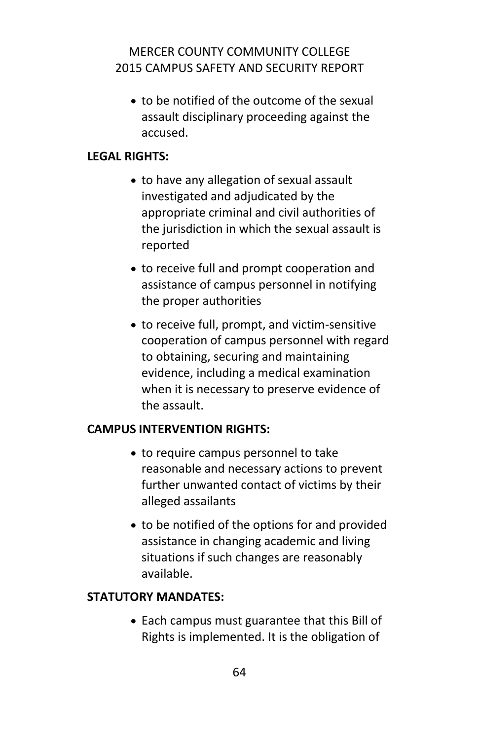- to be notified of the outcome of the sexual assault disciplinary proceeding against the accused.

**LEGAL RIGHTS:**

- to have any allegation of sexual assault investigated and adjudicated by the appropriate criminal and civil authorities of the jurisdiction in which the sexual assault is reported
- to receive full and prompt cooperation and assistance of campus personnel in notifying the proper authorities
- to receive full, prompt, and victim-sensitive cooperation of campus personnel with regard to obtaining, securing and maintaining evidence, including a medical examination when it is necessary to preserve evidence of the assault.

**CAMPUS INTERVENTION RIGHTS:**

- to require campus personnel to take reasonable and necessary actions to prevent further unwanted contact of victims by their alleged assailants
- to be notified of the options for and provided assistance in changing academic and living situations if such changes are reasonably available.

**STATUTORY MANDATES:**

- Each campus must guarantee that this Bill of Rights is implemented. It is the obligation of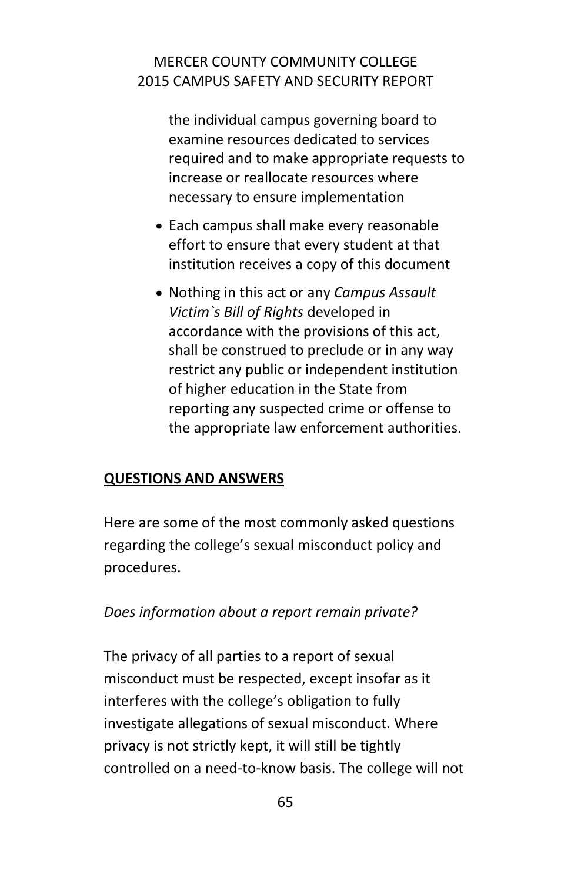the individual campus governing board to examine resources dedicated to services required and to make appropriate requests to increase or reallocate resources where necessary to ensure implementation

- Each campus shall make every reasonable effort to ensure that every student at that institution receives a copy of this document
- Nothing in this act or any *Campus Assault Victim`s Bill of Rights* developed in accordance with the provisions of this act, shall be construed to preclude or in any way restrict any public or independent institution of higher education in the State from reporting any suspected crime or offense to the appropriate law enforcement authorities.

**QUESTIONS AND ANSWERS**

Here are some of the most commonly asked questions regarding the college's sexual misconduct policy and procedures.

*Does information about a report remain private?*

The privacy of all parties to a report of sexual misconduct must be respected, except insofar as it interferes with the college's obligation to fully investigate allegations of sexual misconduct. Where privacy is not strictly kept, it will still be tightly controlled on a need-to-know basis. The college will not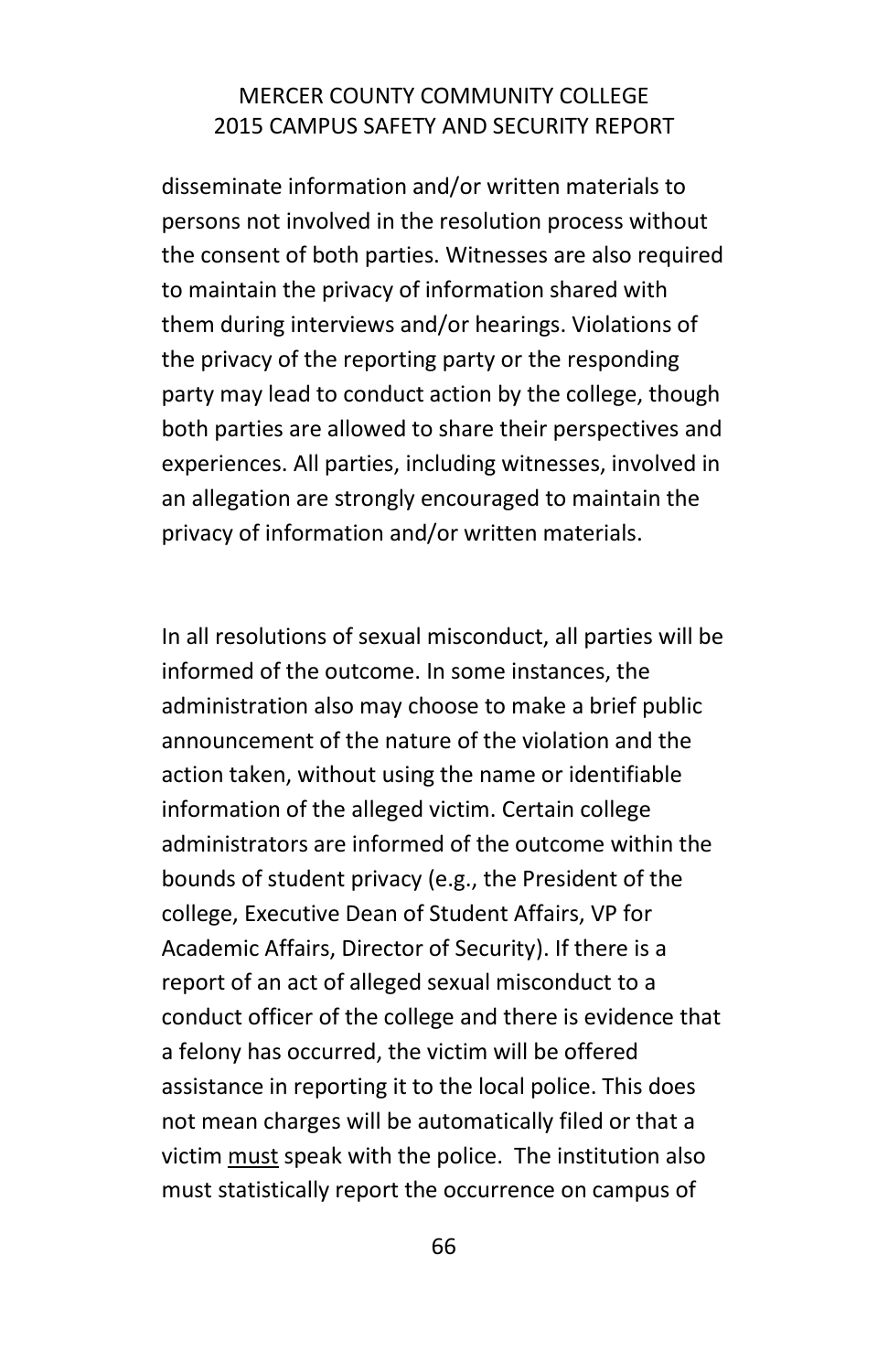disseminate information and/or written materials to persons not involved in the resolution process without the consent of both parties. Witnesses are also required to maintain the privacy of information shared with them during interviews and/or hearings. Violations of the privacy of the reporting party or the responding party may lead to conduct action by the college, though both parties are allowed to share their perspectives and experiences. All parties, including witnesses, involved in an allegation are strongly encouraged to maintain the privacy of information and/or written materials.

In all resolutions of sexual misconduct, all parties will be informed of the outcome. In some instances, the administration also may choose to make a brief public announcement of the nature of the violation and the action taken, without using the name or identifiable information of the alleged victim. Certain college administrators are informed of the outcome within the bounds of student privacy (e.g., the President of the college, Executive Dean of Student Affairs, VP for Academic Affairs, Director of Security). If there is a report of an act of alleged sexual misconduct to a conduct officer of the college and there is evidence that a felony has occurred, the victim will be offered assistance in reporting it to the local police. This does not mean charges will be automatically filed or that a victim <u>must</u> speak with the police. The institution also must statistically report the occurrence on campus of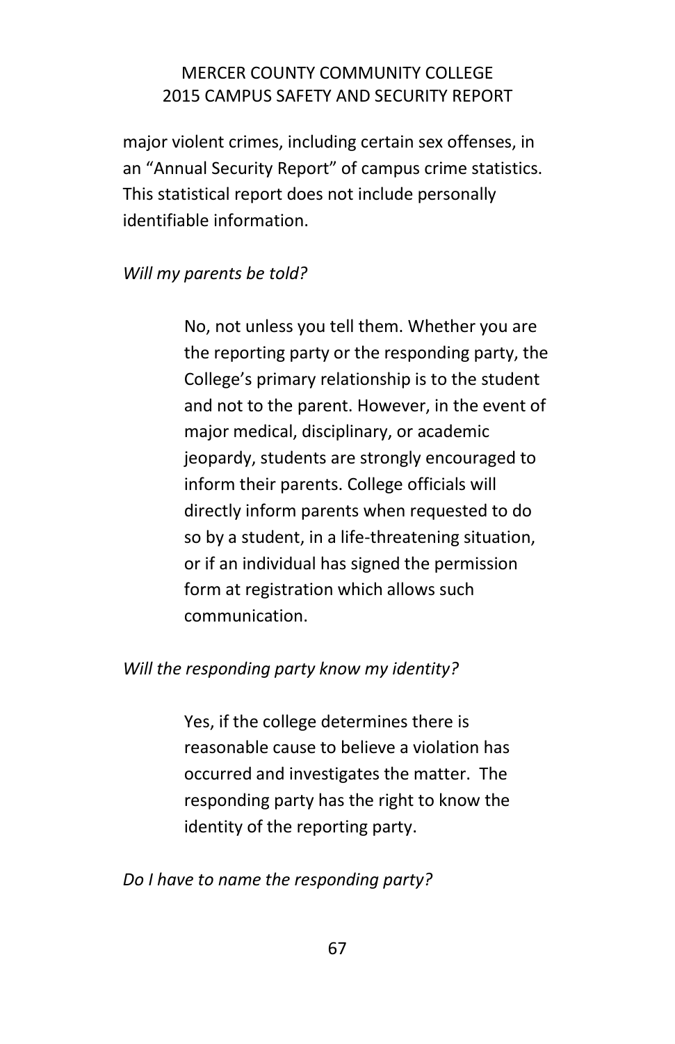major violent crimes, including certain sex offenses, in an "Annual Security Report" of campus crime statistics. This statistical report does not include personally identifiable information.

*Will my parents be told?*

> No, not unless you tell them. Whether you are the reporting party or the responding party, the College's primary relationship is to the student and not to the parent. However, in the event of major medical, disciplinary, or academic jeopardy, students are strongly encouraged to inform their parents. College officials will directly inform parents when requested to do so by a student, in a life-threatening situation, or if an individual has signed the permission form at registration which allows such communication.

*Will the responding party know my identity?*

> Yes, if the college determines there is reasonable cause to believe a violation has occurred and investigates the matter. The responding party has the right to know the identity of the reporting party.

*Do I have to name the responding party?*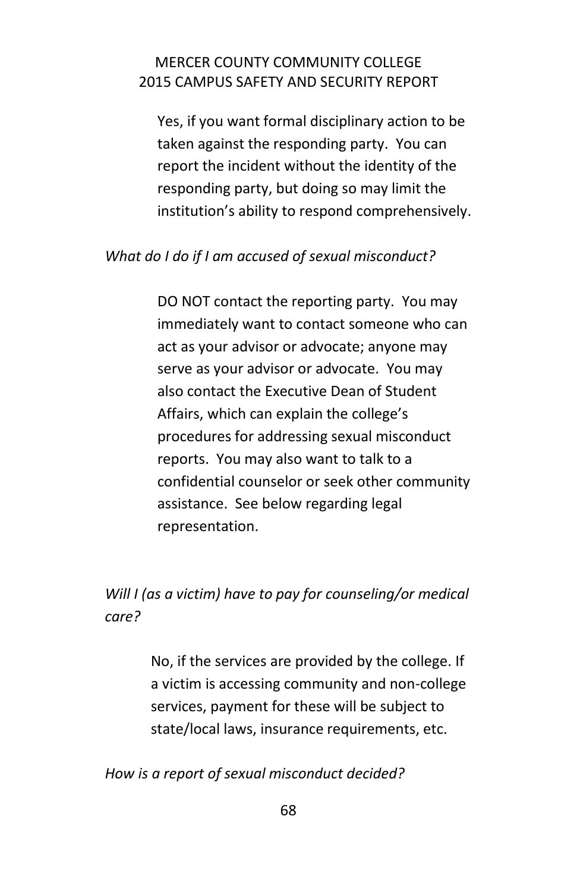Yes, if you want formal disciplinary action to be taken against the responding party. You can report the incident without the identity of the responding party, but doing so may limit the institution's ability to respond comprehensively.

*What do I do if I am accused of sexual misconduct?*

DO NOT contact the reporting party. You may immediately want to contact someone who can act as your advisor or advocate; anyone may serve as your advisor or advocate. You may also contact the Executive Dean of Student Affairs, which can explain the college's procedures for addressing sexual misconduct reports. You may also want to talk to a confidential counselor or seek other community assistance. See below regarding legal representation.

*Will I (as a victim) have to pay for counseling/or medical care?*

No, if the services are provided by the college. If a victim is accessing community and non-college services, payment for these will be subject to state/local laws, insurance requirements, etc.

*How is a report of sexual misconduct decided?*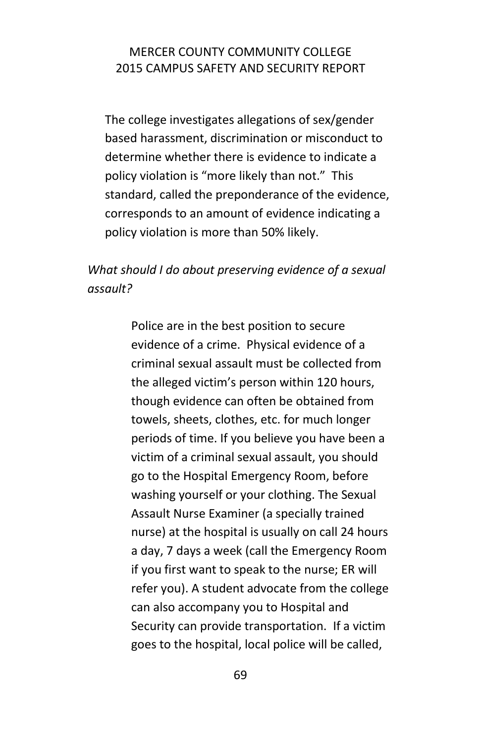The college investigates allegations of sex/gender based harassment, discrimination or misconduct to determine whether there is evidence to indicate a policy violation is "more likely than not." This standard, called the preponderance of the evidence, corresponds to an amount of evidence indicating a policy violation is more than 50% likely.

*What should I do about preserving evidence of a sexual assault?*

Police are in the best position to secure evidence of a crime. Physical evidence of a criminal sexual assault must be collected from the alleged victim's person within 120 hours, though evidence can often be obtained from towels, sheets, clothes, etc. for much longer periods of time. If you believe you have been a victim of a criminal sexual assault, you should go to the Hospital Emergency Room, before washing yourself or your clothing. The Sexual Assault Nurse Examiner (a specially trained nurse) at the hospital is usually on call 24 hours a day, 7 days a week (call the Emergency Room if you first want to speak to the nurse; ER will refer you). A student advocate from the college can also accompany you to Hospital and Security can provide transportation. If a victim goes to the hospital, local police will be called,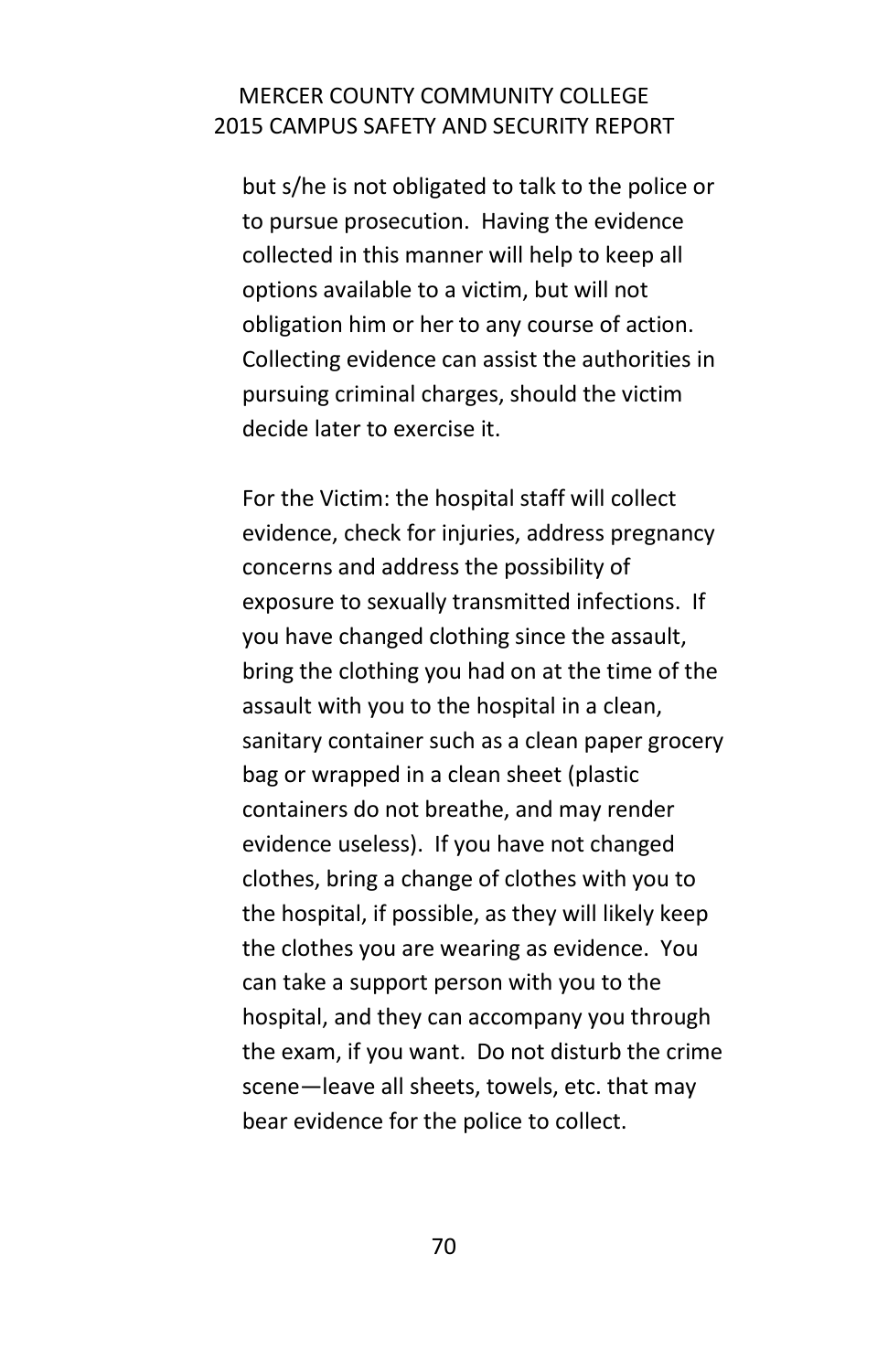but s/he is not obligated to talk to the police or to pursue prosecution. Having the evidence collected in this manner will help to keep all options available to a victim, but will not obligation him or her to any course of action. Collecting evidence can assist the authorities in pursuing criminal charges, should the victim decide later to exercise it.

For the Victim: the hospital staff will collect evidence, check for injuries, address pregnancy concerns and address the possibility of exposure to sexually transmitted infections. If you have changed clothing since the assault, bring the clothing you had on at the time of the assault with you to the hospital in a clean, sanitary container such as a clean paper grocery bag or wrapped in a clean sheet (plastic containers do not breathe, and may render evidence useless). If you have not changed clothes, bring a change of clothes with you to the hospital, if possible, as they will likely keep the clothes you are wearing as evidence. You can take a support person with you to the hospital, and they can accompany you through the exam, if you want. Do not disturb the crime scene—leave all sheets, towels, etc. that may bear evidence for the police to collect.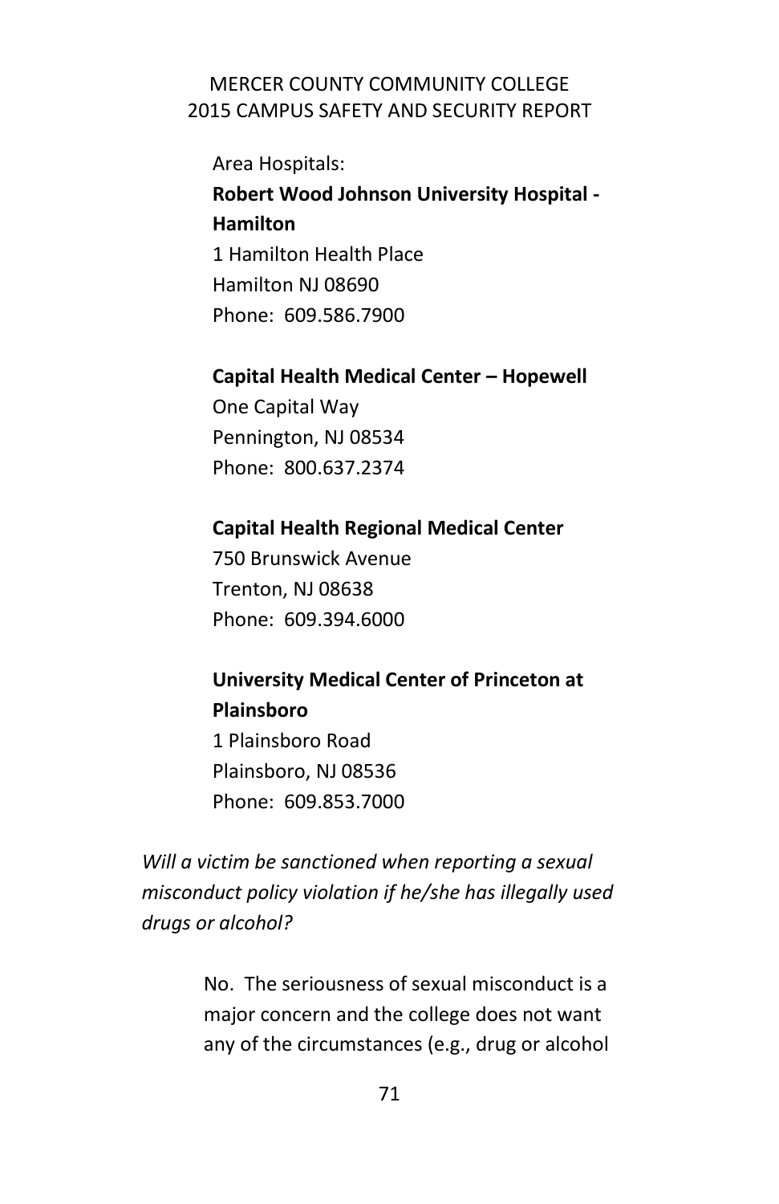Area Hospitals:

**Robert Wood Johnson University Hospital - Hamilton**
1 Hamilton Health Place
Hamilton NJ 08690
Phone: 609.586.7900

**Capital Health Medical Center – Hopewell**
One Capital Way
Pennington, NJ 08534
Phone: 800.637.2374

**Capital Health Regional Medical Center**
750 Brunswick Avenue
Trenton, NJ 08638
Phone: 609.394.6000

**University Medical Center of Princeton at Plainsboro**
1 Plainsboro Road
Plainsboro, NJ 08536
Phone: 609.853.7000

*Will a victim be sanctioned when reporting a sexual misconduct policy violation if he/she has illegally used drugs or alcohol?*

No. The seriousness of sexual misconduct is a major concern and the college does not want any of the circumstances (e.g., drug or alcohol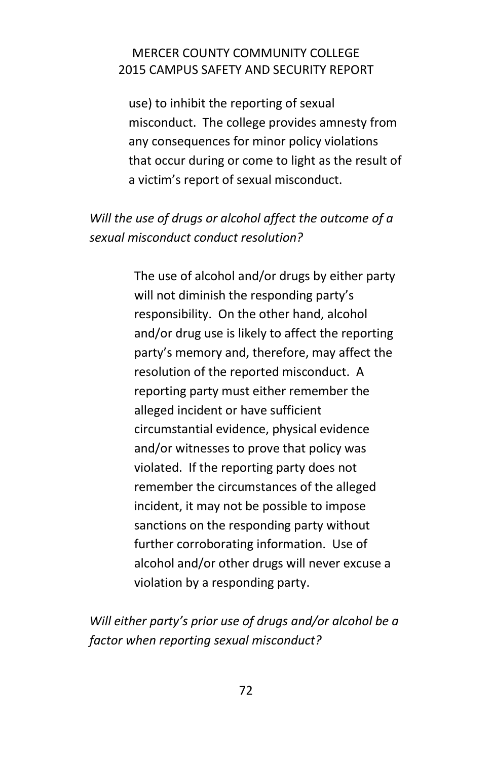use) to inhibit the reporting of sexual misconduct. The college provides amnesty from any consequences for minor policy violations that occur during or come to light as the result of a victim's report of sexual misconduct.

*Will the use of drugs or alcohol affect the outcome of a sexual misconduct conduct resolution?*

The use of alcohol and/or drugs by either party will not diminish the responding party's responsibility. On the other hand, alcohol and/or drug use is likely to affect the reporting party's memory and, therefore, may affect the resolution of the reported misconduct. A reporting party must either remember the alleged incident or have sufficient circumstantial evidence, physical evidence and/or witnesses to prove that policy was violated. If the reporting party does not remember the circumstances of the alleged incident, it may not be possible to impose sanctions on the responding party without further corroborating information. Use of alcohol and/or other drugs will never excuse a violation by a responding party.

*Will either party's prior use of drugs and/or alcohol be a factor when reporting sexual misconduct?*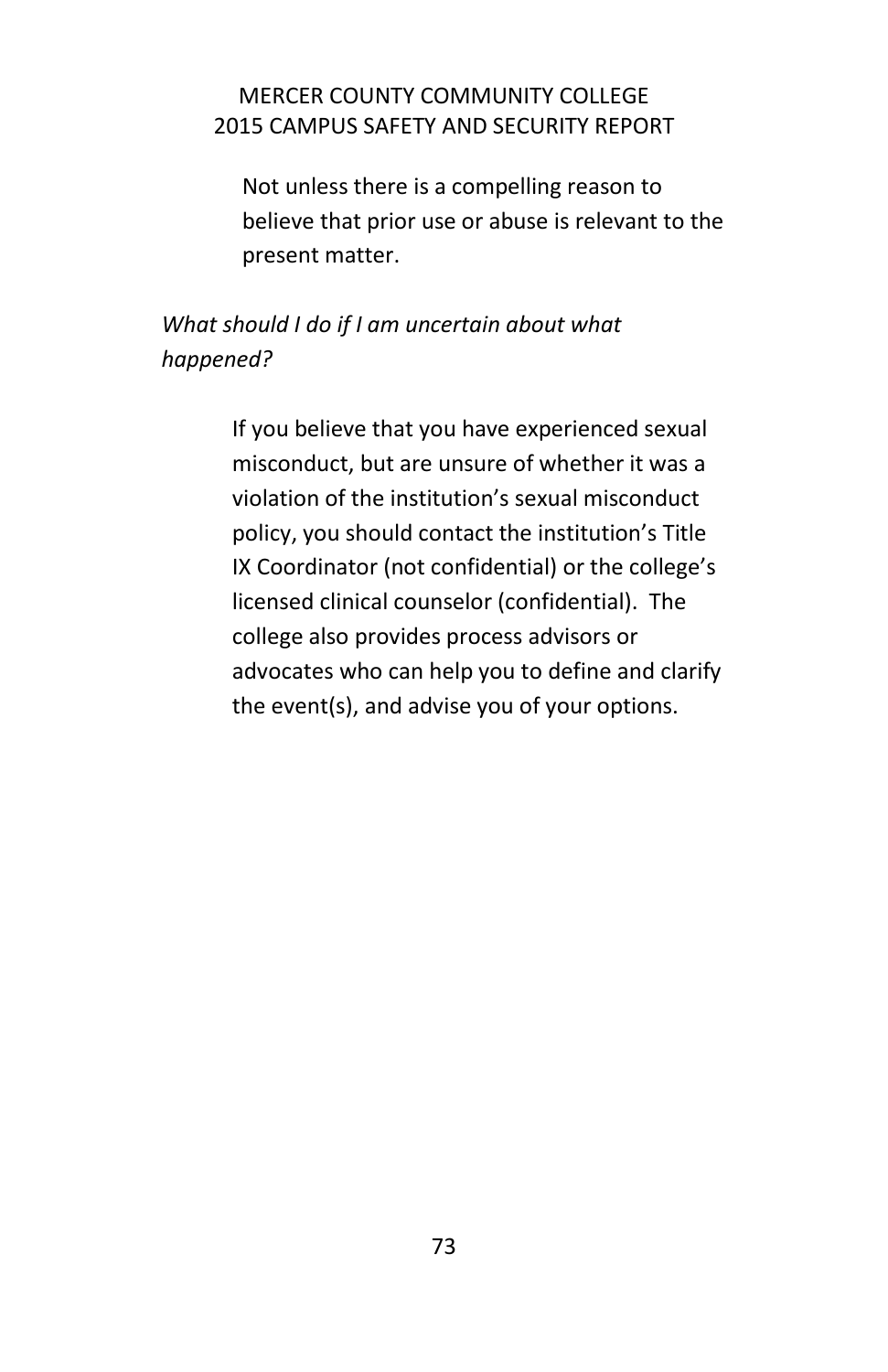Not unless there is a compelling reason to believe that prior use or abuse is relevant to the present matter.

*What should I do if I am uncertain about what happened?*

If you believe that you have experienced sexual misconduct, but are unsure of whether it was a violation of the institution's sexual misconduct policy, you should contact the institution's Title IX Coordinator (not confidential) or the college's licensed clinical counselor (confidential). The college also provides process advisors or advocates who can help you to define and clarify the event(s), and advise you of your options.